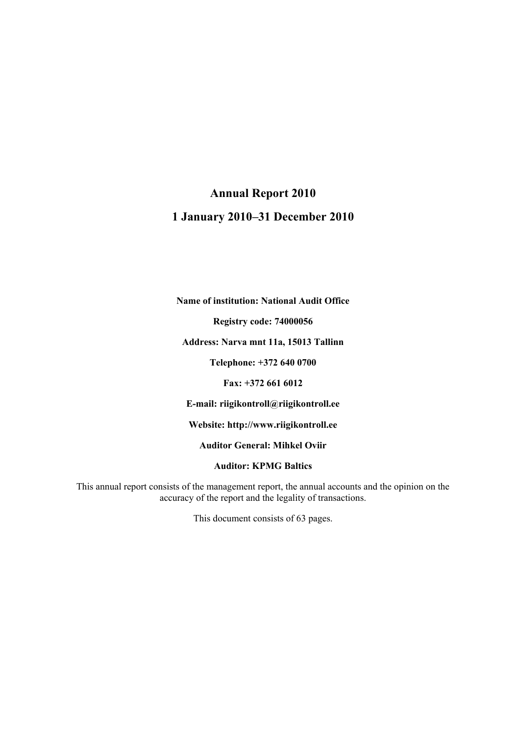# Annual Report 2010

## 1 January 2010–31 December 2010

**Name of institution: National Audit Office**

**Registry code: 74000056**

**Address: Narva mnt 11a, 15013 Tallinn**

**Telephone: +372 640 0700**

**Fax: +372 661 6012**

**E-mail: riigikontroll@riigikontroll.ee**

**Website: http://www.riigikontroll.ee**

**Auditor General: Mihkel Oviir**

**Auditor: KPMG Baltics**

This annual report consists of the management report, the annual accounts and the opinion on the accuracy of the report and the legality of transactions.

This document consists of 63 pages.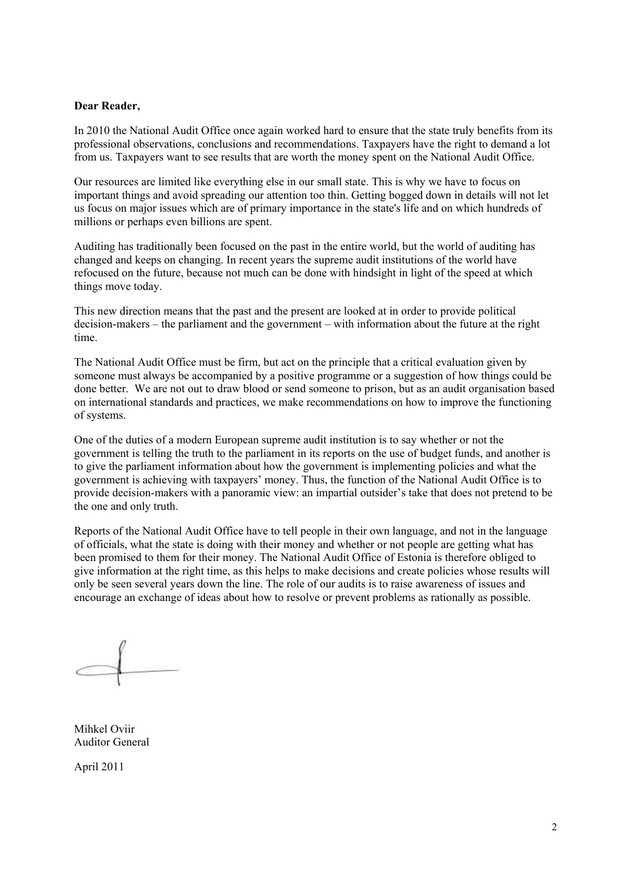**Dear Reader,**

In 2010 the National Audit Office once again worked hard to ensure that the state truly benefits from its professional observations, conclusions and recommendations. Taxpayers have the right to demand a lot from us. Taxpayers want to see results that are worth the money spent on the National Audit Office.

Our resources are limited like everything else in our small state. This is why we have to focus on important things and avoid spreading our attention too thin. Getting bogged down in details will not let us focus on major issues which are of primary importance in the state's life and on which hundreds of millions or perhaps even billions are spent.

Auditing has traditionally been focused on the past in the entire world, but the world of auditing has changed and keeps on changing. In recent years the supreme audit institutions of the world have refocused on the future, because not much can be done with hindsight in light of the speed at which things move today.

This new direction means that the past and the present are looked at in order to provide political decision-makers – the parliament and the government – with information about the future at the right time.

The National Audit Office must be firm, but act on the principle that a critical evaluation given by someone must always be accompanied by a positive programme or a suggestion of how things could be done better. We are not out to draw blood or send someone to prison, but as an audit organisation based on international standards and practices, we make recommendations on how to improve the functioning of systems.

One of the duties of a modern European supreme audit institution is to say whether or not the government is telling the truth to the parliament in its reports on the use of budget funds, and another is to give the parliament information about how the government is implementing policies and what the government is achieving with taxpayers' money. Thus, the function of the National Audit Office is to provide decision-makers with a panoramic view: an impartial outsider's take that does not pretend to be the one and only truth.

Reports of the National Audit Office have to tell people in their own language, and not in the language of officials, what the state is doing with their money and whether or not people are getting what has been promised to them for their money. The National Audit Office of Estonia is therefore obliged to give information at the right time, as this helps to make decisions and create policies whose results will only be seen several years down the line. The role of our audits is to raise awareness of issues and encourage an exchange of ideas about how to resolve or prevent problems as rationally as possible.

Mihkel Oviir
Auditor General

April 2011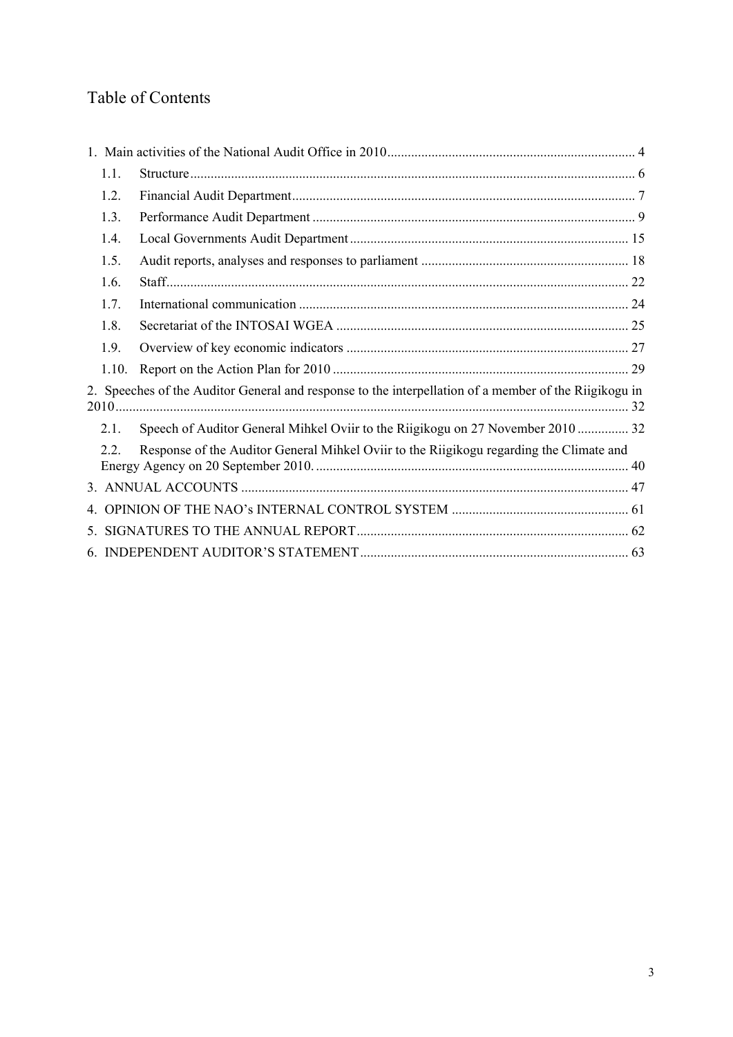# Table of Contents

1. Main activities of the National Audit Office in 2010 ... 4
   - 1.1. Structure ... 6
   - 1.2. Financial Audit Department ... 7
   - 1.3. Performance Audit Department ... 9
   - 1.4. Local Governments Audit Department ... 15
   - 1.5. Audit reports, analyses and responses to parliament ... 18
   - 1.6. Staff ... 22
   - 1.7. International communication ... 24
   - 1.8. Secretariat of the INTOSAI WGEA ... 25
   - 1.9. Overview of key economic indicators ... 27
   - 1.10. Report on the Action Plan for 2010 ... 29
2. Speeches of the Auditor General and response to the interpellation of a member of the Riigikogu in 2010 ... 32
   - 2.1. Speech of Auditor General Mihkel Oviir to the Riigikogu on 27 November 2010 ... 32
   - 2.2. Response of the Auditor General Mihkel Oviir to the Riigikogu regarding the Climate and Energy Agency on 20 September 2010. ... 40
3. ANNUAL ACCOUNTS ... 47
4. OPINION OF THE NAO's INTERNAL CONTROL SYSTEM ... 61
5. SIGNATURES TO THE ANNUAL REPORT ... 62
6. INDEPENDENT AUDITOR'S STATEMENT ... 63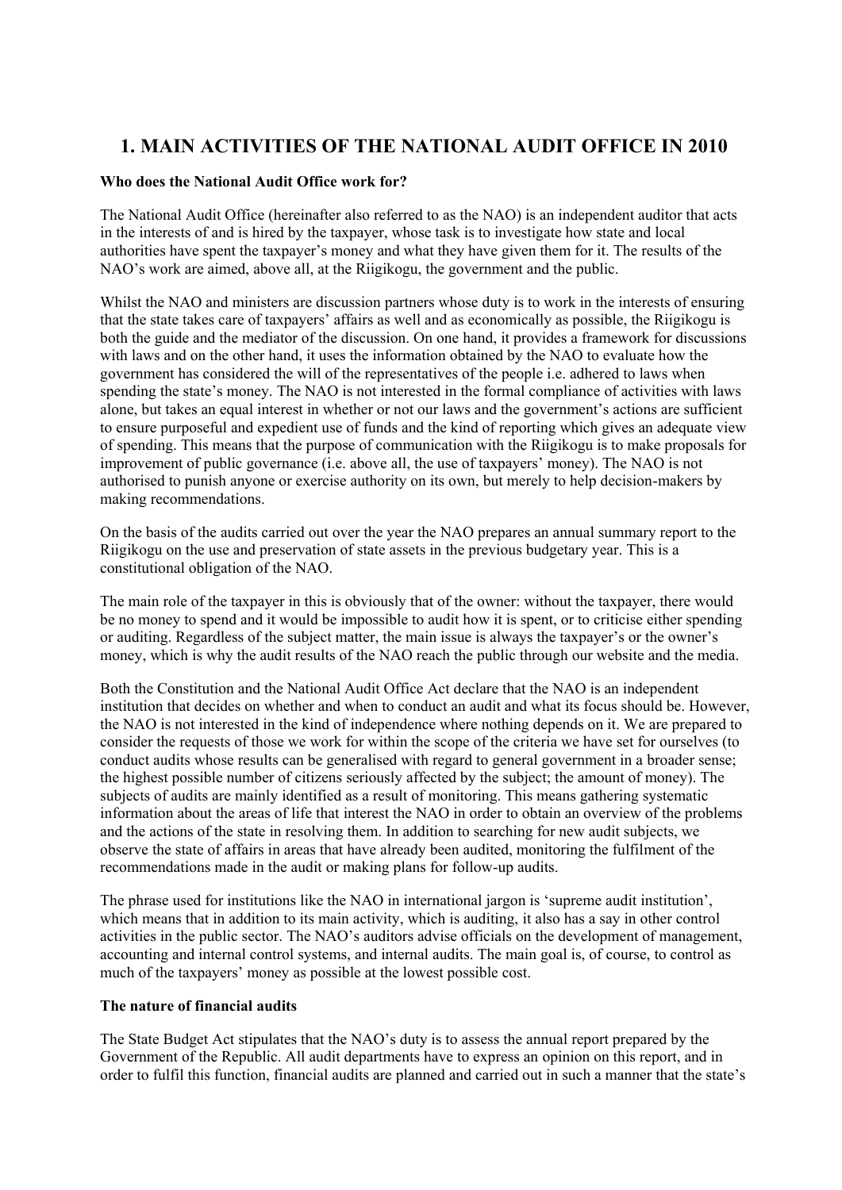# 1. MAIN ACTIVITIES OF THE NATIONAL AUDIT OFFICE IN 2010

**Who does the National Audit Office work for?**

The National Audit Office (hereinafter also referred to as the NAO) is an independent auditor that acts in the interests of and is hired by the taxpayer, whose task is to investigate how state and local authorities have spent the taxpayer's money and what they have given them for it. The results of the NAO's work are aimed, above all, at the Riigikogu, the government and the public.

Whilst the NAO and ministers are discussion partners whose duty is to work in the interests of ensuring that the state takes care of taxpayers' affairs as well and as economically as possible, the Riigikogu is both the guide and the mediator of the discussion. On one hand, it provides a framework for discussions with laws and on the other hand, it uses the information obtained by the NAO to evaluate how the government has considered the will of the representatives of the people i.e. adhered to laws when spending the state's money. The NAO is not interested in the formal compliance of activities with laws alone, but takes an equal interest in whether or not our laws and the government's actions are sufficient to ensure purposeful and expedient use of funds and the kind of reporting which gives an adequate view of spending. This means that the purpose of communication with the Riigikogu is to make proposals for improvement of public governance (i.e. above all, the use of taxpayers' money). The NAO is not authorised to punish anyone or exercise authority on its own, but merely to help decision-makers by making recommendations.

On the basis of the audits carried out over the year the NAO prepares an annual summary report to the Riigikogu on the use and preservation of state assets in the previous budgetary year. This is a constitutional obligation of the NAO.

The main role of the taxpayer in this is obviously that of the owner: without the taxpayer, there would be no money to spend and it would be impossible to audit how it is spent, or to criticise either spending or auditing. Regardless of the subject matter, the main issue is always the taxpayer's or the owner's money, which is why the audit results of the NAO reach the public through our website and the media.

Both the Constitution and the National Audit Office Act declare that the NAO is an independent institution that decides on whether and when to conduct an audit and what its focus should be. However, the NAO is not interested in the kind of independence where nothing depends on it. We are prepared to consider the requests of those we work for within the scope of the criteria we have set for ourselves (to conduct audits whose results can be generalised with regard to general government in a broader sense; the highest possible number of citizens seriously affected by the subject; the amount of money). The subjects of audits are mainly identified as a result of monitoring. This means gathering systematic information about the areas of life that interest the NAO in order to obtain an overview of the problems and the actions of the state in resolving them. In addition to searching for new audit subjects, we observe the state of affairs in areas that have already been audited, monitoring the fulfilment of the recommendations made in the audit or making plans for follow-up audits.

The phrase used for institutions like the NAO in international jargon is 'supreme audit institution', which means that in addition to its main activity, which is auditing, it also has a say in other control activities in the public sector. The NAO's auditors advise officials on the development of management, accounting and internal control systems, and internal audits. The main goal is, of course, to control as much of the taxpayers' money as possible at the lowest possible cost.

**The nature of financial audits**

The State Budget Act stipulates that the NAO's duty is to assess the annual report prepared by the Government of the Republic. All audit departments have to express an opinion on this report, and in order to fulfil this function, financial audits are planned and carried out in such a manner that the state's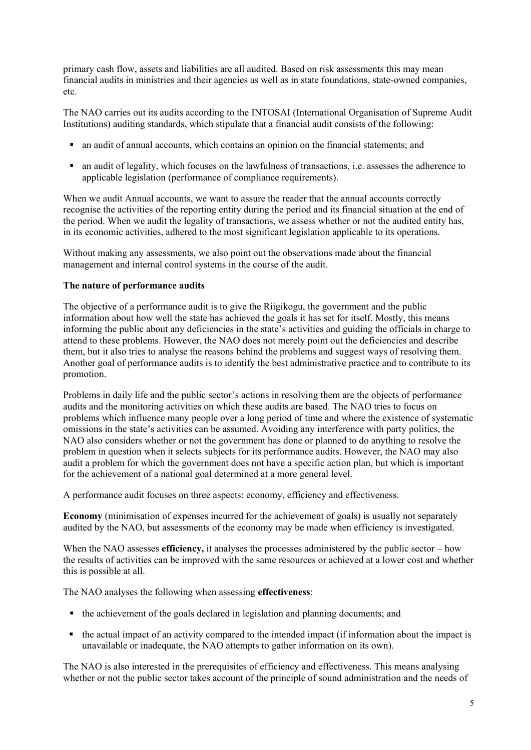primary cash flow, assets and liabilities are all audited. Based on risk assessments this may mean financial audits in ministries and their agencies as well as in state foundations, state-owned companies, etc.

The NAO carries out its audits according to the INTOSAI (International Organisation of Supreme Audit Institutions) auditing standards, which stipulate that a financial audit consists of the following:

- an audit of annual accounts, which contains an opinion on the financial statements; and
- an audit of legality, which focuses on the lawfulness of transactions, i.e. assesses the adherence to applicable legislation (performance of compliance requirements).

When we audit Annual accounts, we want to assure the reader that the annual accounts correctly recognise the activities of the reporting entity during the period and its financial situation at the end of the period. When we audit the legality of transactions, we assess whether or not the audited entity has, in its economic activities, adhered to the most significant legislation applicable to its operations.

Without making any assessments, we also point out the observations made about the financial management and internal control systems in the course of the audit.

**The nature of performance audits**

The objective of a performance audit is to give the Riigikogu, the government and the public information about how well the state has achieved the goals it has set for itself. Mostly, this means informing the public about any deficiencies in the state's activities and guiding the officials in charge to attend to these problems. However, the NAO does not merely point out the deficiencies and describe them, but it also tries to analyse the reasons behind the problems and suggest ways of resolving them. Another goal of performance audits is to identify the best administrative practice and to contribute to its promotion.

Problems in daily life and the public sector's actions in resolving them are the objects of performance audits and the monitoring activities on which these audits are based. The NAO tries to focus on problems which influence many people over a long period of time and where the existence of systematic omissions in the state's activities can be assumed. Avoiding any interference with party politics, the NAO also considers whether or not the government has done or planned to do anything to resolve the problem in question when it selects subjects for its performance audits. However, the NAO may also audit a problem for which the government does not have a specific action plan, but which is important for the achievement of a national goal determined at a more general level.

A performance audit focuses on three aspects: economy, efficiency and effectiveness.

**Economy** (minimisation of expenses incurred for the achievement of goals) is usually not separately audited by the NAO, but assessments of the economy may be made when efficiency is investigated.

When the NAO assesses **efficiency,** it analyses the processes administered by the public sector – how the results of activities can be improved with the same resources or achieved at a lower cost and whether this is possible at all.

The NAO analyses the following when assessing **effectiveness**:

- the achievement of the goals declared in legislation and planning documents; and
- the actual impact of an activity compared to the intended impact (if information about the impact is unavailable or inadequate, the NAO attempts to gather information on its own).

The NAO is also interested in the prerequisites of efficiency and effectiveness. This means analysing whether or not the public sector takes account of the principle of sound administration and the needs of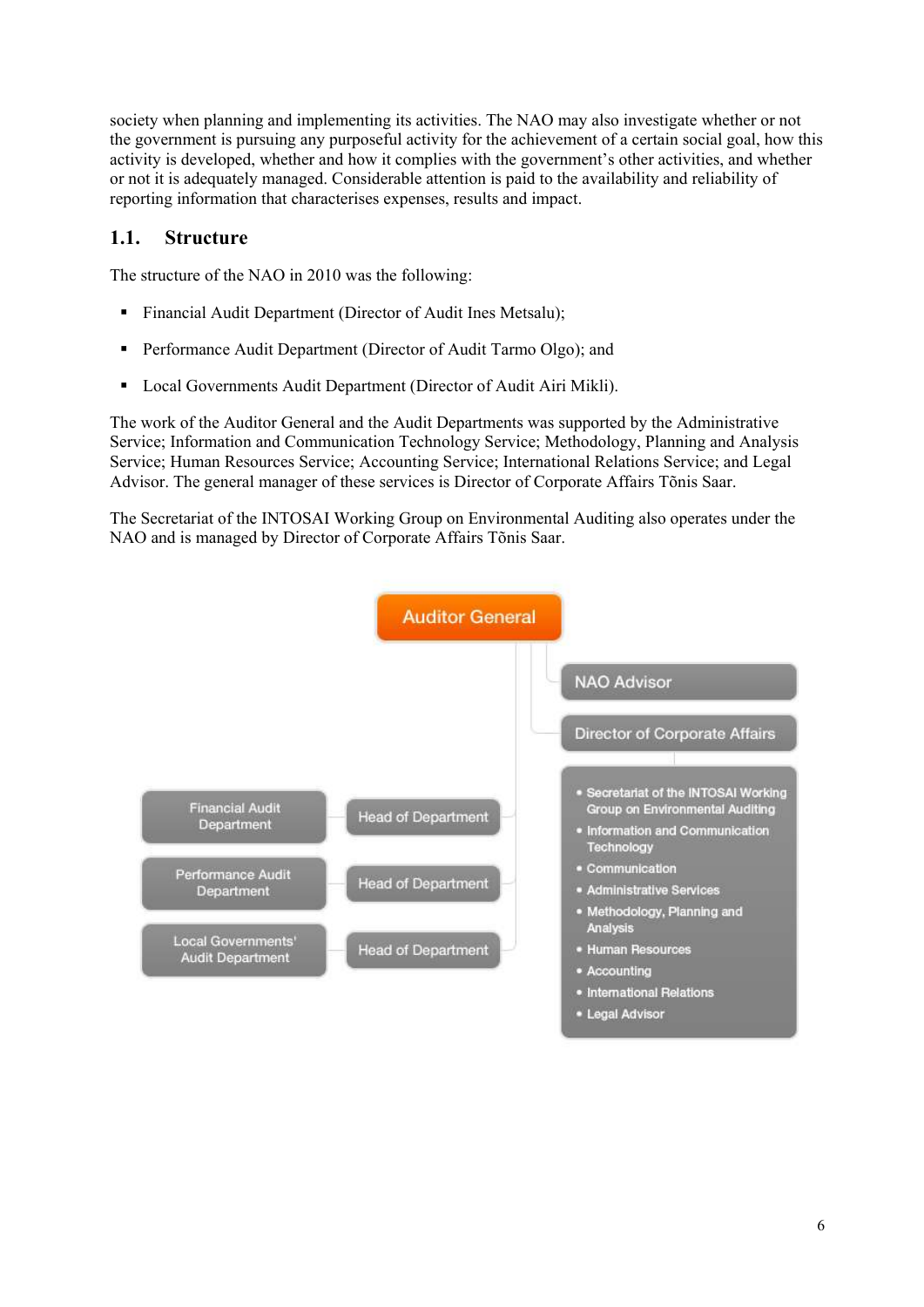society when planning and implementing its activities. The NAO may also investigate whether or not the government is pursuing any purposeful activity for the achievement of a certain social goal, how this activity is developed, whether and how it complies with the government's other activities, and whether or not it is adequately managed. Considerable attention is paid to the availability and reliability of reporting information that characterises expenses, results and impact.

## 1.1. Structure

The structure of the NAO in 2010 was the following:

- Financial Audit Department (Director of Audit Ines Metsalu);
- Performance Audit Department (Director of Audit Tarmo Olgo); and
- Local Governments Audit Department (Director of Audit Airi Mikli).

The work of the Auditor General and the Audit Departments was supported by the Administrative Service; Information and Communication Technology Service; Methodology, Planning and Analysis Service; Human Resources Service; Accounting Service; International Relations Service; and Legal Advisor. The general manager of these services is Director of Corporate Affairs Tõnis Saar.

The Secretariat of the INTOSAI Working Group on Environmental Auditing also operates under the NAO and is managed by Director of Corporate Affairs Tõnis Saar.

- Auditor General
  - NAO Advisor
  - Director of Corporate Affairs
    - Secretariat of the INTOSAI Working Group on Environmental Auditing
    - Information and Communication Technology
    - Communication
    - Administrative Services
    - Methodology, Planning and Analysis
    - Human Resources
    - Accounting
    - International Relations
    - Legal Advisor
  - Head of Department – Financial Audit Department
  - Head of Department – Performance Audit Department
  - Head of Department – Local Governments' Audit Department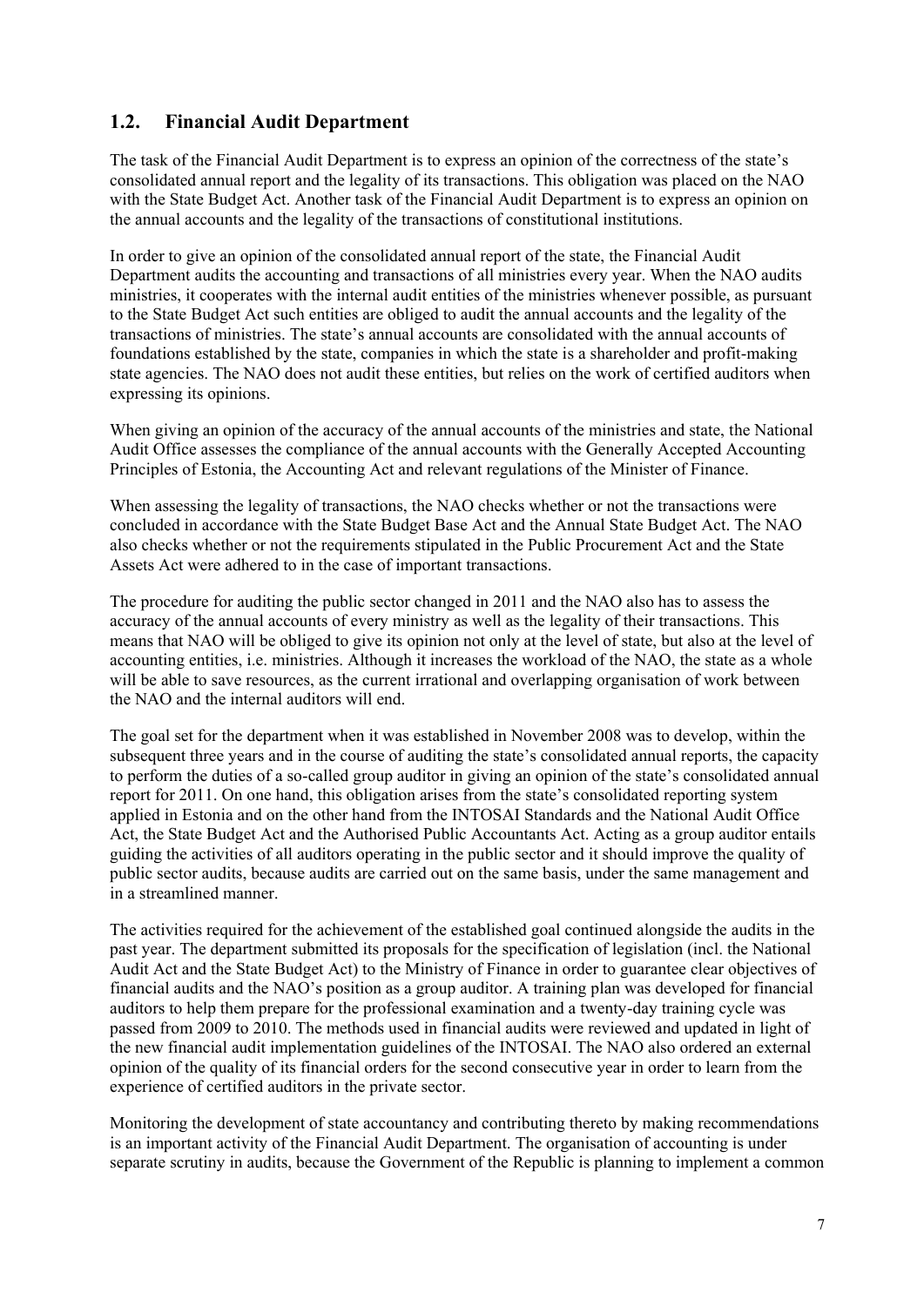## 1.2. Financial Audit Department

The task of the Financial Audit Department is to express an opinion of the correctness of the state's consolidated annual report and the legality of its transactions. This obligation was placed on the NAO with the State Budget Act. Another task of the Financial Audit Department is to express an opinion on the annual accounts and the legality of the transactions of constitutional institutions.

In order to give an opinion of the consolidated annual report of the state, the Financial Audit Department audits the accounting and transactions of all ministries every year. When the NAO audits ministries, it cooperates with the internal audit entities of the ministries whenever possible, as pursuant to the State Budget Act such entities are obliged to audit the annual accounts and the legality of the transactions of ministries. The state's annual accounts are consolidated with the annual accounts of foundations established by the state, companies in which the state is a shareholder and profit-making state agencies. The NAO does not audit these entities, but relies on the work of certified auditors when expressing its opinions.

When giving an opinion of the accuracy of the annual accounts of the ministries and state, the National Audit Office assesses the compliance of the annual accounts with the Generally Accepted Accounting Principles of Estonia, the Accounting Act and relevant regulations of the Minister of Finance.

When assessing the legality of transactions, the NAO checks whether or not the transactions were concluded in accordance with the State Budget Base Act and the Annual State Budget Act. The NAO also checks whether or not the requirements stipulated in the Public Procurement Act and the State Assets Act were adhered to in the case of important transactions.

The procedure for auditing the public sector changed in 2011 and the NAO also has to assess the accuracy of the annual accounts of every ministry as well as the legality of their transactions. This means that NAO will be obliged to give its opinion not only at the level of state, but also at the level of accounting entities, i.e. ministries. Although it increases the workload of the NAO, the state as a whole will be able to save resources, as the current irrational and overlapping organisation of work between the NAO and the internal auditors will end.

The goal set for the department when it was established in November 2008 was to develop, within the subsequent three years and in the course of auditing the state's consolidated annual reports, the capacity to perform the duties of a so-called group auditor in giving an opinion of the state's consolidated annual report for 2011. On one hand, this obligation arises from the state's consolidated reporting system applied in Estonia and on the other hand from the INTOSAI Standards and the National Audit Office Act, the State Budget Act and the Authorised Public Accountants Act. Acting as a group auditor entails guiding the activities of all auditors operating in the public sector and it should improve the quality of public sector audits, because audits are carried out on the same basis, under the same management and in a streamlined manner.

The activities required for the achievement of the established goal continued alongside the audits in the past year. The department submitted its proposals for the specification of legislation (incl. the National Audit Act and the State Budget Act) to the Ministry of Finance in order to guarantee clear objectives of financial audits and the NAO's position as a group auditor. A training plan was developed for financial auditors to help them prepare for the professional examination and a twenty-day training cycle was passed from 2009 to 2010. The methods used in financial audits were reviewed and updated in light of the new financial audit implementation guidelines of the INTOSAI. The NAO also ordered an external opinion of the quality of its financial orders for the second consecutive year in order to learn from the experience of certified auditors in the private sector.

Monitoring the development of state accountancy and contributing thereto by making recommendations is an important activity of the Financial Audit Department. The organisation of accounting is under separate scrutiny in audits, because the Government of the Republic is planning to implement a common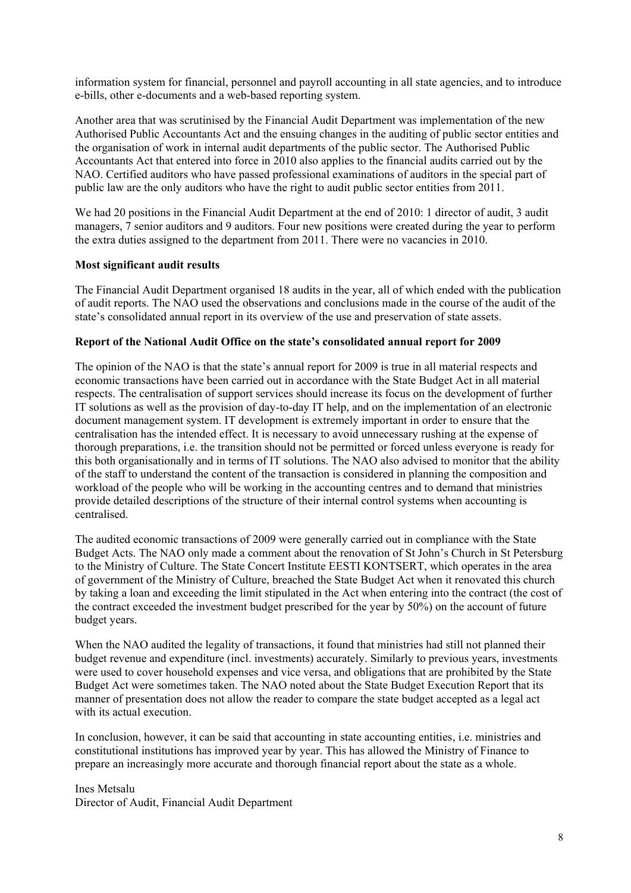information system for financial, personnel and payroll accounting in all state agencies, and to introduce e-bills, other e-documents and a web-based reporting system.

Another area that was scrutinised by the Financial Audit Department was implementation of the new Authorised Public Accountants Act and the ensuing changes in the auditing of public sector entities and the organisation of work in internal audit departments of the public sector. The Authorised Public Accountants Act that entered into force in 2010 also applies to the financial audits carried out by the NAO. Certified auditors who have passed professional examinations of auditors in the special part of public law are the only auditors who have the right to audit public sector entities from 2011.

We had 20 positions in the Financial Audit Department at the end of 2010: 1 director of audit, 3 audit managers, 7 senior auditors and 9 auditors. Four new positions were created during the year to perform the extra duties assigned to the department from 2011. There were no vacancies in 2010.

**Most significant audit results**

The Financial Audit Department organised 18 audits in the year, all of which ended with the publication of audit reports. The NAO used the observations and conclusions made in the course of the audit of the state's consolidated annual report in its overview of the use and preservation of state assets.

**Report of the National Audit Office on the state's consolidated annual report for 2009**

The opinion of the NAO is that the state's annual report for 2009 is true in all material respects and economic transactions have been carried out in accordance with the State Budget Act in all material respects. The centralisation of support services should increase its focus on the development of further IT solutions as well as the provision of day-to-day IT help, and on the implementation of an electronic document management system. IT development is extremely important in order to ensure that the centralisation has the intended effect. It is necessary to avoid unnecessary rushing at the expense of thorough preparations, i.e. the transition should not be permitted or forced unless everyone is ready for this both organisationally and in terms of IT solutions. The NAO also advised to monitor that the ability of the staff to understand the content of the transaction is considered in planning the composition and workload of the people who will be working in the accounting centres and to demand that ministries provide detailed descriptions of the structure of their internal control systems when accounting is centralised.

The audited economic transactions of 2009 were generally carried out in compliance with the State Budget Acts. The NAO only made a comment about the renovation of St John's Church in St Petersburg to the Ministry of Culture. The State Concert Institute EESTI KONTSERT, which operates in the area of government of the Ministry of Culture, breached the State Budget Act when it renovated this church by taking a loan and exceeding the limit stipulated in the Act when entering into the contract (the cost of the contract exceeded the investment budget prescribed for the year by 50%) on the account of future budget years.

When the NAO audited the legality of transactions, it found that ministries had still not planned their budget revenue and expenditure (incl. investments) accurately. Similarly to previous years, investments were used to cover household expenses and vice versa, and obligations that are prohibited by the State Budget Act were sometimes taken. The NAO noted about the State Budget Execution Report that its manner of presentation does not allow the reader to compare the state budget accepted as a legal act with its actual execution.

In conclusion, however, it can be said that accounting in state accounting entities, i.e. ministries and constitutional institutions has improved year by year. This has allowed the Ministry of Finance to prepare an increasingly more accurate and thorough financial report about the state as a whole.

Ines Metsalu
Director of Audit, Financial Audit Department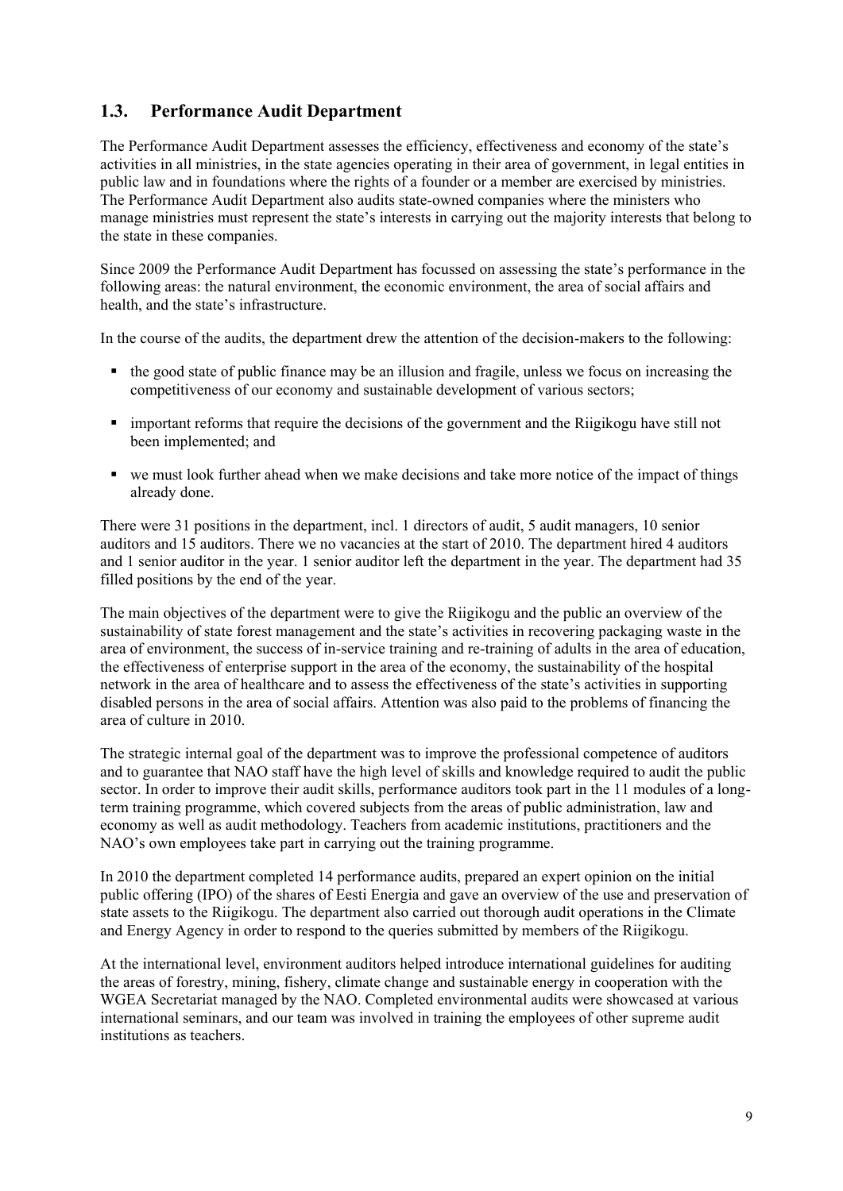## 1.3. Performance Audit Department

The Performance Audit Department assesses the efficiency, effectiveness and economy of the state's activities in all ministries, in the state agencies operating in their area of government, in legal entities in public law and in foundations where the rights of a founder or a member are exercised by ministries. The Performance Audit Department also audits state-owned companies where the ministers who manage ministries must represent the state's interests in carrying out the majority interests that belong to the state in these companies.

Since 2009 the Performance Audit Department has focussed on assessing the state's performance in the following areas: the natural environment, the economic environment, the area of social affairs and health, and the state's infrastructure.

In the course of the audits, the department drew the attention of the decision-makers to the following:

- the good state of public finance may be an illusion and fragile, unless we focus on increasing the competitiveness of our economy and sustainable development of various sectors;
- important reforms that require the decisions of the government and the Riigikogu have still not been implemented; and
- we must look further ahead when we make decisions and take more notice of the impact of things already done.

There were 31 positions in the department, incl. 1 directors of audit, 5 audit managers, 10 senior auditors and 15 auditors. There we no vacancies at the start of 2010. The department hired 4 auditors and 1 senior auditor in the year. 1 senior auditor left the department in the year. The department had 35 filled positions by the end of the year.

The main objectives of the department were to give the Riigikogu and the public an overview of the sustainability of state forest management and the state's activities in recovering packaging waste in the area of environment, the success of in-service training and re-training of adults in the area of education, the effectiveness of enterprise support in the area of the economy, the sustainability of the hospital network in the area of healthcare and to assess the effectiveness of the state's activities in supporting disabled persons in the area of social affairs. Attention was also paid to the problems of financing the area of culture in 2010.

The strategic internal goal of the department was to improve the professional competence of auditors and to guarantee that NAO staff have the high level of skills and knowledge required to audit the public sector. In order to improve their audit skills, performance auditors took part in the 11 modules of a long-term training programme, which covered subjects from the areas of public administration, law and economy as well as audit methodology. Teachers from academic institutions, practitioners and the NAO's own employees take part in carrying out the training programme.

In 2010 the department completed 14 performance audits, prepared an expert opinion on the initial public offering (IPO) of the shares of Eesti Energia and gave an overview of the use and preservation of state assets to the Riigikogu. The department also carried out thorough audit operations in the Climate and Energy Agency in order to respond to the queries submitted by members of the Riigikogu.

At the international level, environment auditors helped introduce international guidelines for auditing the areas of forestry, mining, fishery, climate change and sustainable energy in cooperation with the WGEA Secretariat managed by the NAO. Completed environmental audits were showcased at various international seminars, and our team was involved in training the employees of other supreme audit institutions as teachers.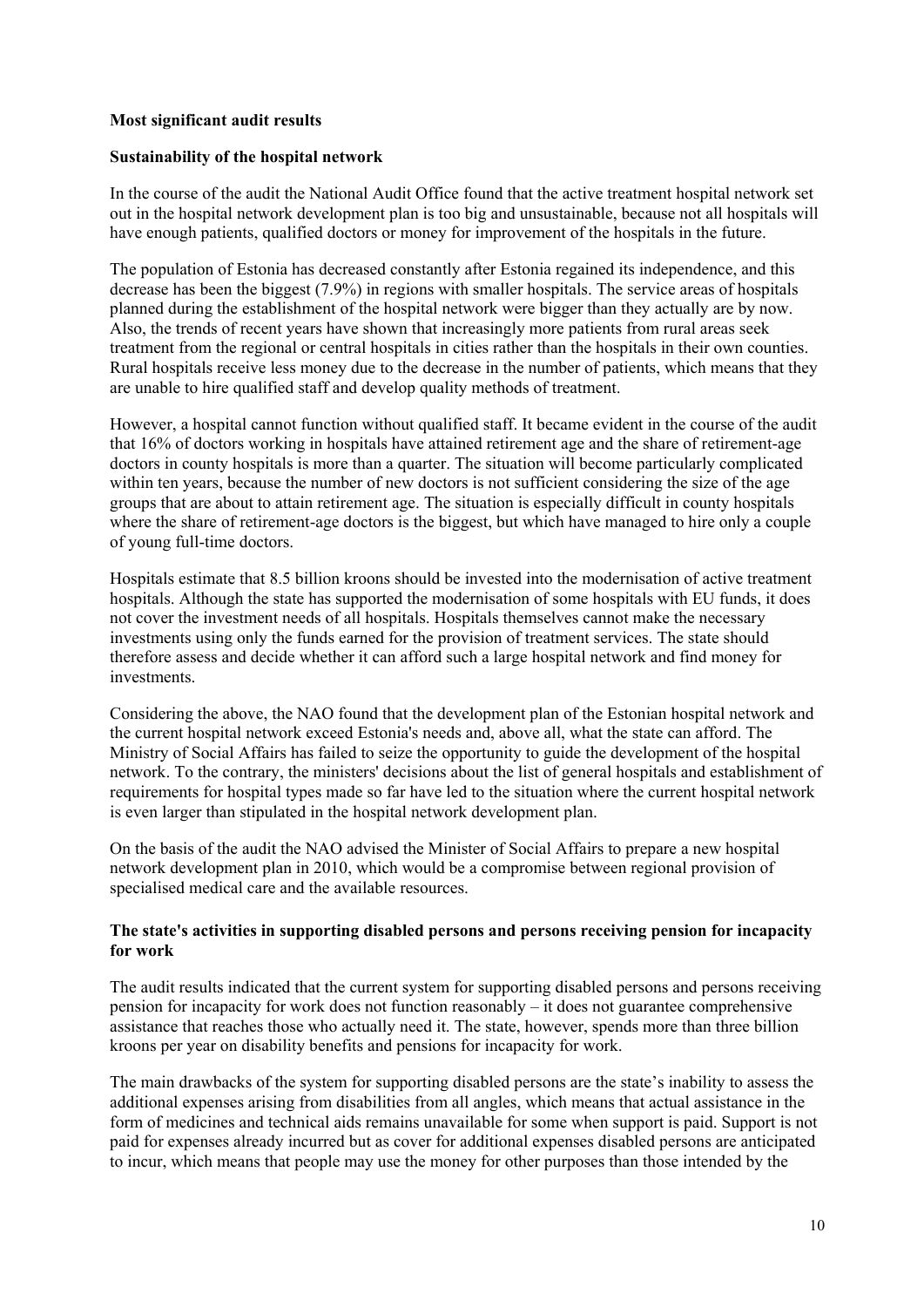**Most significant audit results**

**Sustainability of the hospital network**

In the course of the audit the National Audit Office found that the active treatment hospital network set out in the hospital network development plan is too big and unsustainable, because not all hospitals will have enough patients, qualified doctors or money for improvement of the hospitals in the future.

The population of Estonia has decreased constantly after Estonia regained its independence, and this decrease has been the biggest (7.9%) in regions with smaller hospitals. The service areas of hospitals planned during the establishment of the hospital network were bigger than they actually are by now. Also, the trends of recent years have shown that increasingly more patients from rural areas seek treatment from the regional or central hospitals in cities rather than the hospitals in their own counties. Rural hospitals receive less money due to the decrease in the number of patients, which means that they are unable to hire qualified staff and develop quality methods of treatment.

However, a hospital cannot function without qualified staff. It became evident in the course of the audit that 16% of doctors working in hospitals have attained retirement age and the share of retirement-age doctors in county hospitals is more than a quarter. The situation will become particularly complicated within ten years, because the number of new doctors is not sufficient considering the size of the age groups that are about to attain retirement age. The situation is especially difficult in county hospitals where the share of retirement-age doctors is the biggest, but which have managed to hire only a couple of young full-time doctors.

Hospitals estimate that 8.5 billion kroons should be invested into the modernisation of active treatment hospitals. Although the state has supported the modernisation of some hospitals with EU funds, it does not cover the investment needs of all hospitals. Hospitals themselves cannot make the necessary investments using only the funds earned for the provision of treatment services. The state should therefore assess and decide whether it can afford such a large hospital network and find money for investments.

Considering the above, the NAO found that the development plan of the Estonian hospital network and the current hospital network exceed Estonia's needs and, above all, what the state can afford. The Ministry of Social Affairs has failed to seize the opportunity to guide the development of the hospital network. To the contrary, the ministers' decisions about the list of general hospitals and establishment of requirements for hospital types made so far have led to the situation where the current hospital network is even larger than stipulated in the hospital network development plan.

On the basis of the audit the NAO advised the Minister of Social Affairs to prepare a new hospital network development plan in 2010, which would be a compromise between regional provision of specialised medical care and the available resources.

**The state's activities in supporting disabled persons and persons receiving pension for incapacity for work**

The audit results indicated that the current system for supporting disabled persons and persons receiving pension for incapacity for work does not function reasonably – it does not guarantee comprehensive assistance that reaches those who actually need it. The state, however, spends more than three billion kroons per year on disability benefits and pensions for incapacity for work.

The main drawbacks of the system for supporting disabled persons are the state's inability to assess the additional expenses arising from disabilities from all angles, which means that actual assistance in the form of medicines and technical aids remains unavailable for some when support is paid. Support is not paid for expenses already incurred but as cover for additional expenses disabled persons are anticipated to incur, which means that people may use the money for other purposes than those intended by the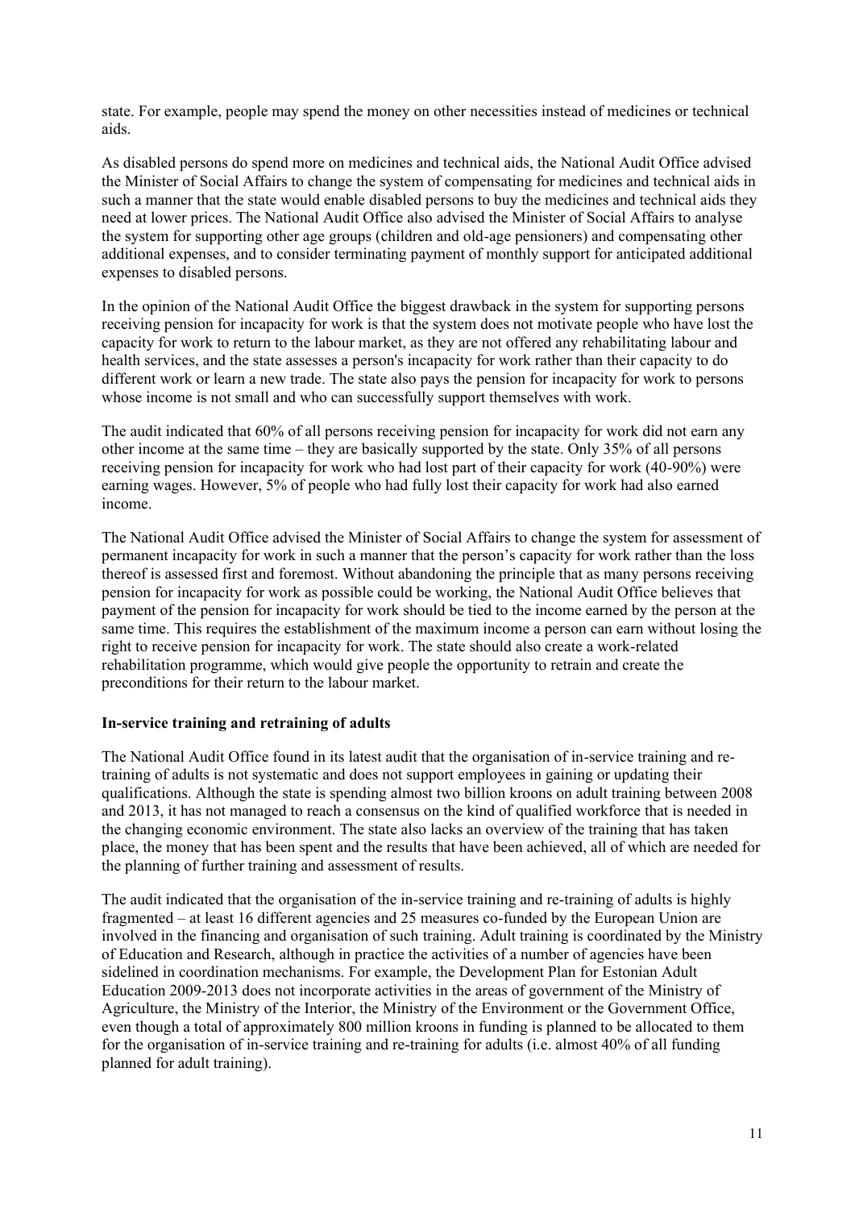state. For example, people may spend the money on other necessities instead of medicines or technical aids.

As disabled persons do spend more on medicines and technical aids, the National Audit Office advised the Minister of Social Affairs to change the system of compensating for medicines and technical aids in such a manner that the state would enable disabled persons to buy the medicines and technical aids they need at lower prices. The National Audit Office also advised the Minister of Social Affairs to analyse the system for supporting other age groups (children and old-age pensioners) and compensating other additional expenses, and to consider terminating payment of monthly support for anticipated additional expenses to disabled persons.

In the opinion of the National Audit Office the biggest drawback in the system for supporting persons receiving pension for incapacity for work is that the system does not motivate people who have lost the capacity for work to return to the labour market, as they are not offered any rehabilitating labour and health services, and the state assesses a person's incapacity for work rather than their capacity to do different work or learn a new trade. The state also pays the pension for incapacity for work to persons whose income is not small and who can successfully support themselves with work.

The audit indicated that 60% of all persons receiving pension for incapacity for work did not earn any other income at the same time – they are basically supported by the state. Only 35% of all persons receiving pension for incapacity for work who had lost part of their capacity for work (40-90%) were earning wages. However, 5% of people who had fully lost their capacity for work had also earned income.

The National Audit Office advised the Minister of Social Affairs to change the system for assessment of permanent incapacity for work in such a manner that the person's capacity for work rather than the loss thereof is assessed first and foremost. Without abandoning the principle that as many persons receiving pension for incapacity for work as possible could be working, the National Audit Office believes that payment of the pension for incapacity for work should be tied to the income earned by the person at the same time. This requires the establishment of the maximum income a person can earn without losing the right to receive pension for incapacity for work. The state should also create a work-related rehabilitation programme, which would give people the opportunity to retrain and create the preconditions for their return to the labour market.

**In-service training and retraining of adults**

The National Audit Office found in its latest audit that the organisation of in-service training and re-training of adults is not systematic and does not support employees in gaining or updating their qualifications. Although the state is spending almost two billion kroons on adult training between 2008 and 2013, it has not managed to reach a consensus on the kind of qualified workforce that is needed in the changing economic environment. The state also lacks an overview of the training that has taken place, the money that has been spent and the results that have been achieved, all of which are needed for the planning of further training and assessment of results.

The audit indicated that the organisation of the in-service training and re-training of adults is highly fragmented – at least 16 different agencies and 25 measures co-funded by the European Union are involved in the financing and organisation of such training. Adult training is coordinated by the Ministry of Education and Research, although in practice the activities of a number of agencies have been sidelined in coordination mechanisms. For example, the Development Plan for Estonian Adult Education 2009-2013 does not incorporate activities in the areas of government of the Ministry of Agriculture, the Ministry of the Interior, the Ministry of the Environment or the Government Office, even though a total of approximately 800 million kroons in funding is planned to be allocated to them for the organisation of in-service training and re-training for adults (i.e. almost 40% of all funding planned for adult training).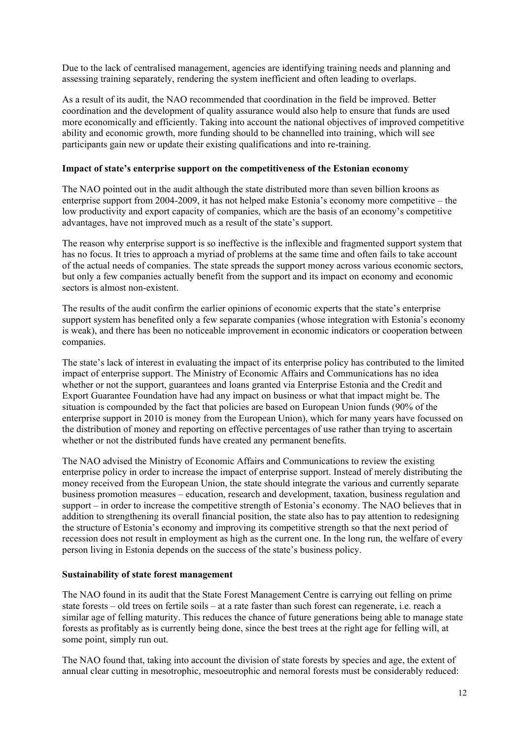Due to the lack of centralised management, agencies are identifying training needs and planning and assessing training separately, rendering the system inefficient and often leading to overlaps.

As a result of its audit, the NAO recommended that coordination in the field be improved. Better coordination and the development of quality assurance would also help to ensure that funds are used more economically and efficiently. Taking into account the national objectives of improved competitive ability and economic growth, more funding should to be channelled into training, which will see participants gain new or update their existing qualifications and into re-training.

**Impact of state's enterprise support on the competitiveness of the Estonian economy**

The NAO pointed out in the audit although the state distributed more than seven billion kroons as enterprise support from 2004-2009, it has not helped make Estonia's economy more competitive – the low productivity and export capacity of companies, which are the basis of an economy's competitive advantages, have not improved much as a result of the state's support.

The reason why enterprise support is so ineffective is the inflexible and fragmented support system that has no focus. It tries to approach a myriad of problems at the same time and often fails to take account of the actual needs of companies. The state spreads the support money across various economic sectors, but only a few companies actually benefit from the support and its impact on economy and economic sectors is almost non-existent.

The results of the audit confirm the earlier opinions of economic experts that the state's enterprise support system has benefited only a few separate companies (whose integration with Estonia's economy is weak), and there has been no noticeable improvement in economic indicators or cooperation between companies.

The state's lack of interest in evaluating the impact of its enterprise policy has contributed to the limited impact of enterprise support. The Ministry of Economic Affairs and Communications has no idea whether or not the support, guarantees and loans granted via Enterprise Estonia and the Credit and Export Guarantee Foundation have had any impact on business or what that impact might be. The situation is compounded by the fact that policies are based on European Union funds (90% of the enterprise support in 2010 is money from the European Union), which for many years have focussed on the distribution of money and reporting on effective percentages of use rather than trying to ascertain whether or not the distributed funds have created any permanent benefits.

The NAO advised the Ministry of Economic Affairs and Communications to review the existing enterprise policy in order to increase the impact of enterprise support. Instead of merely distributing the money received from the European Union, the state should integrate the various and currently separate business promotion measures – education, research and development, taxation, business regulation and support – in order to increase the competitive strength of Estonia's economy. The NAO believes that in addition to strengthening its overall financial position, the state also has to pay attention to redesigning the structure of Estonia's economy and improving its competitive strength so that the next period of recession does not result in employment as high as the current one. In the long run, the welfare of every person living in Estonia depends on the success of the state's business policy.

**Sustainability of state forest management**

The NAO found in its audit that the State Forest Management Centre is carrying out felling on prime state forests – old trees on fertile soils – at a rate faster than such forest can regenerate, i.e. reach a similar age of felling maturity. This reduces the chance of future generations being able to manage state forests as profitably as is currently being done, since the best trees at the right age for felling will, at some point, simply run out.

The NAO found that, taking into account the division of state forests by species and age, the extent of annual clear cutting in mesotrophic, mesoeutrophic and nemoral forests must be considerably reduced: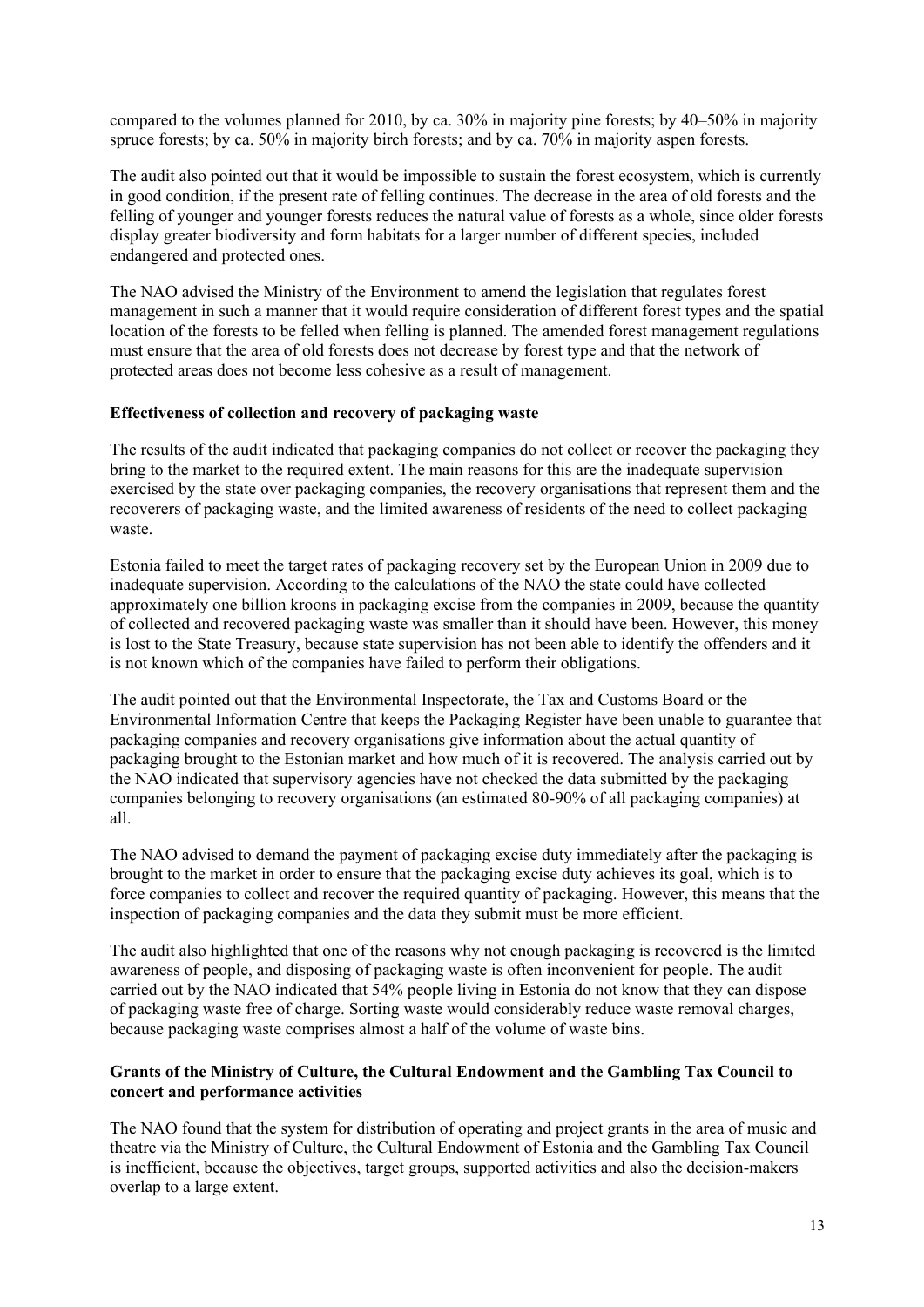compared to the volumes planned for 2010, by ca. 30% in majority pine forests; by 40–50% in majority spruce forests; by ca. 50% in majority birch forests; and by ca. 70% in majority aspen forests.

The audit also pointed out that it would be impossible to sustain the forest ecosystem, which is currently in good condition, if the present rate of felling continues. The decrease in the area of old forests and the felling of younger and younger forests reduces the natural value of forests as a whole, since older forests display greater biodiversity and form habitats for a larger number of different species, included endangered and protected ones.

The NAO advised the Ministry of the Environment to amend the legislation that regulates forest management in such a manner that it would require consideration of different forest types and the spatial location of the forests to be felled when felling is planned. The amended forest management regulations must ensure that the area of old forests does not decrease by forest type and that the network of protected areas does not become less cohesive as a result of management.

**Effectiveness of collection and recovery of packaging waste**

The results of the audit indicated that packaging companies do not collect or recover the packaging they bring to the market to the required extent. The main reasons for this are the inadequate supervision exercised by the state over packaging companies, the recovery organisations that represent them and the recoverers of packaging waste, and the limited awareness of residents of the need to collect packaging waste.

Estonia failed to meet the target rates of packaging recovery set by the European Union in 2009 due to inadequate supervision. According to the calculations of the NAO the state could have collected approximately one billion kroons in packaging excise from the companies in 2009, because the quantity of collected and recovered packaging waste was smaller than it should have been. However, this money is lost to the State Treasury, because state supervision has not been able to identify the offenders and it is not known which of the companies have failed to perform their obligations.

The audit pointed out that the Environmental Inspectorate, the Tax and Customs Board or the Environmental Information Centre that keeps the Packaging Register have been unable to guarantee that packaging companies and recovery organisations give information about the actual quantity of packaging brought to the Estonian market and how much of it is recovered. The analysis carried out by the NAO indicated that supervisory agencies have not checked the data submitted by the packaging companies belonging to recovery organisations (an estimated 80-90% of all packaging companies) at all.

The NAO advised to demand the payment of packaging excise duty immediately after the packaging is brought to the market in order to ensure that the packaging excise duty achieves its goal, which is to force companies to collect and recover the required quantity of packaging. However, this means that the inspection of packaging companies and the data they submit must be more efficient.

The audit also highlighted that one of the reasons why not enough packaging is recovered is the limited awareness of people, and disposing of packaging waste is often inconvenient for people. The audit carried out by the NAO indicated that 54% people living in Estonia do not know that they can dispose of packaging waste free of charge. Sorting waste would considerably reduce waste removal charges, because packaging waste comprises almost a half of the volume of waste bins.

**Grants of the Ministry of Culture, the Cultural Endowment and the Gambling Tax Council to concert and performance activities**

The NAO found that the system for distribution of operating and project grants in the area of music and theatre via the Ministry of Culture, the Cultural Endowment of Estonia and the Gambling Tax Council is inefficient, because the objectives, target groups, supported activities and also the decision-makers overlap to a large extent.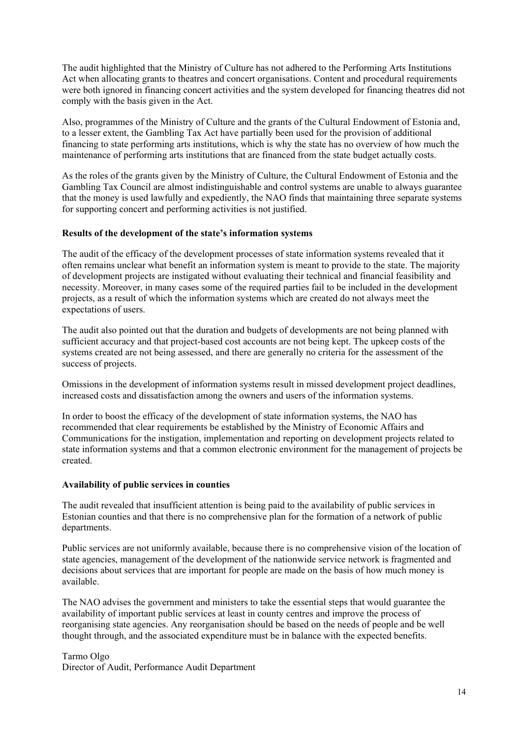The audit highlighted that the Ministry of Culture has not adhered to the Performing Arts Institutions Act when allocating grants to theatres and concert organisations. Content and procedural requirements were both ignored in financing concert activities and the system developed for financing theatres did not comply with the basis given in the Act.

Also, programmes of the Ministry of Culture and the grants of the Cultural Endowment of Estonia and, to a lesser extent, the Gambling Tax Act have partially been used for the provision of additional financing to state performing arts institutions, which is why the state has no overview of how much the maintenance of performing arts institutions that are financed from the state budget actually costs.

As the roles of the grants given by the Ministry of Culture, the Cultural Endowment of Estonia and the Gambling Tax Council are almost indistinguishable and control systems are unable to always guarantee that the money is used lawfully and expediently, the NAO finds that maintaining three separate systems for supporting concert and performing activities is not justified.

**Results of the development of the state's information systems**

The audit of the efficacy of the development processes of state information systems revealed that it often remains unclear what benefit an information system is meant to provide to the state. The majority of development projects are instigated without evaluating their technical and financial feasibility and necessity. Moreover, in many cases some of the required parties fail to be included in the development projects, as a result of which the information systems which are created do not always meet the expectations of users.

The audit also pointed out that the duration and budgets of developments are not being planned with sufficient accuracy and that project-based cost accounts are not being kept. The upkeep costs of the systems created are not being assessed, and there are generally no criteria for the assessment of the success of projects.

Omissions in the development of information systems result in missed development project deadlines, increased costs and dissatisfaction among the owners and users of the information systems.

In order to boost the efficacy of the development of state information systems, the NAO has recommended that clear requirements be established by the Ministry of Economic Affairs and Communications for the instigation, implementation and reporting on development projects related to state information systems and that a common electronic environment for the management of projects be created.

**Availability of public services in counties**

The audit revealed that insufficient attention is being paid to the availability of public services in Estonian counties and that there is no comprehensive plan for the formation of a network of public departments.

Public services are not uniformly available, because there is no comprehensive vision of the location of state agencies, management of the development of the nationwide service network is fragmented and decisions about services that are important for people are made on the basis of how much money is available.

The NAO advises the government and ministers to take the essential steps that would guarantee the availability of important public services at least in county centres and improve the process of reorganising state agencies. Any reorganisation should be based on the needs of people and be well thought through, and the associated expenditure must be in balance with the expected benefits.

Tarmo Olgo
Director of Audit, Performance Audit Department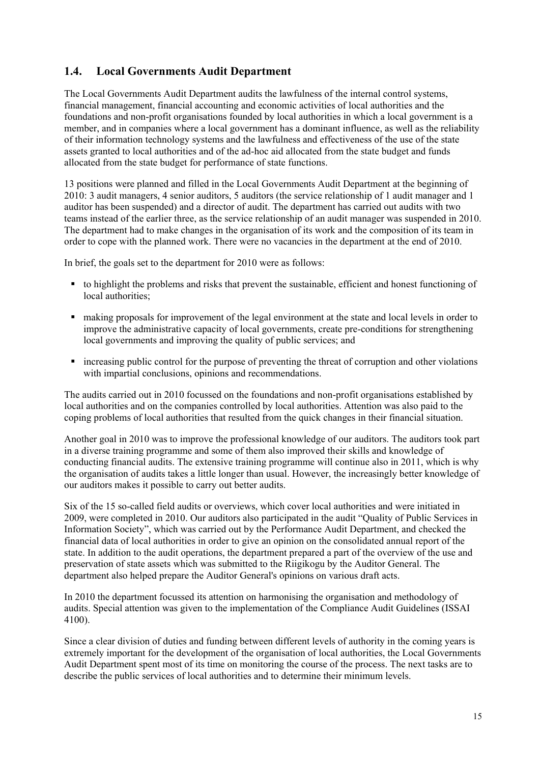## 1.4. Local Governments Audit Department

The Local Governments Audit Department audits the lawfulness of the internal control systems, financial management, financial accounting and economic activities of local authorities and the foundations and non-profit organisations founded by local authorities in which a local government is a member, and in companies where a local government has a dominant influence, as well as the reliability of their information technology systems and the lawfulness and effectiveness of the use of the state assets granted to local authorities and of the ad-hoc aid allocated from the state budget and funds allocated from the state budget for performance of state functions.

13 positions were planned and filled in the Local Governments Audit Department at the beginning of 2010: 3 audit managers, 4 senior auditors, 5 auditors (the service relationship of 1 audit manager and 1 auditor has been suspended) and a director of audit. The department has carried out audits with two teams instead of the earlier three, as the service relationship of an audit manager was suspended in 2010. The department had to make changes in the organisation of its work and the composition of its team in order to cope with the planned work. There were no vacancies in the department at the end of 2010.

In brief, the goals set to the department for 2010 were as follows:

- to highlight the problems and risks that prevent the sustainable, efficient and honest functioning of local authorities;
- making proposals for improvement of the legal environment at the state and local levels in order to improve the administrative capacity of local governments, create pre-conditions for strengthening local governments and improving the quality of public services; and
- increasing public control for the purpose of preventing the threat of corruption and other violations with impartial conclusions, opinions and recommendations.

The audits carried out in 2010 focussed on the foundations and non-profit organisations established by local authorities and on the companies controlled by local authorities. Attention was also paid to the coping problems of local authorities that resulted from the quick changes in their financial situation.

Another goal in 2010 was to improve the professional knowledge of our auditors. The auditors took part in a diverse training programme and some of them also improved their skills and knowledge of conducting financial audits. The extensive training programme will continue also in 2011, which is why the organisation of audits takes a little longer than usual. However, the increasingly better knowledge of our auditors makes it possible to carry out better audits.

Six of the 15 so-called field audits or overviews, which cover local authorities and were initiated in 2009, were completed in 2010. Our auditors also participated in the audit "Quality of Public Services in Information Society", which was carried out by the Performance Audit Department, and checked the financial data of local authorities in order to give an opinion on the consolidated annual report of the state. In addition to the audit operations, the department prepared a part of the overview of the use and preservation of state assets which was submitted to the Riigikogu by the Auditor General. The department also helped prepare the Auditor General's opinions on various draft acts.

In 2010 the department focussed its attention on harmonising the organisation and methodology of audits. Special attention was given to the implementation of the Compliance Audit Guidelines (ISSAI 4100).

Since a clear division of duties and funding between different levels of authority in the coming years is extremely important for the development of the organisation of local authorities, the Local Governments Audit Department spent most of its time on monitoring the course of the process. The next tasks are to describe the public services of local authorities and to determine their minimum levels.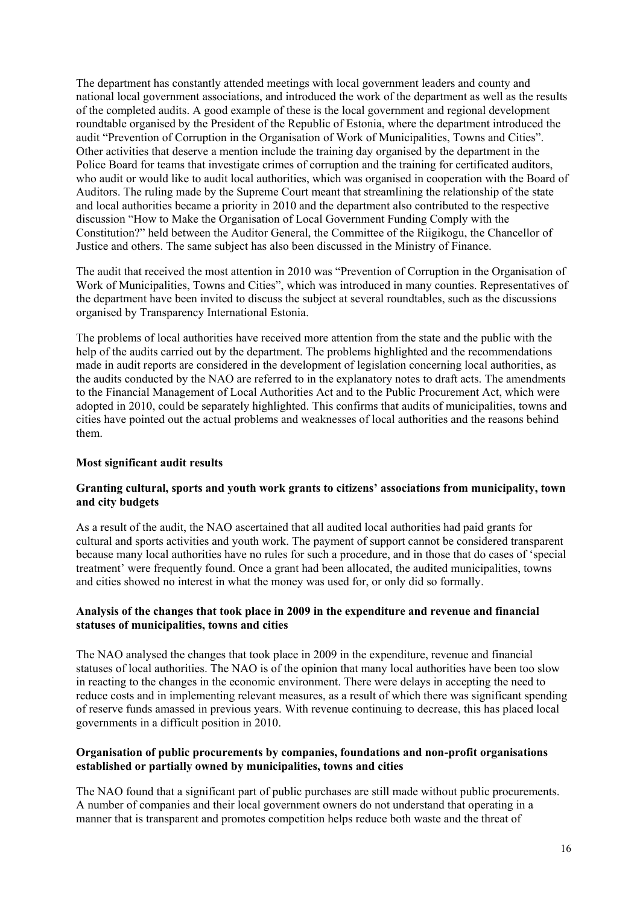The department has constantly attended meetings with local government leaders and county and national local government associations, and introduced the work of the department as well as the results of the completed audits. A good example of these is the local government and regional development roundtable organised by the President of the Republic of Estonia, where the department introduced the audit "Prevention of Corruption in the Organisation of Work of Municipalities, Towns and Cities". Other activities that deserve a mention include the training day organised by the department in the Police Board for teams that investigate crimes of corruption and the training for certificated auditors, who audit or would like to audit local authorities, which was organised in cooperation with the Board of Auditors. The ruling made by the Supreme Court meant that streamlining the relationship of the state and local authorities became a priority in 2010 and the department also contributed to the respective discussion "How to Make the Organisation of Local Government Funding Comply with the Constitution?" held between the Auditor General, the Committee of the Riigikogu, the Chancellor of Justice and others. The same subject has also been discussed in the Ministry of Finance.

The audit that received the most attention in 2010 was "Prevention of Corruption in the Organisation of Work of Municipalities, Towns and Cities", which was introduced in many counties. Representatives of the department have been invited to discuss the subject at several roundtables, such as the discussions organised by Transparency International Estonia.

The problems of local authorities have received more attention from the state and the public with the help of the audits carried out by the department. The problems highlighted and the recommendations made in audit reports are considered in the development of legislation concerning local authorities, as the audits conducted by the NAO are referred to in the explanatory notes to draft acts. The amendments to the Financial Management of Local Authorities Act and to the Public Procurement Act, which were adopted in 2010, could be separately highlighted. This confirms that audits of municipalities, towns and cities have pointed out the actual problems and weaknesses of local authorities and the reasons behind them.

**Most significant audit results**

**Granting cultural, sports and youth work grants to citizens' associations from municipality, town and city budgets**

As a result of the audit, the NAO ascertained that all audited local authorities had paid grants for cultural and sports activities and youth work. The payment of support cannot be considered transparent because many local authorities have no rules for such a procedure, and in those that do cases of 'special treatment' were frequently found. Once a grant had been allocated, the audited municipalities, towns and cities showed no interest in what the money was used for, or only did so formally.

**Analysis of the changes that took place in 2009 in the expenditure and revenue and financial statuses of municipalities, towns and cities**

The NAO analysed the changes that took place in 2009 in the expenditure, revenue and financial statuses of local authorities. The NAO is of the opinion that many local authorities have been too slow in reacting to the changes in the economic environment. There were delays in accepting the need to reduce costs and in implementing relevant measures, as a result of which there was significant spending of reserve funds amassed in previous years. With revenue continuing to decrease, this has placed local governments in a difficult position in 2010.

**Organisation of public procurements by companies, foundations and non-profit organisations established or partially owned by municipalities, towns and cities**

The NAO found that a significant part of public purchases are still made without public procurements. A number of companies and their local government owners do not understand that operating in a manner that is transparent and promotes competition helps reduce both waste and the threat of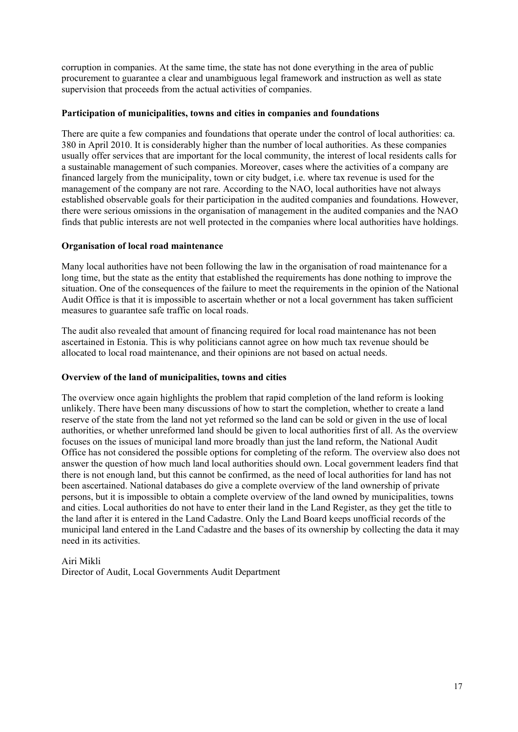corruption in companies. At the same time, the state has not done everything in the area of public procurement to guarantee a clear and unambiguous legal framework and instruction as well as state supervision that proceeds from the actual activities of companies.

**Participation of municipalities, towns and cities in companies and foundations**

There are quite a few companies and foundations that operate under the control of local authorities: ca. 380 in April 2010. It is considerably higher than the number of local authorities. As these companies usually offer services that are important for the local community, the interest of local residents calls for a sustainable management of such companies. Moreover, cases where the activities of a company are financed largely from the municipality, town or city budget, i.e. where tax revenue is used for the management of the company are not rare. According to the NAO, local authorities have not always established observable goals for their participation in the audited companies and foundations. However, there were serious omissions in the organisation of management in the audited companies and the NAO finds that public interests are not well protected in the companies where local authorities have holdings.

**Organisation of local road maintenance**

Many local authorities have not been following the law in the organisation of road maintenance for a long time, but the state as the entity that established the requirements has done nothing to improve the situation. One of the consequences of the failure to meet the requirements in the opinion of the National Audit Office is that it is impossible to ascertain whether or not a local government has taken sufficient measures to guarantee safe traffic on local roads.

The audit also revealed that amount of financing required for local road maintenance has not been ascertained in Estonia. This is why politicians cannot agree on how much tax revenue should be allocated to local road maintenance, and their opinions are not based on actual needs.

**Overview of the land of municipalities, towns and cities**

The overview once again highlights the problem that rapid completion of the land reform is looking unlikely. There have been many discussions of how to start the completion, whether to create a land reserve of the state from the land not yet reformed so the land can be sold or given in the use of local authorities, or whether unreformed land should be given to local authorities first of all. As the overview focuses on the issues of municipal land more broadly than just the land reform, the National Audit Office has not considered the possible options for completing of the reform. The overview also does not answer the question of how much land local authorities should own. Local government leaders find that there is not enough land, but this cannot be confirmed, as the need of local authorities for land has not been ascertained. National databases do give a complete overview of the land ownership of private persons, but it is impossible to obtain a complete overview of the land owned by municipalities, towns and cities. Local authorities do not have to enter their land in the Land Register, as they get the title to the land after it is entered in the Land Cadastre. Only the Land Board keeps unofficial records of the municipal land entered in the Land Cadastre and the bases of its ownership by collecting the data it may need in its activities.

Airi Mikli
Director of Audit, Local Governments Audit Department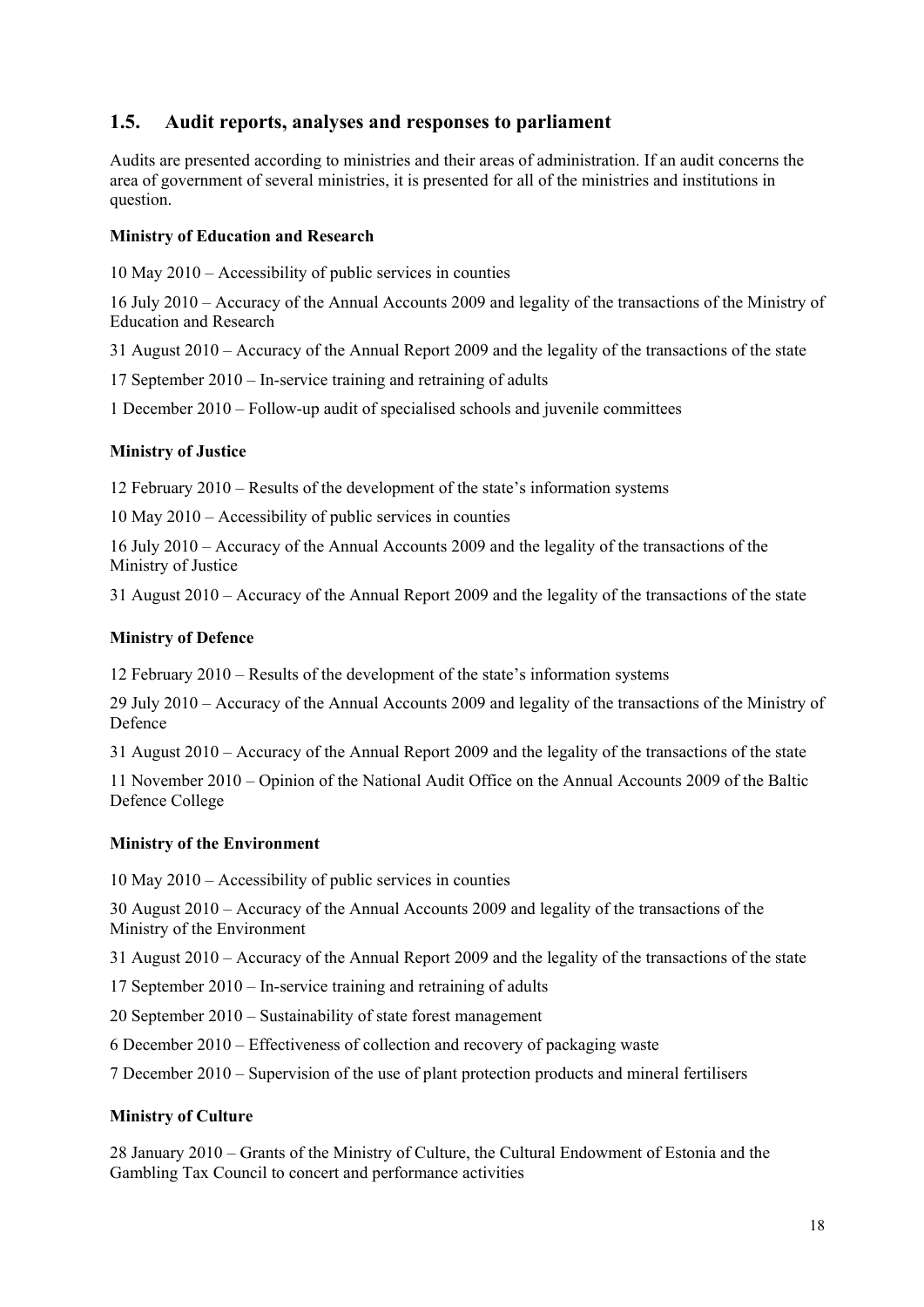## 1.5. Audit reports, analyses and responses to parliament

Audits are presented according to ministries and their areas of administration. If an audit concerns the area of government of several ministries, it is presented for all of the ministries and institutions in question.

**Ministry of Education and Research**

10 May 2010 – Accessibility of public services in counties

16 July 2010 – Accuracy of the Annual Accounts 2009 and legality of the transactions of the Ministry of Education and Research

31 August 2010 – Accuracy of the Annual Report 2009 and the legality of the transactions of the state

17 September 2010 – In-service training and retraining of adults

1 December 2010 – Follow-up audit of specialised schools and juvenile committees

**Ministry of Justice**

12 February 2010 – Results of the development of the state's information systems

10 May 2010 – Accessibility of public services in counties

16 July 2010 – Accuracy of the Annual Accounts 2009 and the legality of the transactions of the Ministry of Justice

31 August 2010 – Accuracy of the Annual Report 2009 and the legality of the transactions of the state

**Ministry of Defence**

12 February 2010 – Results of the development of the state's information systems

29 July 2010 – Accuracy of the Annual Accounts 2009 and legality of the transactions of the Ministry of Defence

31 August 2010 – Accuracy of the Annual Report 2009 and the legality of the transactions of the state

11 November 2010 – Opinion of the National Audit Office on the Annual Accounts 2009 of the Baltic Defence College

**Ministry of the Environment**

10 May 2010 – Accessibility of public services in counties

30 August 2010 – Accuracy of the Annual Accounts 2009 and legality of the transactions of the Ministry of the Environment

31 August 2010 – Accuracy of the Annual Report 2009 and the legality of the transactions of the state

17 September 2010 – In-service training and retraining of adults

20 September 2010 – Sustainability of state forest management

6 December 2010 – Effectiveness of collection and recovery of packaging waste

7 December 2010 – Supervision of the use of plant protection products and mineral fertilisers

**Ministry of Culture**

28 January 2010 – Grants of the Ministry of Culture, the Cultural Endowment of Estonia and the Gambling Tax Council to concert and performance activities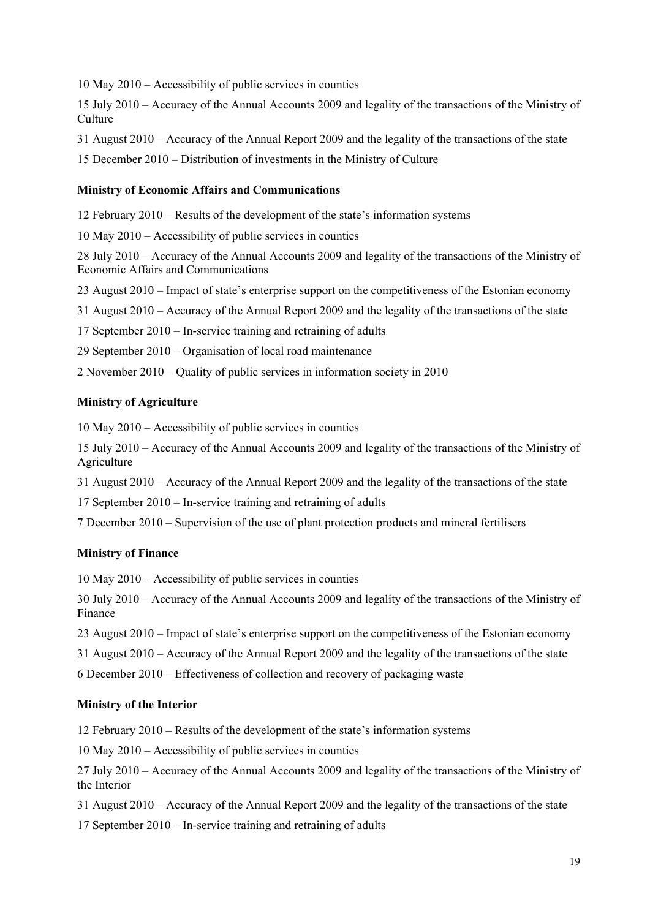10 May 2010 – Accessibility of public services in counties

15 July 2010 – Accuracy of the Annual Accounts 2009 and legality of the transactions of the Ministry of Culture

31 August 2010 – Accuracy of the Annual Report 2009 and the legality of the transactions of the state

15 December 2010 – Distribution of investments in the Ministry of Culture

**Ministry of Economic Affairs and Communications**

12 February 2010 – Results of the development of the state's information systems

10 May 2010 – Accessibility of public services in counties

28 July 2010 – Accuracy of the Annual Accounts 2009 and legality of the transactions of the Ministry of Economic Affairs and Communications

23 August 2010 – Impact of state's enterprise support on the competitiveness of the Estonian economy

31 August 2010 – Accuracy of the Annual Report 2009 and the legality of the transactions of the state

17 September 2010 – In-service training and retraining of adults

29 September 2010 – Organisation of local road maintenance

2 November 2010 – Quality of public services in information society in 2010

**Ministry of Agriculture**

10 May 2010 – Accessibility of public services in counties

15 July 2010 – Accuracy of the Annual Accounts 2009 and legality of the transactions of the Ministry of Agriculture

31 August 2010 – Accuracy of the Annual Report 2009 and the legality of the transactions of the state

17 September 2010 – In-service training and retraining of adults

7 December 2010 – Supervision of the use of plant protection products and mineral fertilisers

**Ministry of Finance**

10 May 2010 – Accessibility of public services in counties

30 July 2010 – Accuracy of the Annual Accounts 2009 and legality of the transactions of the Ministry of Finance

23 August 2010 – Impact of state's enterprise support on the competitiveness of the Estonian economy

31 August 2010 – Accuracy of the Annual Report 2009 and the legality of the transactions of the state

6 December 2010 – Effectiveness of collection and recovery of packaging waste

**Ministry of the Interior**

12 February 2010 – Results of the development of the state's information systems

10 May 2010 – Accessibility of public services in counties

27 July 2010 – Accuracy of the Annual Accounts 2009 and legality of the transactions of the Ministry of the Interior

31 August 2010 – Accuracy of the Annual Report 2009 and the legality of the transactions of the state

17 September 2010 – In-service training and retraining of adults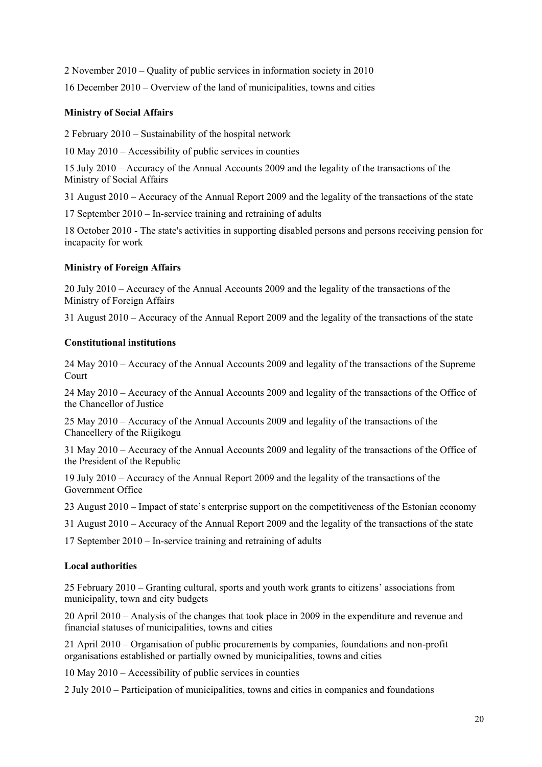2 November 2010 – Quality of public services in information society in 2010

16 December 2010 – Overview of the land of municipalities, towns and cities

**Ministry of Social Affairs**

2 February 2010 – Sustainability of the hospital network

10 May 2010 – Accessibility of public services in counties

15 July 2010 – Accuracy of the Annual Accounts 2009 and the legality of the transactions of the Ministry of Social Affairs

31 August 2010 – Accuracy of the Annual Report 2009 and the legality of the transactions of the state

17 September 2010 – In-service training and retraining of adults

18 October 2010 - The state's activities in supporting disabled persons and persons receiving pension for incapacity for work

**Ministry of Foreign Affairs**

20 July 2010 – Accuracy of the Annual Accounts 2009 and the legality of the transactions of the Ministry of Foreign Affairs

31 August 2010 – Accuracy of the Annual Report 2009 and the legality of the transactions of the state

**Constitutional institutions**

24 May 2010 – Accuracy of the Annual Accounts 2009 and legality of the transactions of the Supreme Court

24 May 2010 – Accuracy of the Annual Accounts 2009 and legality of the transactions of the Office of the Chancellor of Justice

25 May 2010 – Accuracy of the Annual Accounts 2009 and legality of the transactions of the Chancellery of the Riigikogu

31 May 2010 – Accuracy of the Annual Accounts 2009 and legality of the transactions of the Office of the President of the Republic

19 July 2010 – Accuracy of the Annual Report 2009 and the legality of the transactions of the Government Office

23 August 2010 – Impact of state's enterprise support on the competitiveness of the Estonian economy

31 August 2010 – Accuracy of the Annual Report 2009 and the legality of the transactions of the state

17 September 2010 – In-service training and retraining of adults

**Local authorities**

25 February 2010 – Granting cultural, sports and youth work grants to citizens' associations from municipality, town and city budgets

20 April 2010 – Analysis of the changes that took place in 2009 in the expenditure and revenue and financial statuses of municipalities, towns and cities

21 April 2010 – Organisation of public procurements by companies, foundations and non-profit organisations established or partially owned by municipalities, towns and cities

10 May 2010 – Accessibility of public services in counties

2 July 2010 – Participation of municipalities, towns and cities in companies and foundations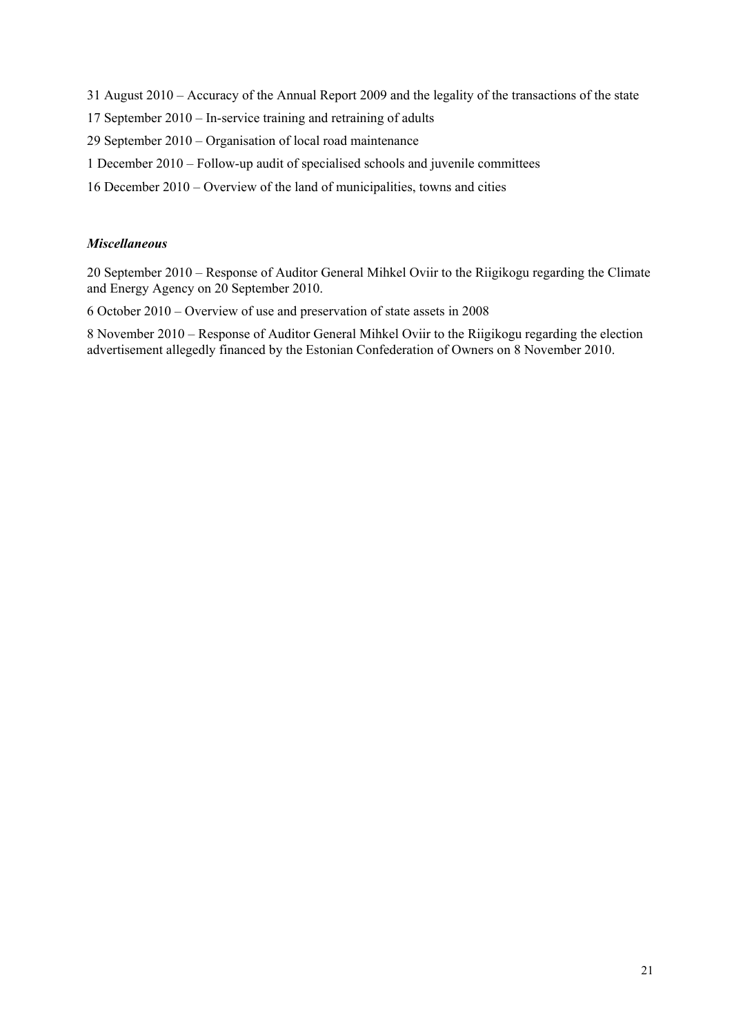31 August 2010 – Accuracy of the Annual Report 2009 and the legality of the transactions of the state

17 September 2010 – In-service training and retraining of adults

29 September 2010 – Organisation of local road maintenance

1 December 2010 – Follow-up audit of specialised schools and juvenile committees

16 December 2010 – Overview of the land of municipalities, towns and cities

***Miscellaneous***

20 September 2010 – Response of Auditor General Mihkel Oviir to the Riigikogu regarding the Climate and Energy Agency on 20 September 2010.

6 October 2010 – Overview of use and preservation of state assets in 2008

8 November 2010 – Response of Auditor General Mihkel Oviir to the Riigikogu regarding the election advertisement allegedly financed by the Estonian Confederation of Owners on 8 November 2010.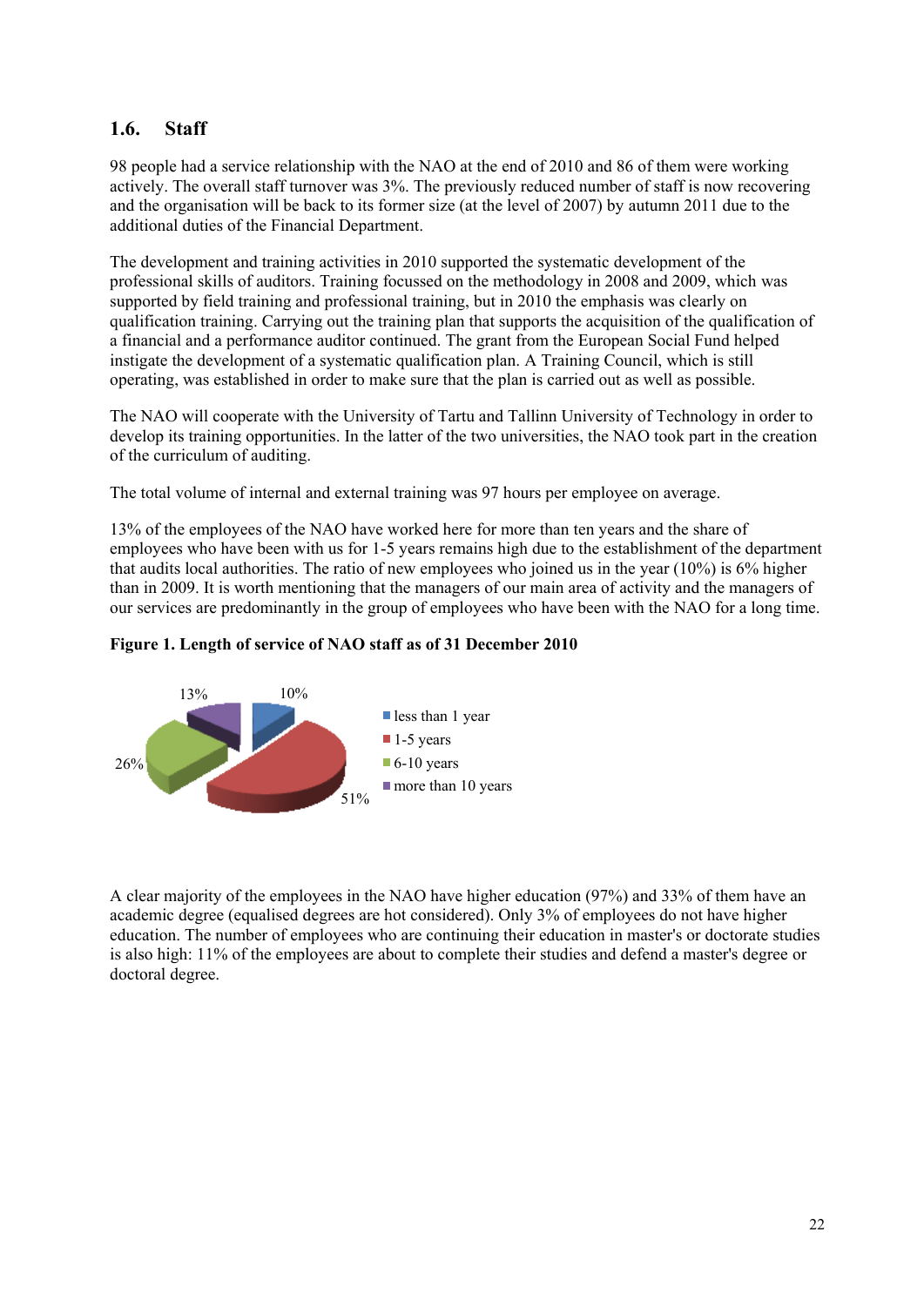## 1.6. Staff

98 people had a service relationship with the NAO at the end of 2010 and 86 of them were working actively. The overall staff turnover was 3%. The previously reduced number of staff is now recovering and the organisation will be back to its former size (at the level of 2007) by autumn 2011 due to the additional duties of the Financial Department.

The development and training activities in 2010 supported the systematic development of the professional skills of auditors. Training focussed on the methodology in 2008 and 2009, which was supported by field training and professional training, but in 2010 the emphasis was clearly on qualification training. Carrying out the training plan that supports the acquisition of the qualification of a financial and a performance auditor continued. The grant from the European Social Fund helped instigate the development of a systematic qualification plan. A Training Council, which is still operating, was established in order to make sure that the plan is carried out as well as possible.

The NAO will cooperate with the University of Tartu and Tallinn University of Technology in order to develop its training opportunities. In the latter of the two universities, the NAO took part in the creation of the curriculum of auditing.

The total volume of internal and external training was 97 hours per employee on average.

13% of the employees of the NAO have worked here for more than ten years and the share of employees who have been with us for 1-5 years remains high due to the establishment of the department that audits local authorities. The ratio of new employees who joined us in the year (10%) is 6% higher than in 2009. It is worth mentioning that the managers of our main area of activity and the managers of our services are predominantly in the group of employees who have been with the NAO for a long time.

**Figure 1. Length of service of NAO staff as of 31 December 2010**

| Length of service | Share |
|---|---|
| less than 1 year | 10% |
| 1-5 years | 51% |
| 6-10 years | 26% |
| more than 10 years | 13% |

A clear majority of the employees in the NAO have higher education (97%) and 33% of them have an academic degree (equalised degrees are hot considered). Only 3% of employees do not have higher education. The number of employees who are continuing their education in master's or doctorate studies is also high: 11% of the employees are about to complete their studies and defend a master's degree or doctoral degree.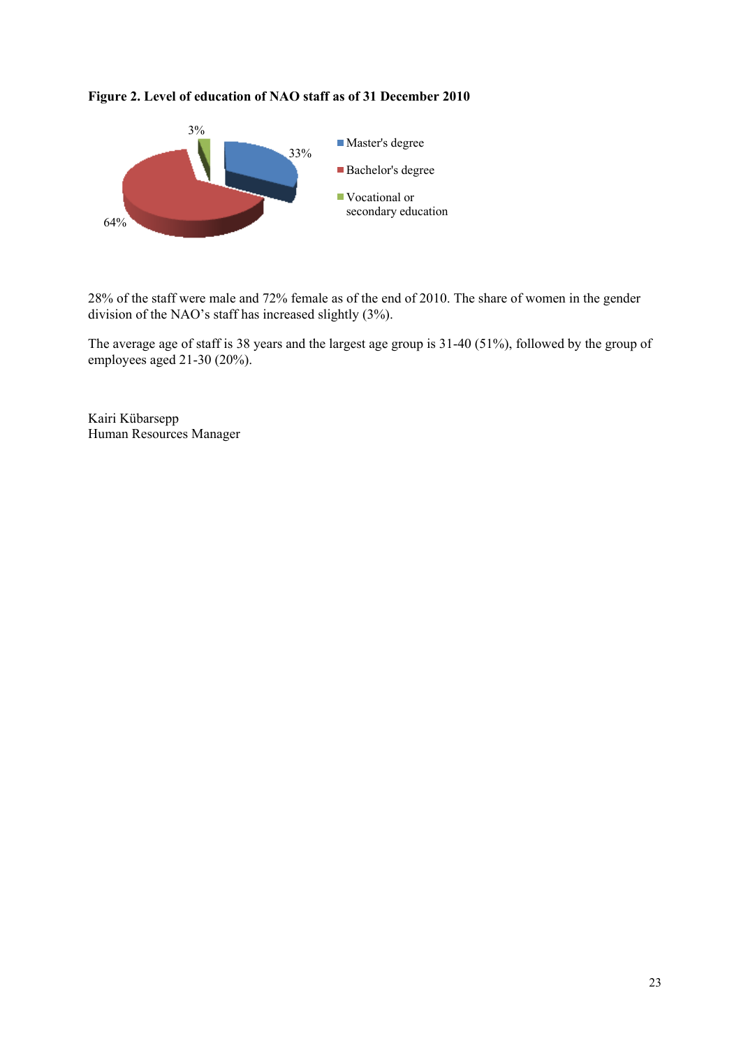**Figure 2. Level of education of NAO staff as of 31 December 2010**

| Level of education | Share |
| --- | --- |
| Master's degree | 33% |
| Bachelor's degree | 64% |
| Vocational or secondary education | 3% |

28% of the staff were male and 72% female as of the end of 2010. The share of women in the gender division of the NAO's staff has increased slightly (3%).

The average age of staff is 38 years and the largest age group is 31-40 (51%), followed by the group of employees aged 21-30 (20%).

Kairi Kübarsepp
Human Resources Manager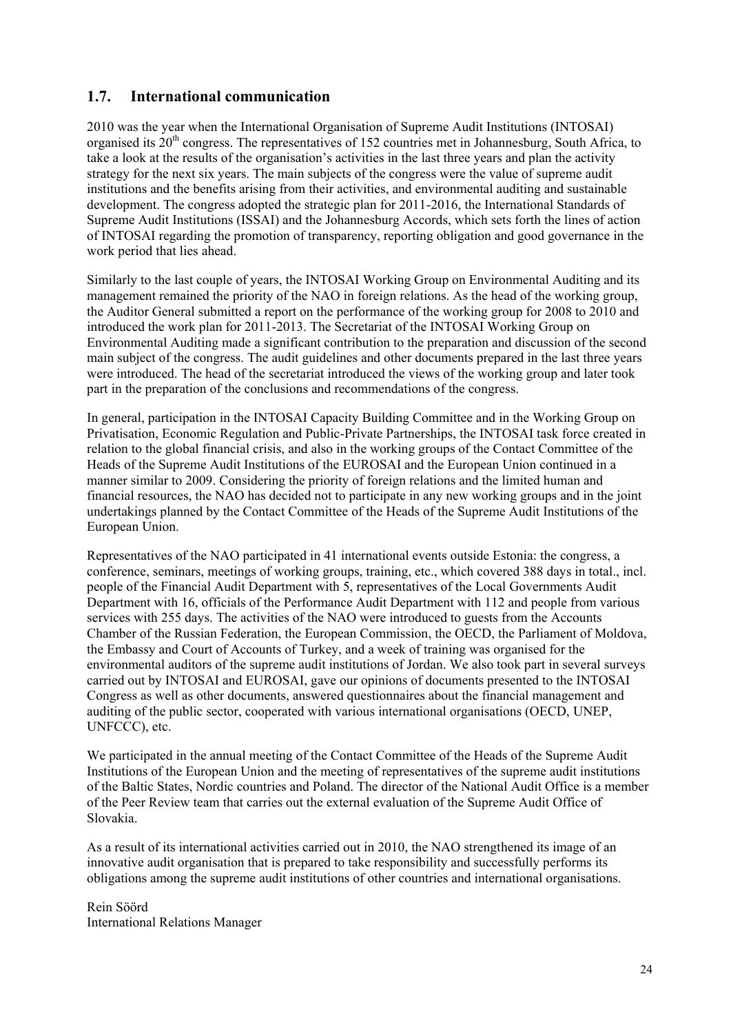## 1.7. International communication

2010 was the year when the International Organisation of Supreme Audit Institutions (INTOSAI) organised its 20th congress. The representatives of 152 countries met in Johannesburg, South Africa, to take a look at the results of the organisation's activities in the last three years and plan the activity strategy for the next six years. The main subjects of the congress were the value of supreme audit institutions and the benefits arising from their activities, and environmental auditing and sustainable development. The congress adopted the strategic plan for 2011-2016, the International Standards of Supreme Audit Institutions (ISSAI) and the Johannesburg Accords, which sets forth the lines of action of INTOSAI regarding the promotion of transparency, reporting obligation and good governance in the work period that lies ahead.

Similarly to the last couple of years, the INTOSAI Working Group on Environmental Auditing and its management remained the priority of the NAO in foreign relations. As the head of the working group, the Auditor General submitted a report on the performance of the working group for 2008 to 2010 and introduced the work plan for 2011-2013. The Secretariat of the INTOSAI Working Group on Environmental Auditing made a significant contribution to the preparation and discussion of the second main subject of the congress. The audit guidelines and other documents prepared in the last three years were introduced. The head of the secretariat introduced the views of the working group and later took part in the preparation of the conclusions and recommendations of the congress.

In general, participation in the INTOSAI Capacity Building Committee and in the Working Group on Privatisation, Economic Regulation and Public-Private Partnerships, the INTOSAI task force created in relation to the global financial crisis, and also in the working groups of the Contact Committee of the Heads of the Supreme Audit Institutions of the EUROSAI and the European Union continued in a manner similar to 2009. Considering the priority of foreign relations and the limited human and financial resources, the NAO has decided not to participate in any new working groups and in the joint undertakings planned by the Contact Committee of the Heads of the Supreme Audit Institutions of the European Union.

Representatives of the NAO participated in 41 international events outside Estonia: the congress, a conference, seminars, meetings of working groups, training, etc., which covered 388 days in total., incl. people of the Financial Audit Department with 5, representatives of the Local Governments Audit Department with 16, officials of the Performance Audit Department with 112 and people from various services with 255 days. The activities of the NAO were introduced to guests from the Accounts Chamber of the Russian Federation, the European Commission, the OECD, the Parliament of Moldova, the Embassy and Court of Accounts of Turkey, and a week of training was organised for the environmental auditors of the supreme audit institutions of Jordan. We also took part in several surveys carried out by INTOSAI and EUROSAI, gave our opinions of documents presented to the INTOSAI Congress as well as other documents, answered questionnaires about the financial management and auditing of the public sector, cooperated with various international organisations (OECD, UNEP, UNFCCC), etc.

We participated in the annual meeting of the Contact Committee of the Heads of the Supreme Audit Institutions of the European Union and the meeting of representatives of the supreme audit institutions of the Baltic States, Nordic countries and Poland. The director of the National Audit Office is a member of the Peer Review team that carries out the external evaluation of the Supreme Audit Office of Slovakia.

As a result of its international activities carried out in 2010, the NAO strengthened its image of an innovative audit organisation that is prepared to take responsibility and successfully performs its obligations among the supreme audit institutions of other countries and international organisations.

Rein Söörd
International Relations Manager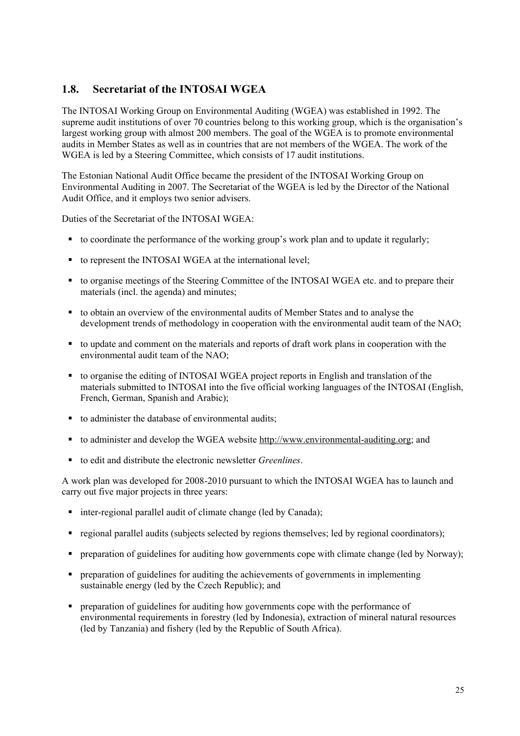## 1.8. Secretariat of the INTOSAI WGEA

The INTOSAI Working Group on Environmental Auditing (WGEA) was established in 1992. The supreme audit institutions of over 70 countries belong to this working group, which is the organisation's largest working group with almost 200 members. The goal of the WGEA is to promote environmental audits in Member States as well as in countries that are not members of the WGEA. The work of the WGEA is led by a Steering Committee, which consists of 17 audit institutions.

The Estonian National Audit Office became the president of the INTOSAI Working Group on Environmental Auditing in 2007. The Secretariat of the WGEA is led by the Director of the National Audit Office, and it employs two senior advisers.

Duties of the Secretariat of the INTOSAI WGEA:

- to coordinate the performance of the working group's work plan and to update it regularly;
- to represent the INTOSAI WGEA at the international level;
- to organise meetings of the Steering Committee of the INTOSAI WGEA etc. and to prepare their materials (incl. the agenda) and minutes;
- to obtain an overview of the environmental audits of Member States and to analyse the development trends of methodology in cooperation with the environmental audit team of the NAO;
- to update and comment on the materials and reports of draft work plans in cooperation with the environmental audit team of the NAO;
- to organise the editing of INTOSAI WGEA project reports in English and translation of the materials submitted to INTOSAI into the five official working languages of the INTOSAI (English, French, German, Spanish and Arabic);
- to administer the database of environmental audits;
- to administer and develop the WGEA website http://www.environmental-auditing.org; and
- to edit and distribute the electronic newsletter *Greenlines*.

A work plan was developed for 2008-2010 pursuant to which the INTOSAI WGEA has to launch and carry out five major projects in three years:

- inter-regional parallel audit of climate change (led by Canada);
- regional parallel audits (subjects selected by regions themselves; led by regional coordinators);
- preparation of guidelines for auditing how governments cope with climate change (led by Norway);
- preparation of guidelines for auditing the achievements of governments in implementing sustainable energy (led by the Czech Republic); and
- preparation of guidelines for auditing how governments cope with the performance of environmental requirements in forestry (led by Indonesia), extraction of mineral natural resources (led by Tanzania) and fishery (led by the Republic of South Africa).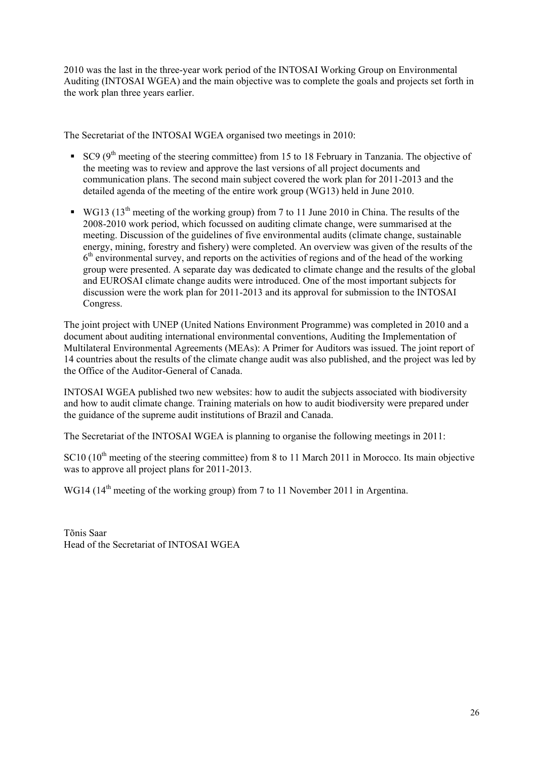2010 was the last in the three-year work period of the INTOSAI Working Group on Environmental Auditing (INTOSAI WGEA) and the main objective was to complete the goals and projects set forth in the work plan three years earlier.

The Secretariat of the INTOSAI WGEA organised two meetings in 2010:

- SC9 (9th meeting of the steering committee) from 15 to 18 February in Tanzania. The objective of the meeting was to review and approve the last versions of all project documents and communication plans. The second main subject covered the work plan for 2011-2013 and the detailed agenda of the meeting of the entire work group (WG13) held in June 2010.
- WG13 (13th meeting of the working group) from 7 to 11 June 2010 in China. The results of the 2008-2010 work period, which focussed on auditing climate change, were summarised at the meeting. Discussion of the guidelines of five environmental audits (climate change, sustainable energy, mining, forestry and fishery) were completed. An overview was given of the results of the 6th environmental survey, and reports on the activities of regions and of the head of the working group were presented. A separate day was dedicated to climate change and the results of the global and EUROSAI climate change audits were introduced. One of the most important subjects for discussion were the work plan for 2011-2013 and its approval for submission to the INTOSAI Congress.

The joint project with UNEP (United Nations Environment Programme) was completed in 2010 and a document about auditing international environmental conventions, Auditing the Implementation of Multilateral Environmental Agreements (MEAs): A Primer for Auditors was issued. The joint report of 14 countries about the results of the climate change audit was also published, and the project was led by the Office of the Auditor-General of Canada.

INTOSAI WGEA published two new websites: how to audit the subjects associated with biodiversity and how to audit climate change. Training materials on how to audit biodiversity were prepared under the guidance of the supreme audit institutions of Brazil and Canada.

The Secretariat of the INTOSAI WGEA is planning to organise the following meetings in 2011:

SC10 (10th meeting of the steering committee) from 8 to 11 March 2011 in Morocco. Its main objective was to approve all project plans for 2011-2013.

WG14 (14th meeting of the working group) from 7 to 11 November 2011 in Argentina.

Tõnis Saar
Head of the Secretariat of INTOSAI WGEA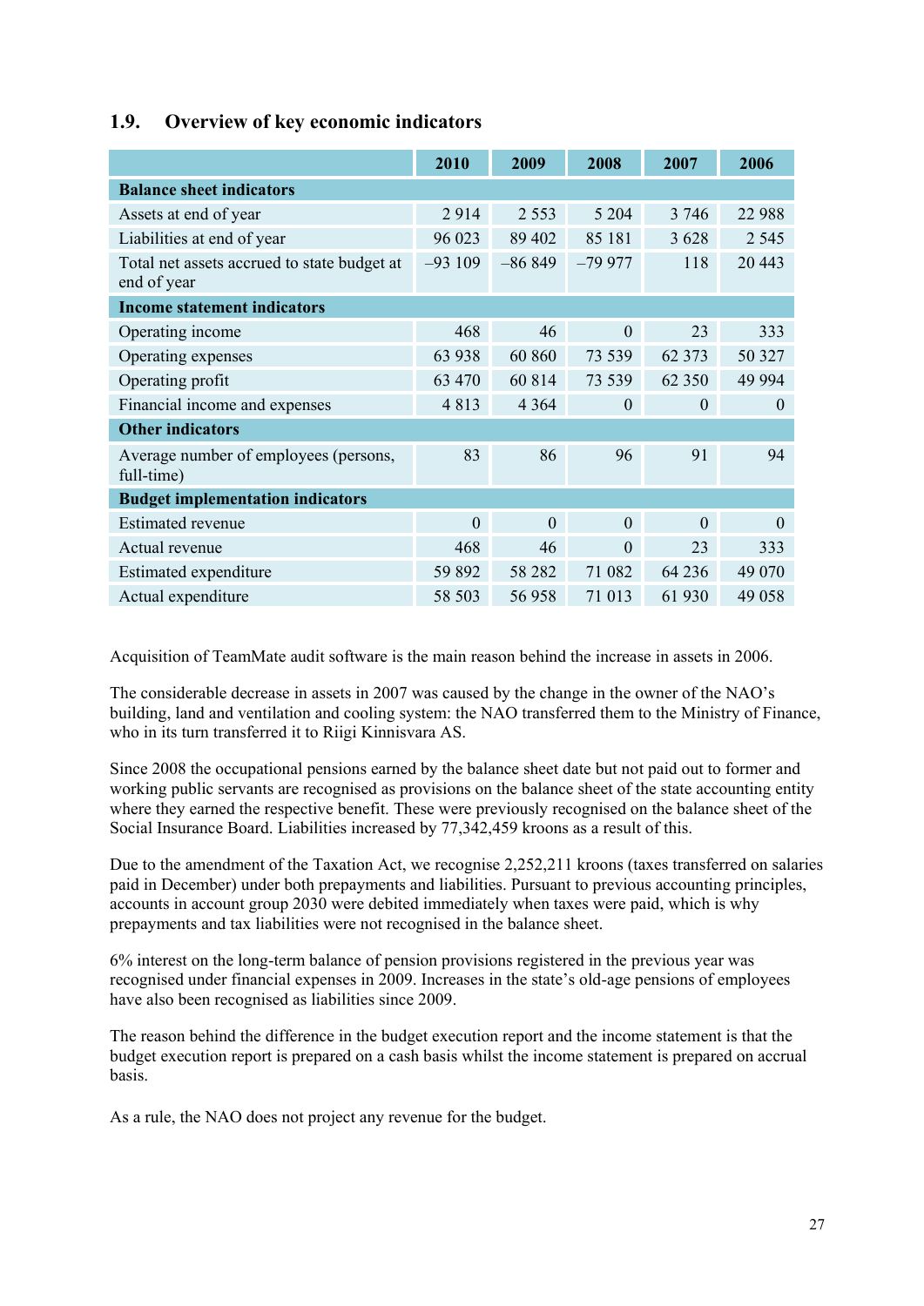## 1.9. Overview of key economic indicators

| | 2010 | 2009 | 2008 | 2007 | 2006 |
|---|---|---|---|---|---|
| **Balance sheet indicators** | | | | | |
| Assets at end of year | 2 914 | 2 553 | 5 204 | 3 746 | 22 988 |
| Liabilities at end of year | 96 023 | 89 402 | 85 181 | 3 628 | 2 545 |
| Total net assets accrued to state budget at end of year | –93 109 | –86 849 | –79 977 | 118 | 20 443 |
| **Income statement indicators** | | | | | |
| Operating income | 468 | 46 | 0 | 23 | 333 |
| Operating expenses | 63 938 | 60 860 | 73 539 | 62 373 | 50 327 |
| Operating profit | 63 470 | 60 814 | 73 539 | 62 350 | 49 994 |
| Financial income and expenses | 4 813 | 4 364 | 0 | 0 | 0 |
| **Other indicators** | | | | | |
| Average number of employees (persons, full-time) | 83 | 86 | 96 | 91 | 94 |
| **Budget implementation indicators** | | | | | |
| Estimated revenue | 0 | 0 | 0 | 0 | 0 |
| Actual revenue | 468 | 46 | 0 | 23 | 333 |
| Estimated expenditure | 59 892 | 58 282 | 71 082 | 64 236 | 49 070 |
| Actual expenditure | 58 503 | 56 958 | 71 013 | 61 930 | 49 058 |

Acquisition of TeamMate audit software is the main reason behind the increase in assets in 2006.

The considerable decrease in assets in 2007 was caused by the change in the owner of the NAO's building, land and ventilation and cooling system: the NAO transferred them to the Ministry of Finance, who in its turn transferred it to Riigi Kinnisvara AS.

Since 2008 the occupational pensions earned by the balance sheet date but not paid out to former and working public servants are recognised as provisions on the balance sheet of the state accounting entity where they earned the respective benefit. These were previously recognised on the balance sheet of the Social Insurance Board. Liabilities increased by 77,342,459 kroons as a result of this.

Due to the amendment of the Taxation Act, we recognise 2,252,211 kroons (taxes transferred on salaries paid in December) under both prepayments and liabilities. Pursuant to previous accounting principles, accounts in account group 2030 were debited immediately when taxes were paid, which is why prepayments and tax liabilities were not recognised in the balance sheet.

6% interest on the long-term balance of pension provisions registered in the previous year was recognised under financial expenses in 2009. Increases in the state's old-age pensions of employees have also been recognised as liabilities since 2009.

The reason behind the difference in the budget execution report and the income statement is that the budget execution report is prepared on a cash basis whilst the income statement is prepared on accrual basis.

As a rule, the NAO does not project any revenue for the budget.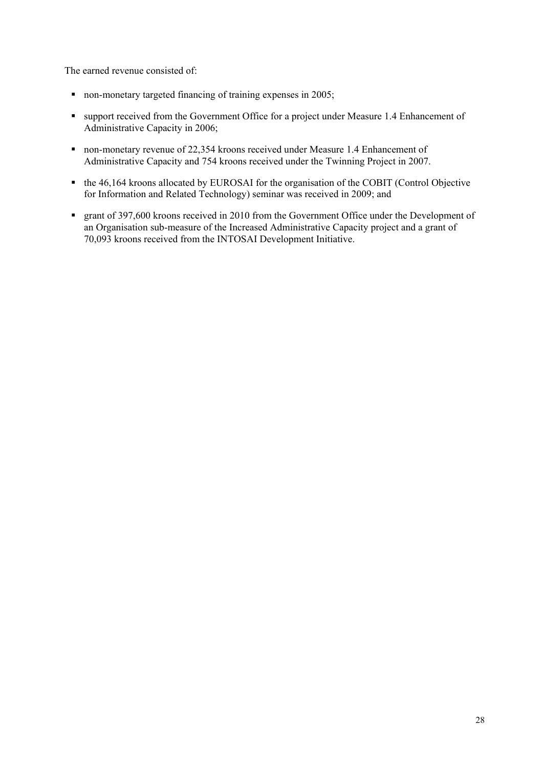The earned revenue consisted of:

- non-monetary targeted financing of training expenses in 2005;
- support received from the Government Office for a project under Measure 1.4 Enhancement of Administrative Capacity in 2006;
- non-monetary revenue of 22,354 kroons received under Measure 1.4 Enhancement of Administrative Capacity and 754 kroons received under the Twinning Project in 2007.
- the 46,164 kroons allocated by EUROSAI for the organisation of the COBIT (Control Objective for Information and Related Technology) seminar was received in 2009; and
- grant of 397,600 kroons received in 2010 from the Government Office under the Development of an Organisation sub-measure of the Increased Administrative Capacity project and a grant of 70,093 kroons received from the INTOSAI Development Initiative.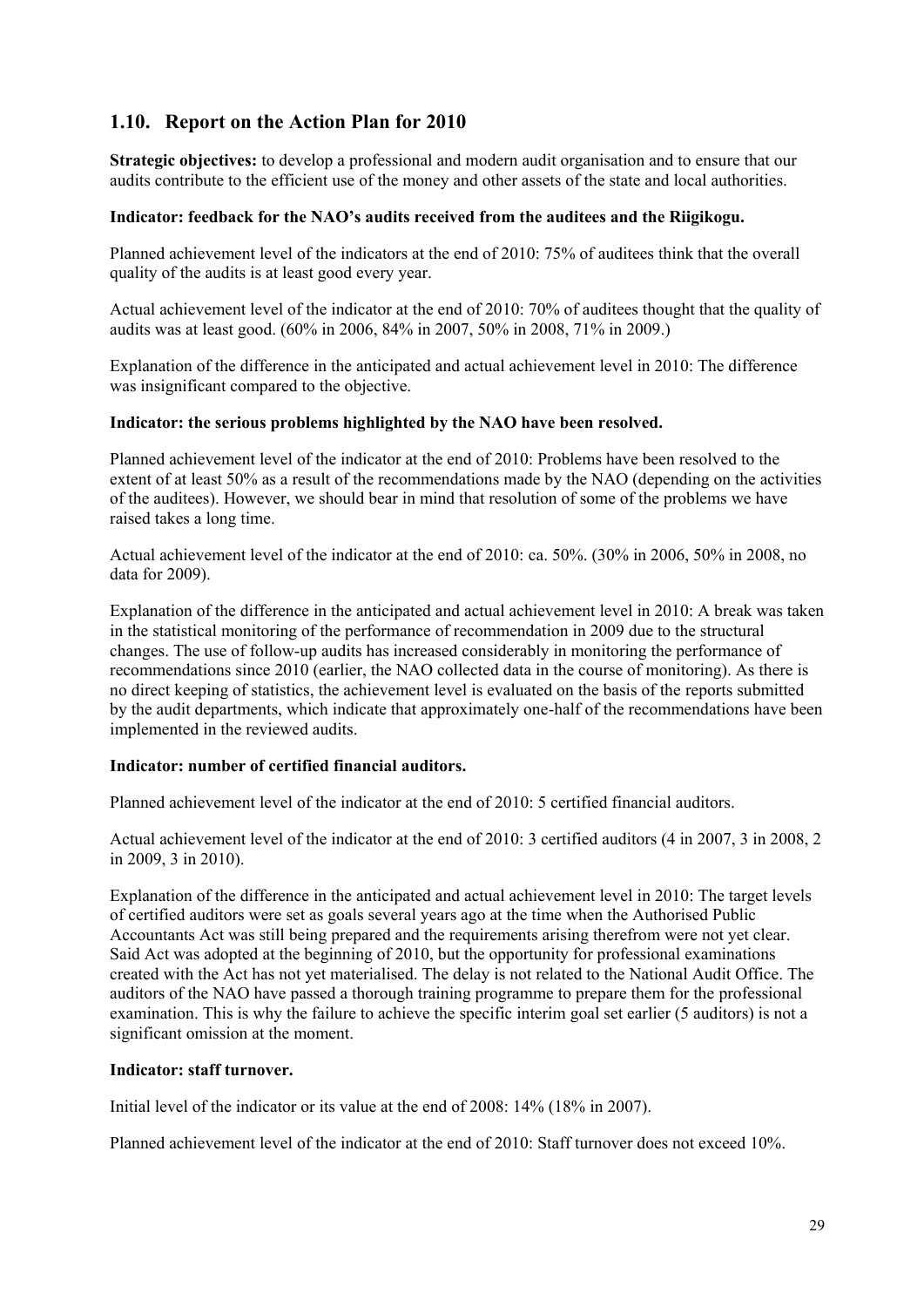## 1.10. Report on the Action Plan for 2010

**Strategic objectives:** to develop a professional and modern audit organisation and to ensure that our audits contribute to the efficient use of the money and other assets of the state and local authorities.

**Indicator: feedback for the NAO's audits received from the auditees and the Riigikogu.**

Planned achievement level of the indicators at the end of 2010: 75% of auditees think that the overall quality of the audits is at least good every year.

Actual achievement level of the indicator at the end of 2010: 70% of auditees thought that the quality of audits was at least good. (60% in 2006, 84% in 2007, 50% in 2008, 71% in 2009.)

Explanation of the difference in the anticipated and actual achievement level in 2010: The difference was insignificant compared to the objective.

**Indicator: the serious problems highlighted by the NAO have been resolved.**

Planned achievement level of the indicator at the end of 2010: Problems have been resolved to the extent of at least 50% as a result of the recommendations made by the NAO (depending on the activities of the auditees). However, we should bear in mind that resolution of some of the problems we have raised takes a long time.

Actual achievement level of the indicator at the end of 2010: ca. 50%. (30% in 2006, 50% in 2008, no data for 2009).

Explanation of the difference in the anticipated and actual achievement level in 2010: A break was taken in the statistical monitoring of the performance of recommendation in 2009 due to the structural changes. The use of follow-up audits has increased considerably in monitoring the performance of recommendations since 2010 (earlier, the NAO collected data in the course of monitoring). As there is no direct keeping of statistics, the achievement level is evaluated on the basis of the reports submitted by the audit departments, which indicate that approximately one-half of the recommendations have been implemented in the reviewed audits.

**Indicator: number of certified financial auditors.**

Planned achievement level of the indicator at the end of 2010: 5 certified financial auditors.

Actual achievement level of the indicator at the end of 2010: 3 certified auditors (4 in 2007, 3 in 2008, 2 in 2009, 3 in 2010).

Explanation of the difference in the anticipated and actual achievement level in 2010: The target levels of certified auditors were set as goals several years ago at the time when the Authorised Public Accountants Act was still being prepared and the requirements arising therefrom were not yet clear. Said Act was adopted at the beginning of 2010, but the opportunity for professional examinations created with the Act has not yet materialised. The delay is not related to the National Audit Office. The auditors of the NAO have passed a thorough training programme to prepare them for the professional examination. This is why the failure to achieve the specific interim goal set earlier (5 auditors) is not a significant omission at the moment.

**Indicator: staff turnover.**

Initial level of the indicator or its value at the end of 2008: 14% (18% in 2007).

Planned achievement level of the indicator at the end of 2010: Staff turnover does not exceed 10%.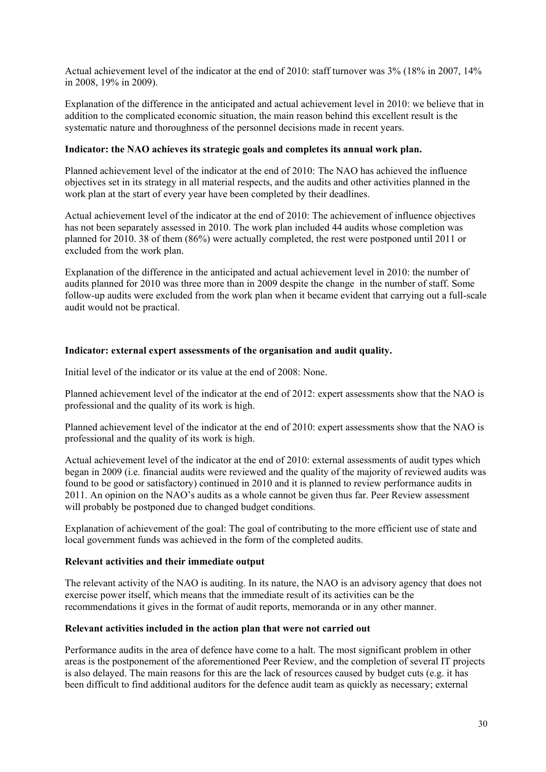Actual achievement level of the indicator at the end of 2010: staff turnover was 3% (18% in 2007, 14% in 2008, 19% in 2009).

Explanation of the difference in the anticipated and actual achievement level in 2010: we believe that in addition to the complicated economic situation, the main reason behind this excellent result is the systematic nature and thoroughness of the personnel decisions made in recent years.

**Indicator: the NAO achieves its strategic goals and completes its annual work plan.**

Planned achievement level of the indicator at the end of 2010: The NAO has achieved the influence objectives set in its strategy in all material respects, and the audits and other activities planned in the work plan at the start of every year have been completed by their deadlines.

Actual achievement level of the indicator at the end of 2010: The achievement of influence objectives has not been separately assessed in 2010. The work plan included 44 audits whose completion was planned for 2010. 38 of them (86%) were actually completed, the rest were postponed until 2011 or excluded from the work plan.

Explanation of the difference in the anticipated and actual achievement level in 2010: the number of audits planned for 2010 was three more than in 2009 despite the change in the number of staff. Some follow-up audits were excluded from the work plan when it became evident that carrying out a full-scale audit would not be practical.

**Indicator: external expert assessments of the organisation and audit quality.**

Initial level of the indicator or its value at the end of 2008: None.

Planned achievement level of the indicator at the end of 2012: expert assessments show that the NAO is professional and the quality of its work is high.

Planned achievement level of the indicator at the end of 2010: expert assessments show that the NAO is professional and the quality of its work is high.

Actual achievement level of the indicator at the end of 2010: external assessments of audit types which began in 2009 (i.e. financial audits were reviewed and the quality of the majority of reviewed audits was found to be good or satisfactory) continued in 2010 and it is planned to review performance audits in 2011. An opinion on the NAO's audits as a whole cannot be given thus far. Peer Review assessment will probably be postponed due to changed budget conditions.

Explanation of achievement of the goal: The goal of contributing to the more efficient use of state and local government funds was achieved in the form of the completed audits.

**Relevant activities and their immediate output**

The relevant activity of the NAO is auditing. In its nature, the NAO is an advisory agency that does not exercise power itself, which means that the immediate result of its activities can be the recommendations it gives in the format of audit reports, memoranda or in any other manner.

**Relevant activities included in the action plan that were not carried out**

Performance audits in the area of defence have come to a halt. The most significant problem in other areas is the postponement of the aforementioned Peer Review, and the completion of several IT projects is also delayed. The main reasons for this are the lack of resources caused by budget cuts (e.g. it has been difficult to find additional auditors for the defence audit team as quickly as necessary; external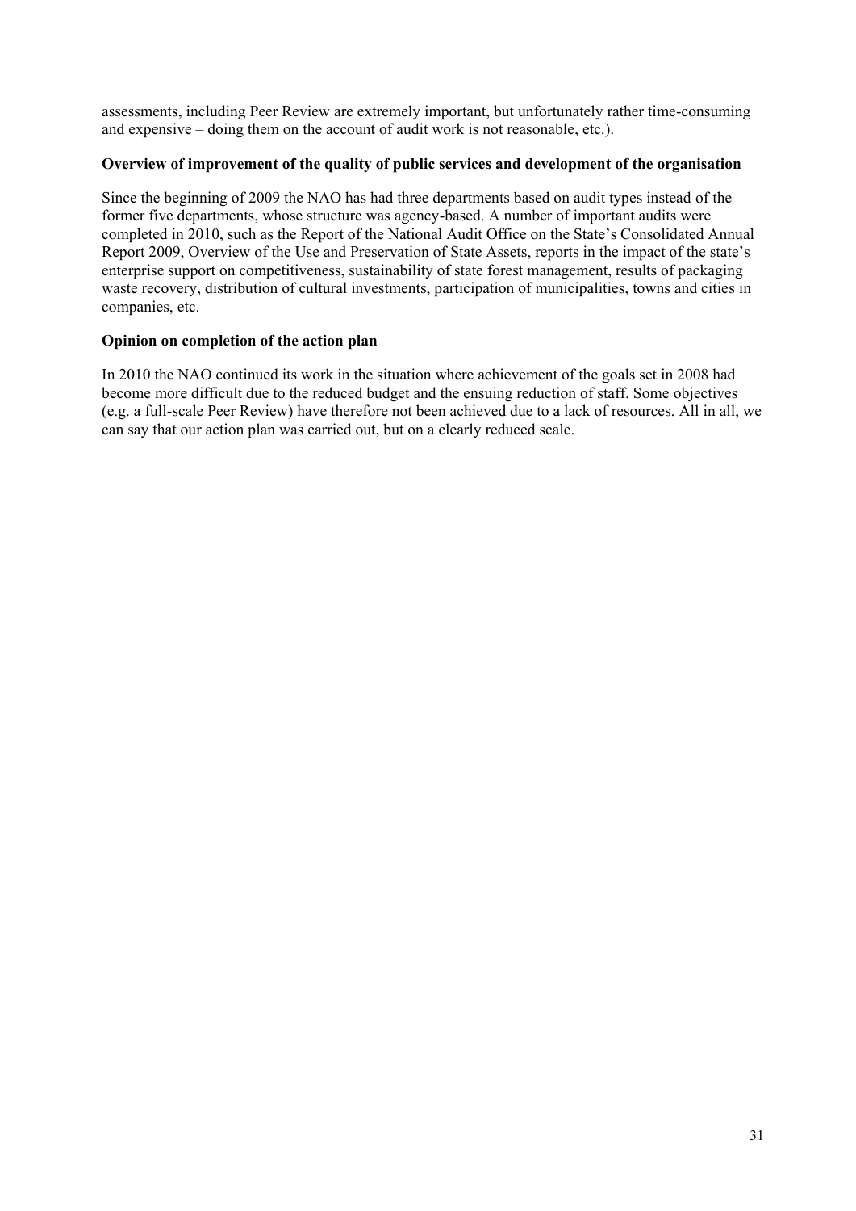assessments, including Peer Review are extremely important, but unfortunately rather time-consuming and expensive – doing them on the account of audit work is not reasonable, etc.).

**Overview of improvement of the quality of public services and development of the organisation**

Since the beginning of 2009 the NAO has had three departments based on audit types instead of the former five departments, whose structure was agency-based. A number of important audits were completed in 2010, such as the Report of the National Audit Office on the State's Consolidated Annual Report 2009, Overview of the Use and Preservation of State Assets, reports in the impact of the state's enterprise support on competitiveness, sustainability of state forest management, results of packaging waste recovery, distribution of cultural investments, participation of municipalities, towns and cities in companies, etc.

**Opinion on completion of the action plan**

In 2010 the NAO continued its work in the situation where achievement of the goals set in 2008 had become more difficult due to the reduced budget and the ensuing reduction of staff. Some objectives (e.g. a full-scale Peer Review) have therefore not been achieved due to a lack of resources. All in all, we can say that our action plan was carried out, but on a clearly reduced scale.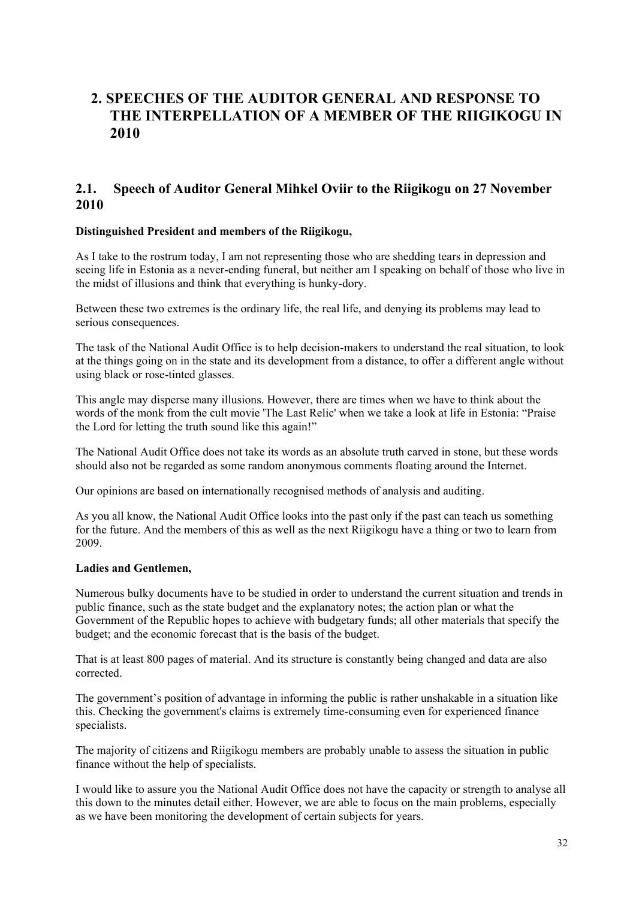# 2. SPEECHES OF THE AUDITOR GENERAL AND RESPONSE TO THE INTERPELLATION OF A MEMBER OF THE RIIGIKOGU IN 2010

## 2.1. Speech of Auditor General Mihkel Oviir to the Riigikogu on 27 November 2010

**Distinguished President and members of the Riigikogu,**

As I take to the rostrum today, I am not representing those who are shedding tears in depression and seeing life in Estonia as a never-ending funeral, but neither am I speaking on behalf of those who live in the midst of illusions and think that everything is hunky-dory.

Between these two extremes is the ordinary life, the real life, and denying its problems may lead to serious consequences.

The task of the National Audit Office is to help decision-makers to understand the real situation, to look at the things going on in the state and its development from a distance, to offer a different angle without using black or rose-tinted glasses.

This angle may disperse many illusions. However, there are times when we have to think about the words of the monk from the cult movie 'The Last Relic' when we take a look at life in Estonia: "Praise the Lord for letting the truth sound like this again!"

The National Audit Office does not take its words as an absolute truth carved in stone, but these words should also not be regarded as some random anonymous comments floating around the Internet.

Our opinions are based on internationally recognised methods of analysis and auditing.

As you all know, the National Audit Office looks into the past only if the past can teach us something for the future. And the members of this as well as the next Riigikogu have a thing or two to learn from 2009.

**Ladies and Gentlemen,**

Numerous bulky documents have to be studied in order to understand the current situation and trends in public finance, such as the state budget and the explanatory notes; the action plan or what the Government of the Republic hopes to achieve with budgetary funds; all other materials that specify the budget; and the economic forecast that is the basis of the budget.

That is at least 800 pages of material. And its structure is constantly being changed and data are also corrected.

The government's position of advantage in informing the public is rather unshakable in a situation like this. Checking the government's claims is extremely time-consuming even for experienced finance specialists.

The majority of citizens and Riigikogu members are probably unable to assess the situation in public finance without the help of specialists.

I would like to assure you the National Audit Office does not have the capacity or strength to analyse all this down to the minutes detail either. However, we are able to focus on the main problems, especially as we have been monitoring the development of certain subjects for years.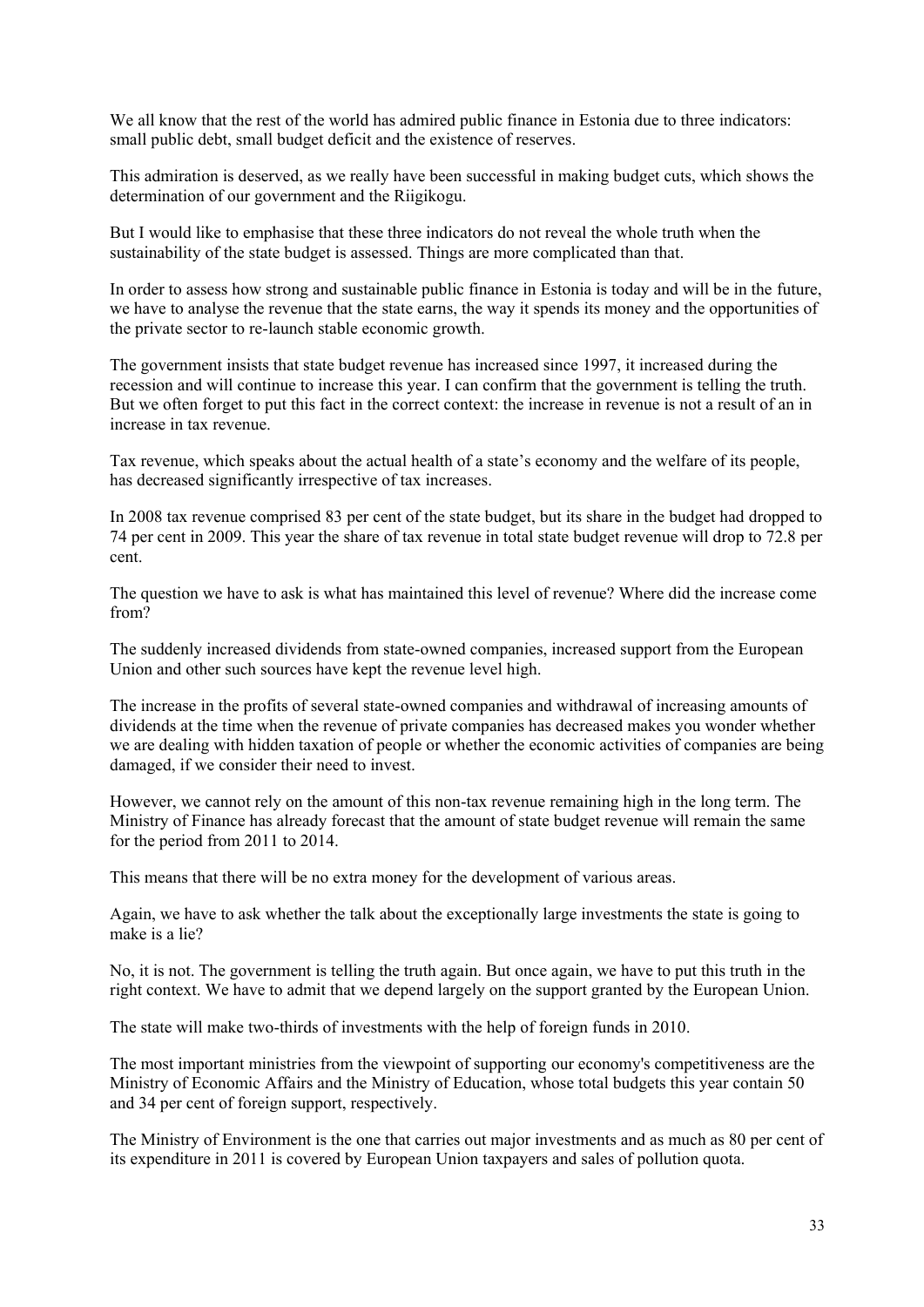We all know that the rest of the world has admired public finance in Estonia due to three indicators: small public debt, small budget deficit and the existence of reserves.

This admiration is deserved, as we really have been successful in making budget cuts, which shows the determination of our government and the Riigikogu.

But I would like to emphasise that these three indicators do not reveal the whole truth when the sustainability of the state budget is assessed. Things are more complicated than that.

In order to assess how strong and sustainable public finance in Estonia is today and will be in the future, we have to analyse the revenue that the state earns, the way it spends its money and the opportunities of the private sector to re-launch stable economic growth.

The government insists that state budget revenue has increased since 1997, it increased during the recession and will continue to increase this year. I can confirm that the government is telling the truth. But we often forget to put this fact in the correct context: the increase in revenue is not a result of an in increase in tax revenue.

Tax revenue, which speaks about the actual health of a state's economy and the welfare of its people, has decreased significantly irrespective of tax increases.

In 2008 tax revenue comprised 83 per cent of the state budget, but its share in the budget had dropped to 74 per cent in 2009. This year the share of tax revenue in total state budget revenue will drop to 72.8 per cent.

The question we have to ask is what has maintained this level of revenue? Where did the increase come from?

The suddenly increased dividends from state-owned companies, increased support from the European Union and other such sources have kept the revenue level high.

The increase in the profits of several state-owned companies and withdrawal of increasing amounts of dividends at the time when the revenue of private companies has decreased makes you wonder whether we are dealing with hidden taxation of people or whether the economic activities of companies are being damaged, if we consider their need to invest.

However, we cannot rely on the amount of this non-tax revenue remaining high in the long term. The Ministry of Finance has already forecast that the amount of state budget revenue will remain the same for the period from 2011 to 2014.

This means that there will be no extra money for the development of various areas.

Again, we have to ask whether the talk about the exceptionally large investments the state is going to make is a lie?

No, it is not. The government is telling the truth again. But once again, we have to put this truth in the right context. We have to admit that we depend largely on the support granted by the European Union.

The state will make two-thirds of investments with the help of foreign funds in 2010.

The most important ministries from the viewpoint of supporting our economy's competitiveness are the Ministry of Economic Affairs and the Ministry of Education, whose total budgets this year contain 50 and 34 per cent of foreign support, respectively.

The Ministry of Environment is the one that carries out major investments and as much as 80 per cent of its expenditure in 2011 is covered by European Union taxpayers and sales of pollution quota.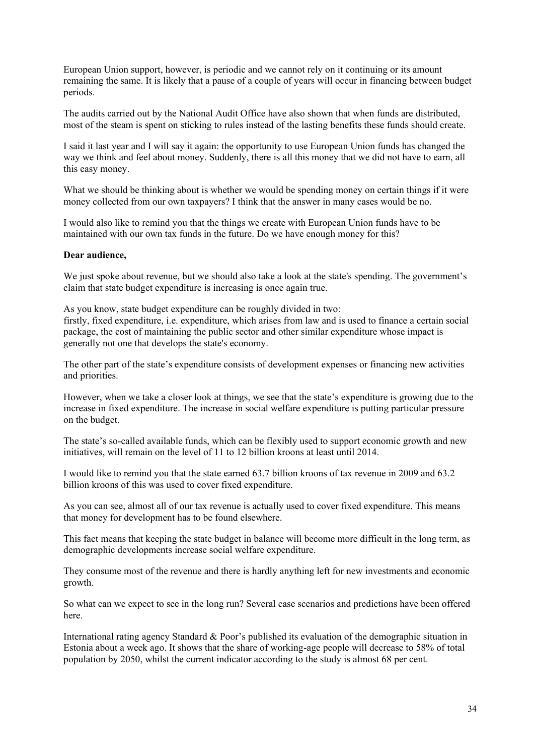European Union support, however, is periodic and we cannot rely on it continuing or its amount remaining the same. It is likely that a pause of a couple of years will occur in financing between budget periods.

The audits carried out by the National Audit Office have also shown that when funds are distributed, most of the steam is spent on sticking to rules instead of the lasting benefits these funds should create.

I said it last year and I will say it again: the opportunity to use European Union funds has changed the way we think and feel about money. Suddenly, there is all this money that we did not have to earn, all this easy money.

What we should be thinking about is whether we would be spending money on certain things if it were money collected from our own taxpayers? I think that the answer in many cases would be no.

I would also like to remind you that the things we create with European Union funds have to be maintained with our own tax funds in the future. Do we have enough money for this?

**Dear audience,**

We just spoke about revenue, but we should also take a look at the state's spending. The government's claim that state budget expenditure is increasing is once again true.

As you know, state budget expenditure can be roughly divided in two:
firstly, fixed expenditure, i.e. expenditure, which arises from law and is used to finance a certain social package, the cost of maintaining the public sector and other similar expenditure whose impact is generally not one that develops the state's economy.

The other part of the state's expenditure consists of development expenses or financing new activities and priorities.

However, when we take a closer look at things, we see that the state's expenditure is growing due to the increase in fixed expenditure. The increase in social welfare expenditure is putting particular pressure on the budget.

The state's so-called available funds, which can be flexibly used to support economic growth and new initiatives, will remain on the level of 11 to 12 billion kroons at least until 2014.

I would like to remind you that the state earned 63.7 billion kroons of tax revenue in 2009 and 63.2 billion kroons of this was used to cover fixed expenditure.

As you can see, almost all of our tax revenue is actually used to cover fixed expenditure. This means that money for development has to be found elsewhere.

This fact means that keeping the state budget in balance will become more difficult in the long term, as demographic developments increase social welfare expenditure.

They consume most of the revenue and there is hardly anything left for new investments and economic growth.

So what can we expect to see in the long run? Several case scenarios and predictions have been offered here.

International rating agency Standard & Poor's published its evaluation of the demographic situation in Estonia about a week ago. It shows that the share of working-age people will decrease to 58% of total population by 2050, whilst the current indicator according to the study is almost 68 per cent.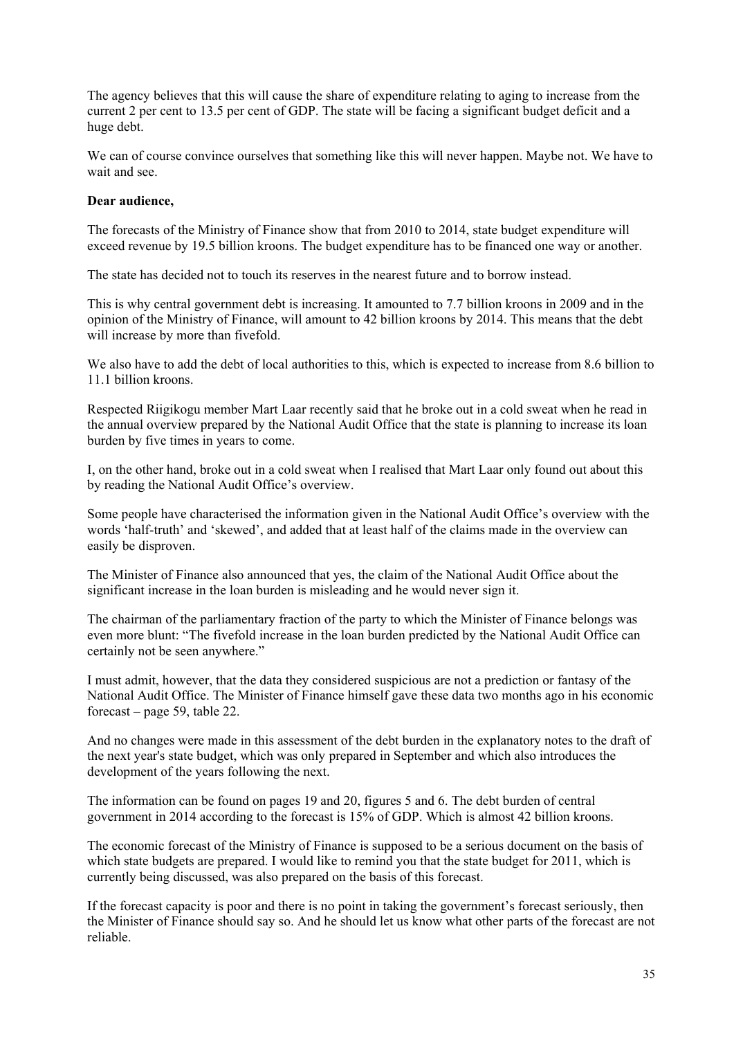The agency believes that this will cause the share of expenditure relating to aging to increase from the current 2 per cent to 13.5 per cent of GDP. The state will be facing a significant budget deficit and a huge debt.

We can of course convince ourselves that something like this will never happen. Maybe not. We have to wait and see.

**Dear audience,**

The forecasts of the Ministry of Finance show that from 2010 to 2014, state budget expenditure will exceed revenue by 19.5 billion kroons. The budget expenditure has to be financed one way or another.

The state has decided not to touch its reserves in the nearest future and to borrow instead.

This is why central government debt is increasing. It amounted to 7.7 billion kroons in 2009 and in the opinion of the Ministry of Finance, will amount to 42 billion kroons by 2014. This means that the debt will increase by more than fivefold.

We also have to add the debt of local authorities to this, which is expected to increase from 8.6 billion to 11.1 billion kroons.

Respected Riigikogu member Mart Laar recently said that he broke out in a cold sweat when he read in the annual overview prepared by the National Audit Office that the state is planning to increase its loan burden by five times in years to come.

I, on the other hand, broke out in a cold sweat when I realised that Mart Laar only found out about this by reading the National Audit Office's overview.

Some people have characterised the information given in the National Audit Office's overview with the words 'half-truth' and 'skewed', and added that at least half of the claims made in the overview can easily be disproven.

The Minister of Finance also announced that yes, the claim of the National Audit Office about the significant increase in the loan burden is misleading and he would never sign it.

The chairman of the parliamentary fraction of the party to which the Minister of Finance belongs was even more blunt: "The fivefold increase in the loan burden predicted by the National Audit Office can certainly not be seen anywhere."

I must admit, however, that the data they considered suspicious are not a prediction or fantasy of the National Audit Office. The Minister of Finance himself gave these data two months ago in his economic forecast – page 59, table 22.

And no changes were made in this assessment of the debt burden in the explanatory notes to the draft of the next year's state budget, which was only prepared in September and which also introduces the development of the years following the next.

The information can be found on pages 19 and 20, figures 5 and 6. The debt burden of central government in 2014 according to the forecast is 15% of GDP. Which is almost 42 billion kroons.

The economic forecast of the Ministry of Finance is supposed to be a serious document on the basis of which state budgets are prepared. I would like to remind you that the state budget for 2011, which is currently being discussed, was also prepared on the basis of this forecast.

If the forecast capacity is poor and there is no point in taking the government's forecast seriously, then the Minister of Finance should say so. And he should let us know what other parts of the forecast are not reliable.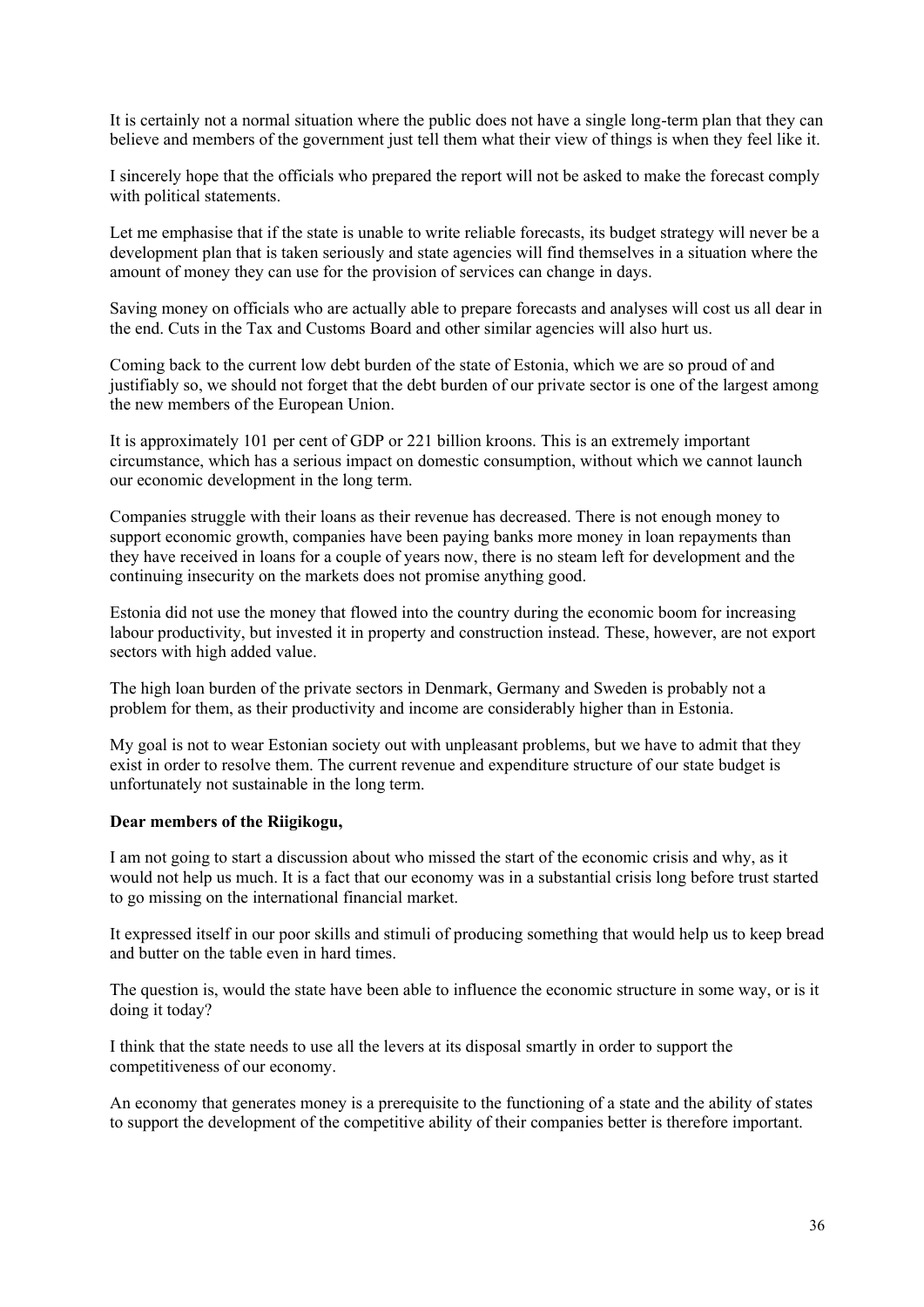It is certainly not a normal situation where the public does not have a single long-term plan that they can believe and members of the government just tell them what their view of things is when they feel like it.

I sincerely hope that the officials who prepared the report will not be asked to make the forecast comply with political statements.

Let me emphasise that if the state is unable to write reliable forecasts, its budget strategy will never be a development plan that is taken seriously and state agencies will find themselves in a situation where the amount of money they can use for the provision of services can change in days.

Saving money on officials who are actually able to prepare forecasts and analyses will cost us all dear in the end. Cuts in the Tax and Customs Board and other similar agencies will also hurt us.

Coming back to the current low debt burden of the state of Estonia, which we are so proud of and justifiably so, we should not forget that the debt burden of our private sector is one of the largest among the new members of the European Union.

It is approximately 101 per cent of GDP or 221 billion kroons. This is an extremely important circumstance, which has a serious impact on domestic consumption, without which we cannot launch our economic development in the long term.

Companies struggle with their loans as their revenue has decreased. There is not enough money to support economic growth, companies have been paying banks more money in loan repayments than they have received in loans for a couple of years now, there is no steam left for development and the continuing insecurity on the markets does not promise anything good.

Estonia did not use the money that flowed into the country during the economic boom for increasing labour productivity, but invested it in property and construction instead. These, however, are not export sectors with high added value.

The high loan burden of the private sectors in Denmark, Germany and Sweden is probably not a problem for them, as their productivity and income are considerably higher than in Estonia.

My goal is not to wear Estonian society out with unpleasant problems, but we have to admit that they exist in order to resolve them. The current revenue and expenditure structure of our state budget is unfortunately not sustainable in the long term.

**Dear members of the Riigikogu,**

I am not going to start a discussion about who missed the start of the economic crisis and why, as it would not help us much. It is a fact that our economy was in a substantial crisis long before trust started to go missing on the international financial market.

It expressed itself in our poor skills and stimuli of producing something that would help us to keep bread and butter on the table even in hard times.

The question is, would the state have been able to influence the economic structure in some way, or is it doing it today?

I think that the state needs to use all the levers at its disposal smartly in order to support the competitiveness of our economy.

An economy that generates money is a prerequisite to the functioning of a state and the ability of states to support the development of the competitive ability of their companies better is therefore important.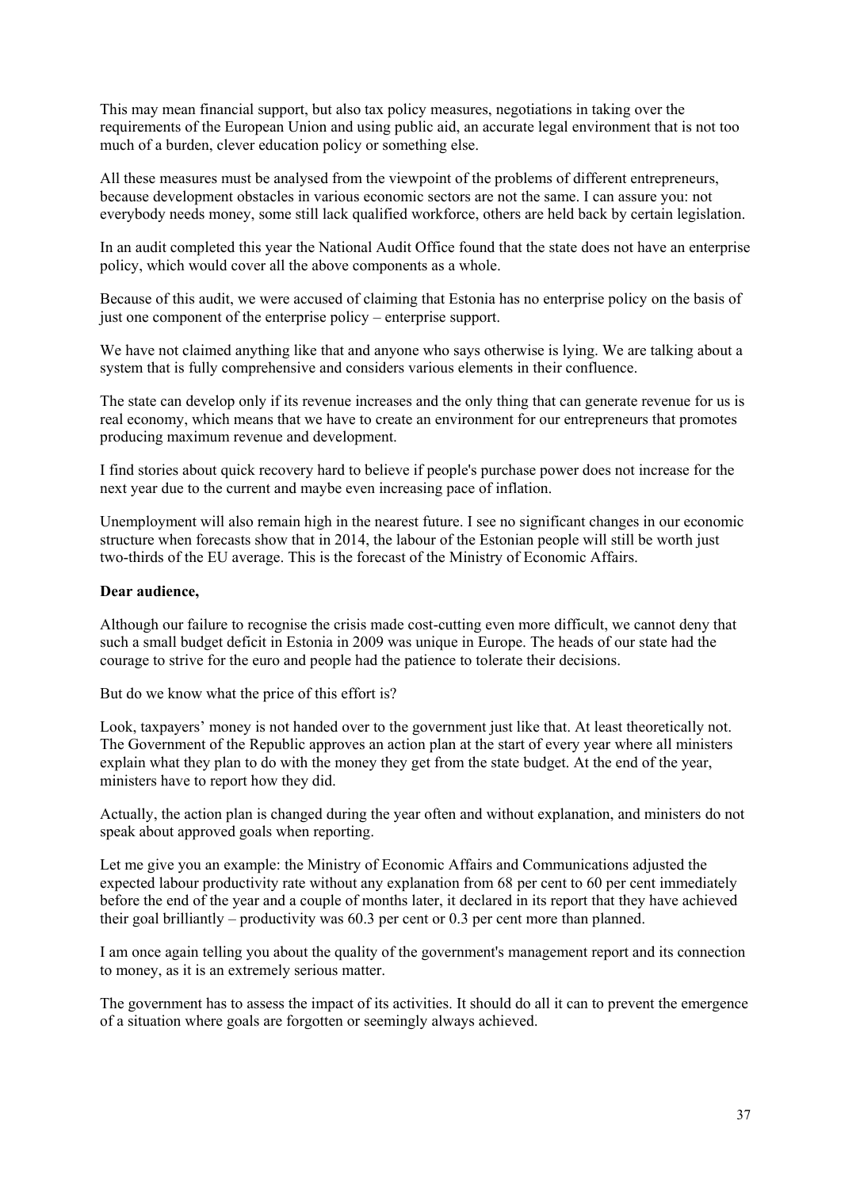This may mean financial support, but also tax policy measures, negotiations in taking over the requirements of the European Union and using public aid, an accurate legal environment that is not too much of a burden, clever education policy or something else.

All these measures must be analysed from the viewpoint of the problems of different entrepreneurs, because development obstacles in various economic sectors are not the same. I can assure you: not everybody needs money, some still lack qualified workforce, others are held back by certain legislation.

In an audit completed this year the National Audit Office found that the state does not have an enterprise policy, which would cover all the above components as a whole.

Because of this audit, we were accused of claiming that Estonia has no enterprise policy on the basis of just one component of the enterprise policy – enterprise support.

We have not claimed anything like that and anyone who says otherwise is lying. We are talking about a system that is fully comprehensive and considers various elements in their confluence.

The state can develop only if its revenue increases and the only thing that can generate revenue for us is real economy, which means that we have to create an environment for our entrepreneurs that promotes producing maximum revenue and development.

I find stories about quick recovery hard to believe if people's purchase power does not increase for the next year due to the current and maybe even increasing pace of inflation.

Unemployment will also remain high in the nearest future. I see no significant changes in our economic structure when forecasts show that in 2014, the labour of the Estonian people will still be worth just two-thirds of the EU average. This is the forecast of the Ministry of Economic Affairs.

**Dear audience,**

Although our failure to recognise the crisis made cost-cutting even more difficult, we cannot deny that such a small budget deficit in Estonia in 2009 was unique in Europe. The heads of our state had the courage to strive for the euro and people had the patience to tolerate their decisions.

But do we know what the price of this effort is?

Look, taxpayers' money is not handed over to the government just like that. At least theoretically not. The Government of the Republic approves an action plan at the start of every year where all ministers explain what they plan to do with the money they get from the state budget. At the end of the year, ministers have to report how they did.

Actually, the action plan is changed during the year often and without explanation, and ministers do not speak about approved goals when reporting.

Let me give you an example: the Ministry of Economic Affairs and Communications adjusted the expected labour productivity rate without any explanation from 68 per cent to 60 per cent immediately before the end of the year and a couple of months later, it declared in its report that they have achieved their goal brilliantly – productivity was 60.3 per cent or 0.3 per cent more than planned.

I am once again telling you about the quality of the government's management report and its connection to money, as it is an extremely serious matter.

The government has to assess the impact of its activities. It should do all it can to prevent the emergence of a situation where goals are forgotten or seemingly always achieved.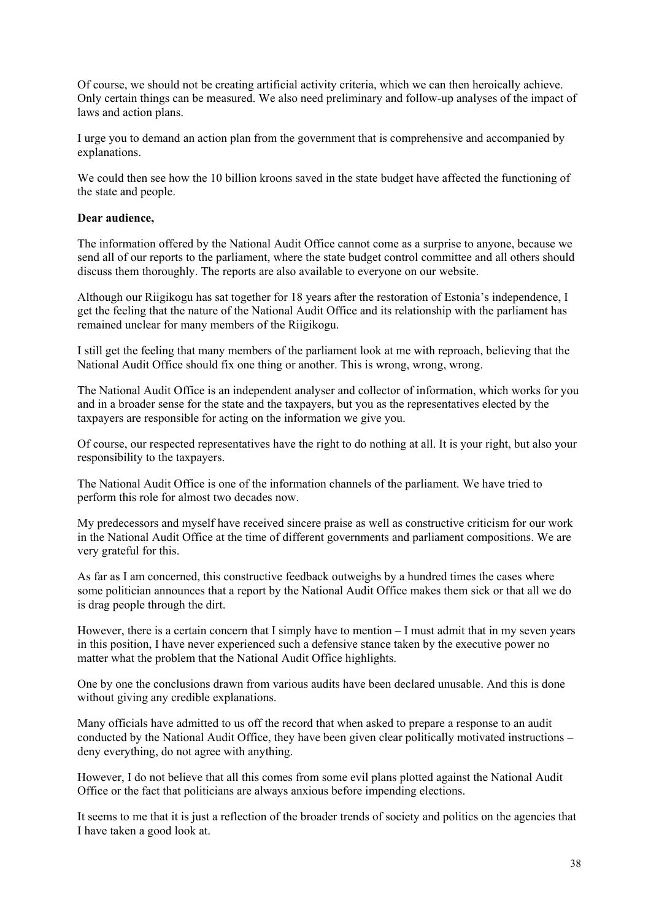Of course, we should not be creating artificial activity criteria, which we can then heroically achieve. Only certain things can be measured. We also need preliminary and follow-up analyses of the impact of laws and action plans.

I urge you to demand an action plan from the government that is comprehensive and accompanied by explanations.

We could then see how the 10 billion kroons saved in the state budget have affected the functioning of the state and people.

**Dear audience,**

The information offered by the National Audit Office cannot come as a surprise to anyone, because we send all of our reports to the parliament, where the state budget control committee and all others should discuss them thoroughly. The reports are also available to everyone on our website.

Although our Riigikogu has sat together for 18 years after the restoration of Estonia's independence, I get the feeling that the nature of the National Audit Office and its relationship with the parliament has remained unclear for many members of the Riigikogu.

I still get the feeling that many members of the parliament look at me with reproach, believing that the National Audit Office should fix one thing or another. This is wrong, wrong, wrong.

The National Audit Office is an independent analyser and collector of information, which works for you and in a broader sense for the state and the taxpayers, but you as the representatives elected by the taxpayers are responsible for acting on the information we give you.

Of course, our respected representatives have the right to do nothing at all. It is your right, but also your responsibility to the taxpayers.

The National Audit Office is one of the information channels of the parliament. We have tried to perform this role for almost two decades now.

My predecessors and myself have received sincere praise as well as constructive criticism for our work in the National Audit Office at the time of different governments and parliament compositions. We are very grateful for this.

As far as I am concerned, this constructive feedback outweighs by a hundred times the cases where some politician announces that a report by the National Audit Office makes them sick or that all we do is drag people through the dirt.

However, there is a certain concern that I simply have to mention – I must admit that in my seven years in this position, I have never experienced such a defensive stance taken by the executive power no matter what the problem that the National Audit Office highlights.

One by one the conclusions drawn from various audits have been declared unusable. And this is done without giving any credible explanations.

Many officials have admitted to us off the record that when asked to prepare a response to an audit conducted by the National Audit Office, they have been given clear politically motivated instructions – deny everything, do not agree with anything.

However, I do not believe that all this comes from some evil plans plotted against the National Audit Office or the fact that politicians are always anxious before impending elections.

It seems to me that it is just a reflection of the broader trends of society and politics on the agencies that I have taken a good look at.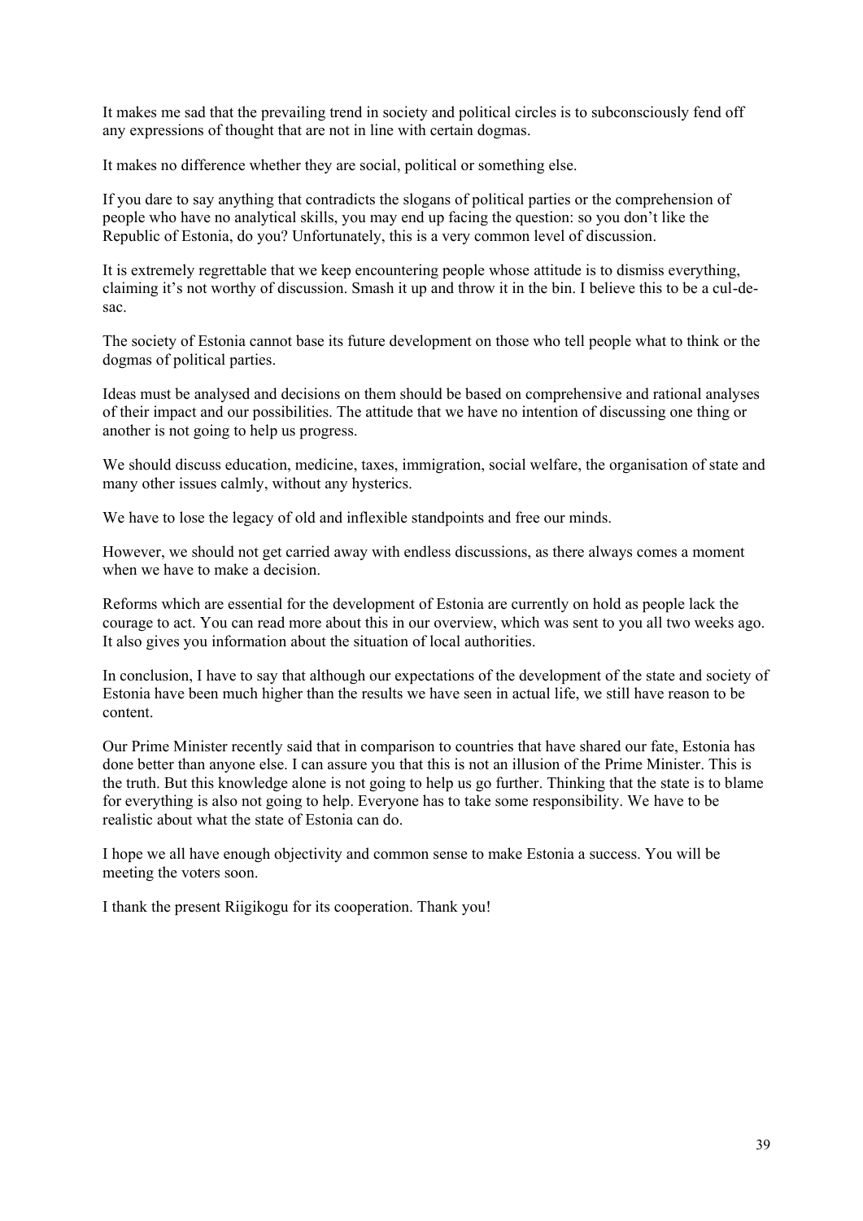It makes me sad that the prevailing trend in society and political circles is to subconsciously fend off any expressions of thought that are not in line with certain dogmas.

It makes no difference whether they are social, political or something else.

If you dare to say anything that contradicts the slogans of political parties or the comprehension of people who have no analytical skills, you may end up facing the question: so you don't like the Republic of Estonia, do you? Unfortunately, this is a very common level of discussion.

It is extremely regrettable that we keep encountering people whose attitude is to dismiss everything, claiming it's not worthy of discussion. Smash it up and throw it in the bin. I believe this to be a cul-de-sac.

The society of Estonia cannot base its future development on those who tell people what to think or the dogmas of political parties.

Ideas must be analysed and decisions on them should be based on comprehensive and rational analyses of their impact and our possibilities. The attitude that we have no intention of discussing one thing or another is not going to help us progress.

We should discuss education, medicine, taxes, immigration, social welfare, the organisation of state and many other issues calmly, without any hysterics.

We have to lose the legacy of old and inflexible standpoints and free our minds.

However, we should not get carried away with endless discussions, as there always comes a moment when we have to make a decision.

Reforms which are essential for the development of Estonia are currently on hold as people lack the courage to act. You can read more about this in our overview, which was sent to you all two weeks ago. It also gives you information about the situation of local authorities.

In conclusion, I have to say that although our expectations of the development of the state and society of Estonia have been much higher than the results we have seen in actual life, we still have reason to be content.

Our Prime Minister recently said that in comparison to countries that have shared our fate, Estonia has done better than anyone else. I can assure you that this is not an illusion of the Prime Minister. This is the truth. But this knowledge alone is not going to help us go further. Thinking that the state is to blame for everything is also not going to help. Everyone has to take some responsibility. We have to be realistic about what the state of Estonia can do.

I hope we all have enough objectivity and common sense to make Estonia a success. You will be meeting the voters soon.

I thank the present Riigikogu for its cooperation. Thank you!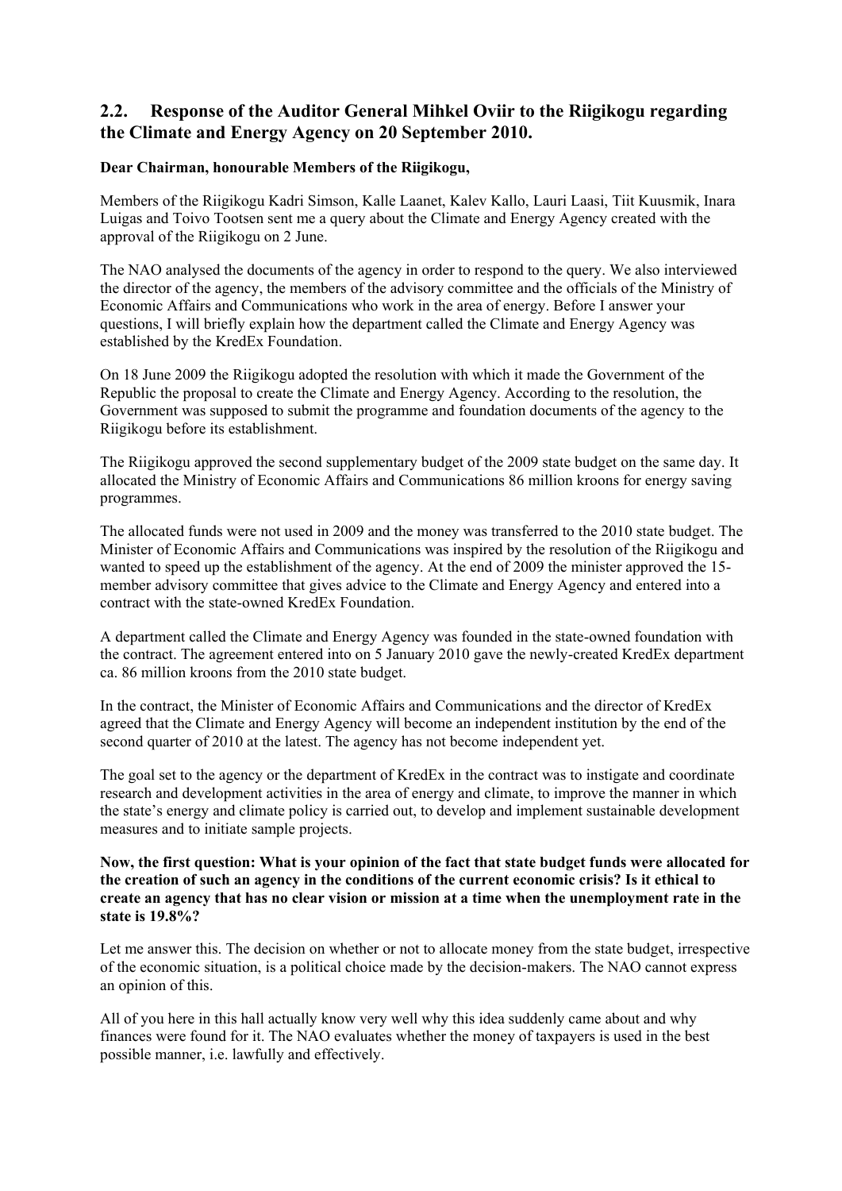## 2.2. Response of the Auditor General Mihkel Oviir to the Riigikogu regarding the Climate and Energy Agency on 20 September 2010.

**Dear Chairman, honourable Members of the Riigikogu,**

Members of the Riigikogu Kadri Simson, Kalle Laanet, Kalev Kallo, Lauri Laasi, Tiit Kuusmik, Inara Luigas and Toivo Tootsen sent me a query about the Climate and Energy Agency created with the approval of the Riigikogu on 2 June.

The NAO analysed the documents of the agency in order to respond to the query. We also interviewed the director of the agency, the members of the advisory committee and the officials of the Ministry of Economic Affairs and Communications who work in the area of energy. Before I answer your questions, I will briefly explain how the department called the Climate and Energy Agency was established by the KredEx Foundation.

On 18 June 2009 the Riigikogu adopted the resolution with which it made the Government of the Republic the proposal to create the Climate and Energy Agency. According to the resolution, the Government was supposed to submit the programme and foundation documents of the agency to the Riigikogu before its establishment.

The Riigikogu approved the second supplementary budget of the 2009 state budget on the same day. It allocated the Ministry of Economic Affairs and Communications 86 million kroons for energy saving programmes.

The allocated funds were not used in 2009 and the money was transferred to the 2010 state budget. The Minister of Economic Affairs and Communications was inspired by the resolution of the Riigikogu and wanted to speed up the establishment of the agency. At the end of 2009 the minister approved the 15-member advisory committee that gives advice to the Climate and Energy Agency and entered into a contract with the state-owned KredEx Foundation.

A department called the Climate and Energy Agency was founded in the state-owned foundation with the contract. The agreement entered into on 5 January 2010 gave the newly-created KredEx department ca. 86 million kroons from the 2010 state budget.

In the contract, the Minister of Economic Affairs and Communications and the director of KredEx agreed that the Climate and Energy Agency will become an independent institution by the end of the second quarter of 2010 at the latest. The agency has not become independent yet.

The goal set to the agency or the department of KredEx in the contract was to instigate and coordinate research and development activities in the area of energy and climate, to improve the manner in which the state's energy and climate policy is carried out, to develop and implement sustainable development measures and to initiate sample projects.

**Now, the first question: What is your opinion of the fact that state budget funds were allocated for the creation of such an agency in the conditions of the current economic crisis? Is it ethical to create an agency that has no clear vision or mission at a time when the unemployment rate in the state is 19.8%?**

Let me answer this. The decision on whether or not to allocate money from the state budget, irrespective of the economic situation, is a political choice made by the decision-makers. The NAO cannot express an opinion of this.

All of you here in this hall actually know very well why this idea suddenly came about and why finances were found for it. The NAO evaluates whether the money of taxpayers is used in the best possible manner, i.e. lawfully and effectively.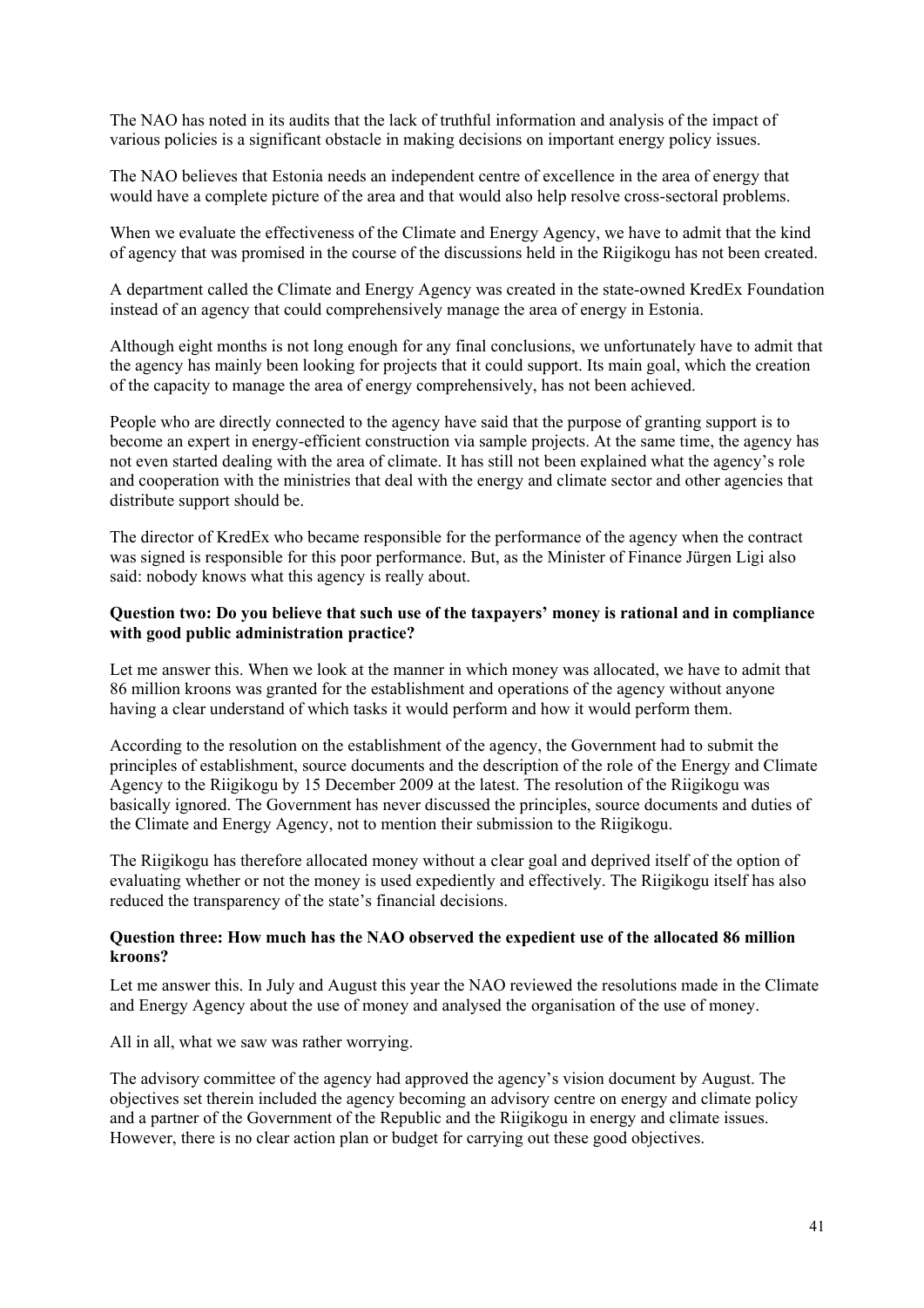The NAO has noted in its audits that the lack of truthful information and analysis of the impact of various policies is a significant obstacle in making decisions on important energy policy issues.

The NAO believes that Estonia needs an independent centre of excellence in the area of energy that would have a complete picture of the area and that would also help resolve cross-sectoral problems.

When we evaluate the effectiveness of the Climate and Energy Agency, we have to admit that the kind of agency that was promised in the course of the discussions held in the Riigikogu has not been created.

A department called the Climate and Energy Agency was created in the state-owned KredEx Foundation instead of an agency that could comprehensively manage the area of energy in Estonia.

Although eight months is not long enough for any final conclusions, we unfortunately have to admit that the agency has mainly been looking for projects that it could support. Its main goal, which the creation of the capacity to manage the area of energy comprehensively, has not been achieved.

People who are directly connected to the agency have said that the purpose of granting support is to become an expert in energy-efficient construction via sample projects. At the same time, the agency has not even started dealing with the area of climate. It has still not been explained what the agency's role and cooperation with the ministries that deal with the energy and climate sector and other agencies that distribute support should be.

The director of KredEx who became responsible for the performance of the agency when the contract was signed is responsible for this poor performance. But, as the Minister of Finance Jürgen Ligi also said: nobody knows what this agency is really about.

**Question two: Do you believe that such use of the taxpayers' money is rational and in compliance with good public administration practice?**

Let me answer this. When we look at the manner in which money was allocated, we have to admit that 86 million kroons was granted for the establishment and operations of the agency without anyone having a clear understand of which tasks it would perform and how it would perform them.

According to the resolution on the establishment of the agency, the Government had to submit the principles of establishment, source documents and the description of the role of the Energy and Climate Agency to the Riigikogu by 15 December 2009 at the latest. The resolution of the Riigikogu was basically ignored. The Government has never discussed the principles, source documents and duties of the Climate and Energy Agency, not to mention their submission to the Riigikogu.

The Riigikogu has therefore allocated money without a clear goal and deprived itself of the option of evaluating whether or not the money is used expediently and effectively. The Riigikogu itself has also reduced the transparency of the state's financial decisions.

**Question three: How much has the NAO observed the expedient use of the allocated 86 million kroons?**

Let me answer this. In July and August this year the NAO reviewed the resolutions made in the Climate and Energy Agency about the use of money and analysed the organisation of the use of money.

All in all, what we saw was rather worrying.

The advisory committee of the agency had approved the agency's vision document by August. The objectives set therein included the agency becoming an advisory centre on energy and climate policy and a partner of the Government of the Republic and the Riigikogu in energy and climate issues. However, there is no clear action plan or budget for carrying out these good objectives.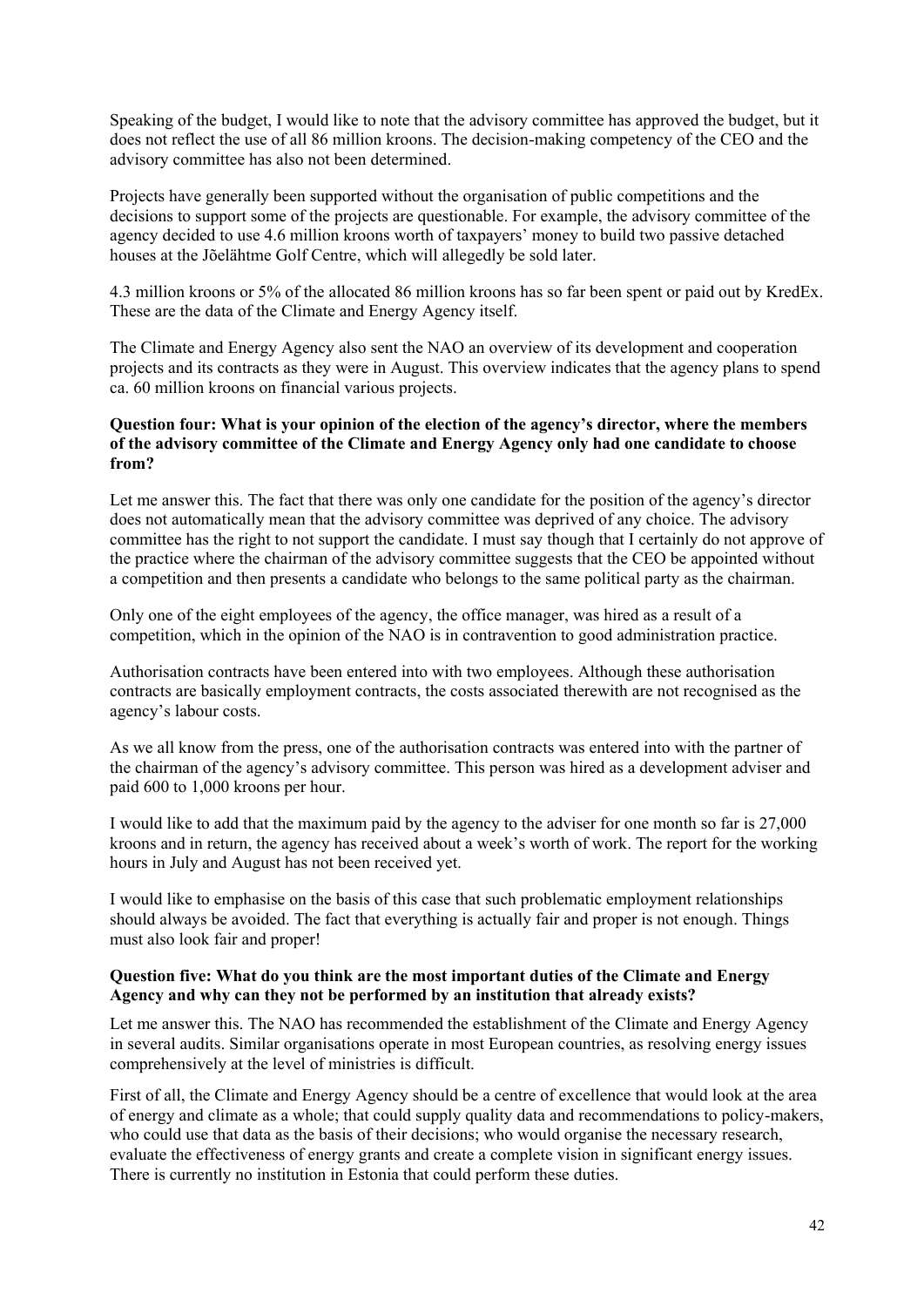Speaking of the budget, I would like to note that the advisory committee has approved the budget, but it does not reflect the use of all 86 million kroons. The decision-making competency of the CEO and the advisory committee has also not been determined.

Projects have generally been supported without the organisation of public competitions and the decisions to support some of the projects are questionable. For example, the advisory committee of the agency decided to use 4.6 million kroons worth of taxpayers' money to build two passive detached houses at the Jõelähtme Golf Centre, which will allegedly be sold later.

4.3 million kroons or 5% of the allocated 86 million kroons has so far been spent or paid out by KredEx. These are the data of the Climate and Energy Agency itself.

The Climate and Energy Agency also sent the NAO an overview of its development and cooperation projects and its contracts as they were in August. This overview indicates that the agency plans to spend ca. 60 million kroons on financial various projects.

**Question four: What is your opinion of the election of the agency's director, where the members of the advisory committee of the Climate and Energy Agency only had one candidate to choose from?**

Let me answer this. The fact that there was only one candidate for the position of the agency's director does not automatically mean that the advisory committee was deprived of any choice. The advisory committee has the right to not support the candidate. I must say though that I certainly do not approve of the practice where the chairman of the advisory committee suggests that the CEO be appointed without a competition and then presents a candidate who belongs to the same political party as the chairman.

Only one of the eight employees of the agency, the office manager, was hired as a result of a competition, which in the opinion of the NAO is in contravention to good administration practice.

Authorisation contracts have been entered into with two employees. Although these authorisation contracts are basically employment contracts, the costs associated therewith are not recognised as the agency's labour costs.

As we all know from the press, one of the authorisation contracts was entered into with the partner of the chairman of the agency's advisory committee. This person was hired as a development adviser and paid 600 to 1,000 kroons per hour.

I would like to add that the maximum paid by the agency to the adviser for one month so far is 27,000 kroons and in return, the agency has received about a week's worth of work. The report for the working hours in July and August has not been received yet.

I would like to emphasise on the basis of this case that such problematic employment relationships should always be avoided. The fact that everything is actually fair and proper is not enough. Things must also look fair and proper!

**Question five: What do you think are the most important duties of the Climate and Energy Agency and why can they not be performed by an institution that already exists?**

Let me answer this. The NAO has recommended the establishment of the Climate and Energy Agency in several audits. Similar organisations operate in most European countries, as resolving energy issues comprehensively at the level of ministries is difficult.

First of all, the Climate and Energy Agency should be a centre of excellence that would look at the area of energy and climate as a whole; that could supply quality data and recommendations to policy-makers, who could use that data as the basis of their decisions; who would organise the necessary research, evaluate the effectiveness of energy grants and create a complete vision in significant energy issues. There is currently no institution in Estonia that could perform these duties.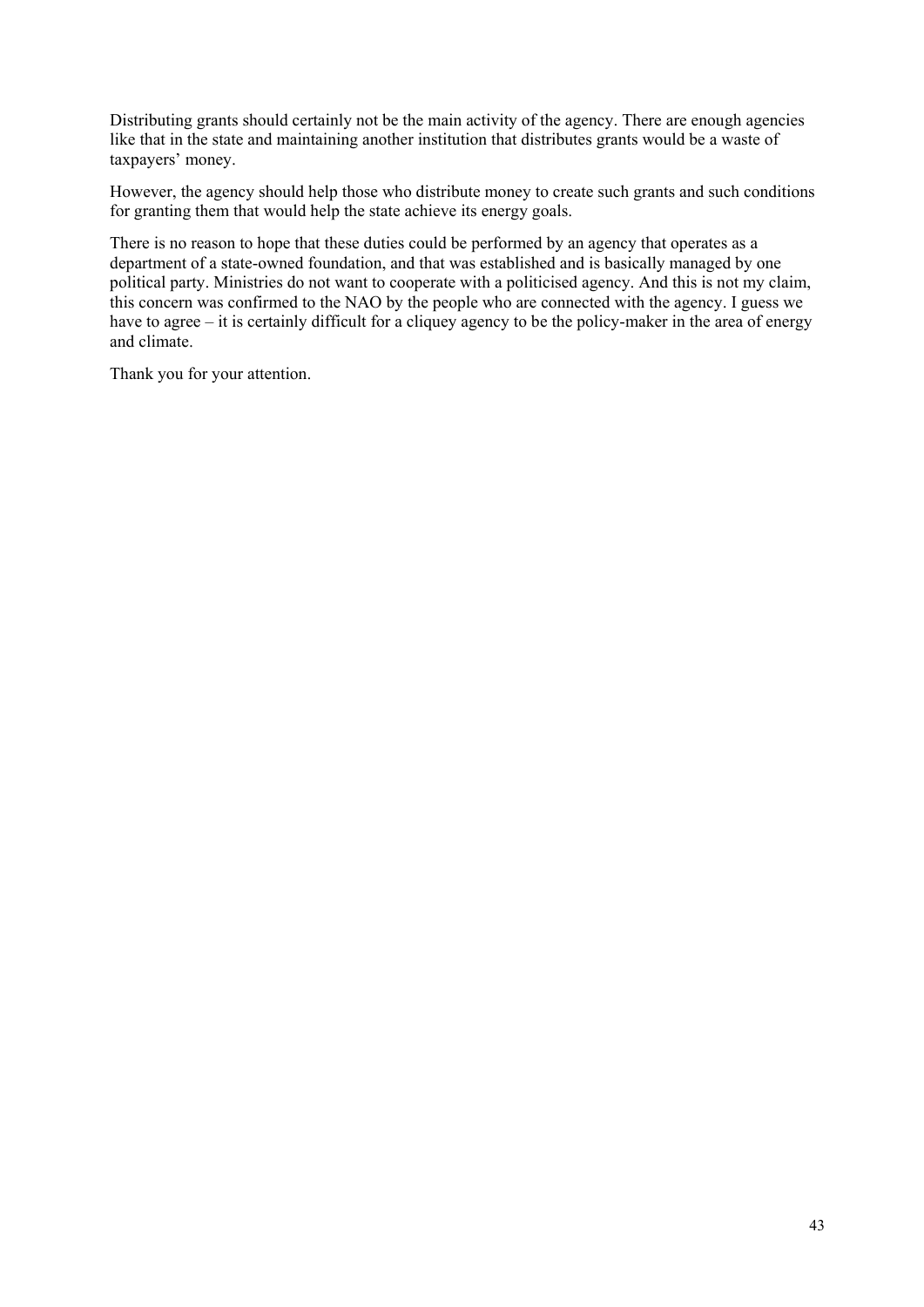Distributing grants should certainly not be the main activity of the agency. There are enough agencies like that in the state and maintaining another institution that distributes grants would be a waste of taxpayers' money.

However, the agency should help those who distribute money to create such grants and such conditions for granting them that would help the state achieve its energy goals.

There is no reason to hope that these duties could be performed by an agency that operates as a department of a state-owned foundation, and that was established and is basically managed by one political party. Ministries do not want to cooperate with a politicised agency. And this is not my claim, this concern was confirmed to the NAO by the people who are connected with the agency. I guess we have to agree – it is certainly difficult for a cliquey agency to be the policy-maker in the area of energy and climate.

Thank you for your attention.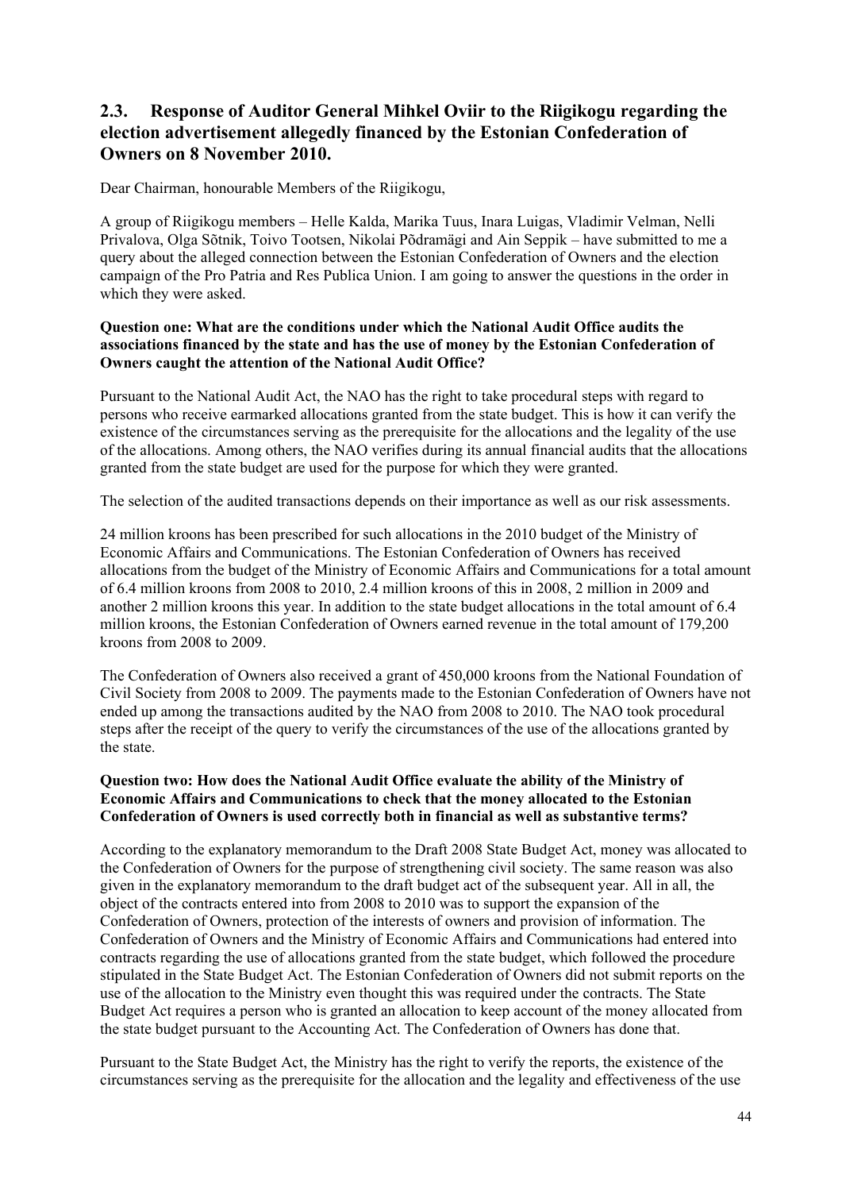## 2.3. Response of Auditor General Mihkel Oviir to the Riigikogu regarding the election advertisement allegedly financed by the Estonian Confederation of Owners on 8 November 2010.

Dear Chairman, honourable Members of the Riigikogu,

A group of Riigikogu members – Helle Kalda, Marika Tuus, Inara Luigas, Vladimir Velman, Nelli Privalova, Olga Sõtnik, Toivo Tootsen, Nikolai Põdramägi and Ain Seppik – have submitted to me a query about the alleged connection between the Estonian Confederation of Owners and the election campaign of the Pro Patria and Res Publica Union. I am going to answer the questions in the order in which they were asked.

**Question one: What are the conditions under which the National Audit Office audits the associations financed by the state and has the use of money by the Estonian Confederation of Owners caught the attention of the National Audit Office?**

Pursuant to the National Audit Act, the NAO has the right to take procedural steps with regard to persons who receive earmarked allocations granted from the state budget. This is how it can verify the existence of the circumstances serving as the prerequisite for the allocations and the legality of the use of the allocations. Among others, the NAO verifies during its annual financial audits that the allocations granted from the state budget are used for the purpose for which they were granted.

The selection of the audited transactions depends on their importance as well as our risk assessments.

24 million kroons has been prescribed for such allocations in the 2010 budget of the Ministry of Economic Affairs and Communications. The Estonian Confederation of Owners has received allocations from the budget of the Ministry of Economic Affairs and Communications for a total amount of 6.4 million kroons from 2008 to 2010, 2.4 million kroons of this in 2008, 2 million in 2009 and another 2 million kroons this year. In addition to the state budget allocations in the total amount of 6.4 million kroons, the Estonian Confederation of Owners earned revenue in the total amount of 179,200 kroons from 2008 to 2009.

The Confederation of Owners also received a grant of 450,000 kroons from the National Foundation of Civil Society from 2008 to 2009. The payments made to the Estonian Confederation of Owners have not ended up among the transactions audited by the NAO from 2008 to 2010. The NAO took procedural steps after the receipt of the query to verify the circumstances of the use of the allocations granted by the state.

**Question two: How does the National Audit Office evaluate the ability of the Ministry of Economic Affairs and Communications to check that the money allocated to the Estonian Confederation of Owners is used correctly both in financial as well as substantive terms?**

According to the explanatory memorandum to the Draft 2008 State Budget Act, money was allocated to the Confederation of Owners for the purpose of strengthening civil society. The same reason was also given in the explanatory memorandum to the draft budget act of the subsequent year. All in all, the object of the contracts entered into from 2008 to 2010 was to support the expansion of the Confederation of Owners, protection of the interests of owners and provision of information. The Confederation of Owners and the Ministry of Economic Affairs and Communications had entered into contracts regarding the use of allocations granted from the state budget, which followed the procedure stipulated in the State Budget Act. The Estonian Confederation of Owners did not submit reports on the use of the allocation to the Ministry even thought this was required under the contracts. The State Budget Act requires a person who is granted an allocation to keep account of the money allocated from the state budget pursuant to the Accounting Act. The Confederation of Owners has done that.

Pursuant to the State Budget Act, the Ministry has the right to verify the reports, the existence of the circumstances serving as the prerequisite for the allocation and the legality and effectiveness of the use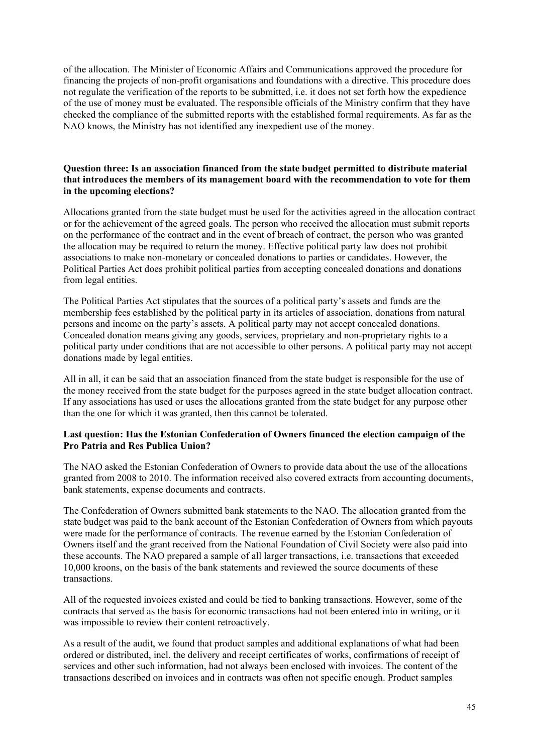of the allocation. The Minister of Economic Affairs and Communications approved the procedure for financing the projects of non-profit organisations and foundations with a directive. This procedure does not regulate the verification of the reports to be submitted, i.e. it does not set forth how the expedience of the use of money must be evaluated. The responsible officials of the Ministry confirm that they have checked the compliance of the submitted reports with the established formal requirements. As far as the NAO knows, the Ministry has not identified any inexpedient use of the money.

**Question three: Is an association financed from the state budget permitted to distribute material that introduces the members of its management board with the recommendation to vote for them in the upcoming elections?**

Allocations granted from the state budget must be used for the activities agreed in the allocation contract or for the achievement of the agreed goals. The person who received the allocation must submit reports on the performance of the contract and in the event of breach of contract, the person who was granted the allocation may be required to return the money. Effective political party law does not prohibit associations to make non-monetary or concealed donations to parties or candidates. However, the Political Parties Act does prohibit political parties from accepting concealed donations and donations from legal entities.

The Political Parties Act stipulates that the sources of a political party's assets and funds are the membership fees established by the political party in its articles of association, donations from natural persons and income on the party's assets. A political party may not accept concealed donations. Concealed donation means giving any goods, services, proprietary and non-proprietary rights to a political party under conditions that are not accessible to other persons. A political party may not accept donations made by legal entities.

All in all, it can be said that an association financed from the state budget is responsible for the use of the money received from the state budget for the purposes agreed in the state budget allocation contract. If any associations has used or uses the allocations granted from the state budget for any purpose other than the one for which it was granted, then this cannot be tolerated.

**Last question: Has the Estonian Confederation of Owners financed the election campaign of the Pro Patria and Res Publica Union?**

The NAO asked the Estonian Confederation of Owners to provide data about the use of the allocations granted from 2008 to 2010. The information received also covered extracts from accounting documents, bank statements, expense documents and contracts.

The Confederation of Owners submitted bank statements to the NAO. The allocation granted from the state budget was paid to the bank account of the Estonian Confederation of Owners from which payouts were made for the performance of contracts. The revenue earned by the Estonian Confederation of Owners itself and the grant received from the National Foundation of Civil Society were also paid into these accounts. The NAO prepared a sample of all larger transactions, i.e. transactions that exceeded 10,000 kroons, on the basis of the bank statements and reviewed the source documents of these transactions.

All of the requested invoices existed and could be tied to banking transactions. However, some of the contracts that served as the basis for economic transactions had not been entered into in writing, or it was impossible to review their content retroactively.

As a result of the audit, we found that product samples and additional explanations of what had been ordered or distributed, incl. the delivery and receipt certificates of works, confirmations of receipt of services and other such information, had not always been enclosed with invoices. The content of the transactions described on invoices and in contracts was often not specific enough. Product samples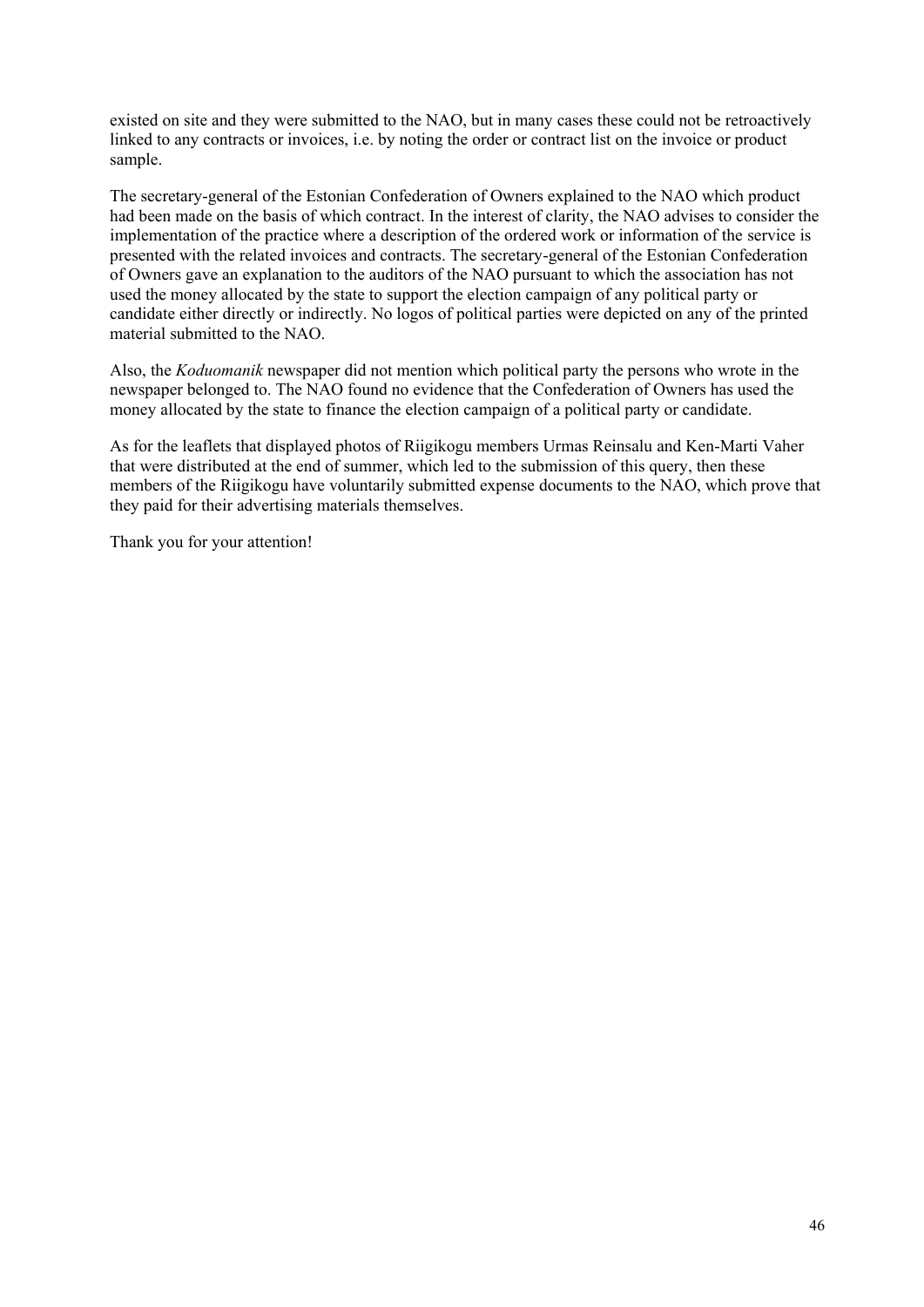existed on site and they were submitted to the NAO, but in many cases these could not be retroactively linked to any contracts or invoices, i.e. by noting the order or contract list on the invoice or product sample.

The secretary-general of the Estonian Confederation of Owners explained to the NAO which product had been made on the basis of which contract. In the interest of clarity, the NAO advises to consider the implementation of the practice where a description of the ordered work or information of the service is presented with the related invoices and contracts. The secretary-general of the Estonian Confederation of Owners gave an explanation to the auditors of the NAO pursuant to which the association has not used the money allocated by the state to support the election campaign of any political party or candidate either directly or indirectly. No logos of political parties were depicted on any of the printed material submitted to the NAO.

Also, the *Koduomanik* newspaper did not mention which political party the persons who wrote in the newspaper belonged to. The NAO found no evidence that the Confederation of Owners has used the money allocated by the state to finance the election campaign of a political party or candidate.

As for the leaflets that displayed photos of Riigikogu members Urmas Reinsalu and Ken-Marti Vaher that were distributed at the end of summer, which led to the submission of this query, then these members of the Riigikogu have voluntarily submitted expense documents to the NAO, which prove that they paid for their advertising materials themselves.

Thank you for your attention!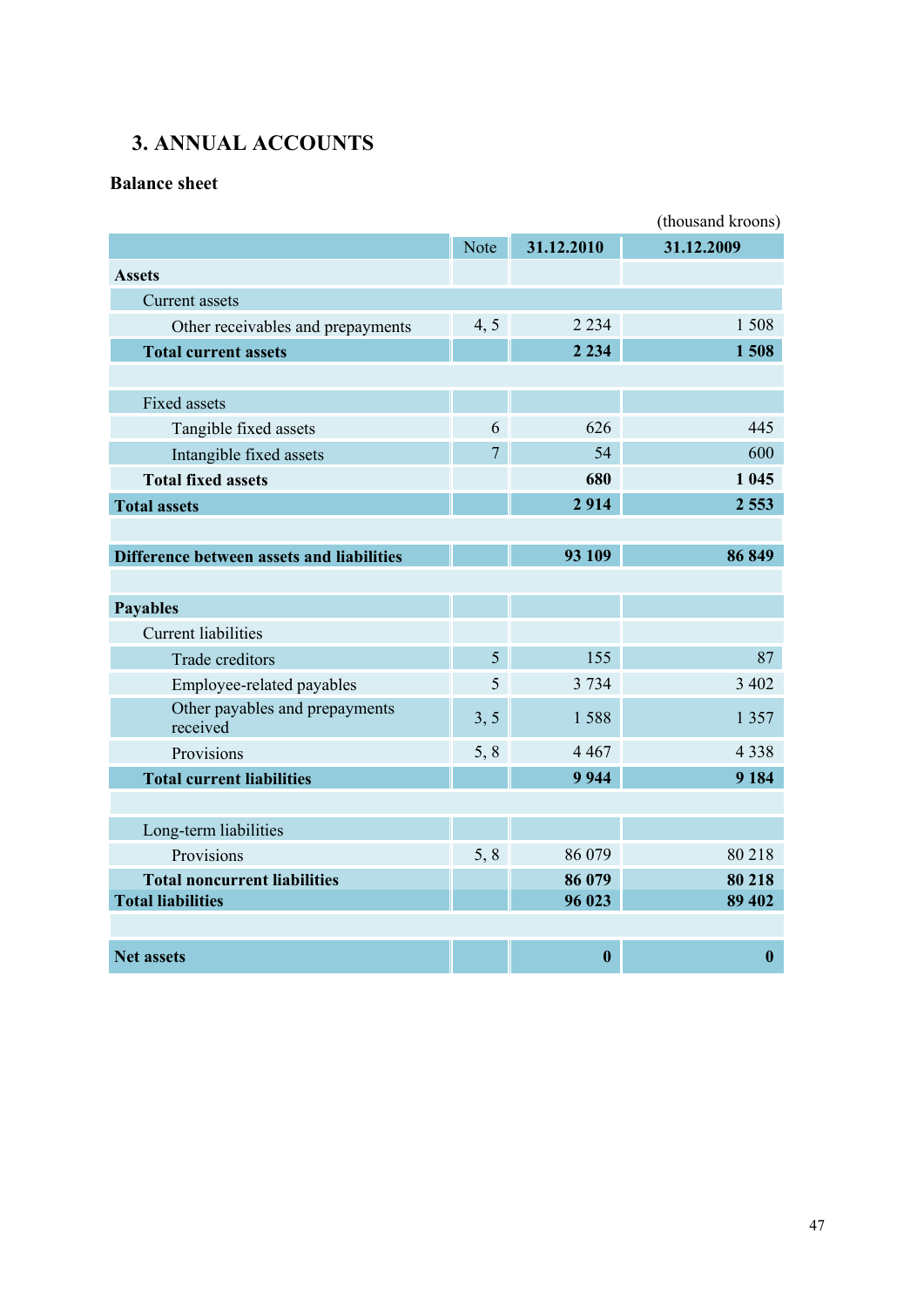## 3. ANNUAL ACCOUNTS

### Balance sheet

(thousand kroons)

| | Note | 31.12.2010 | 31.12.2009 |
|---|---|---|---|
| **Assets** | | | |
| Current assets | | | |
| Other receivables and prepayments | 4, 5 | 2 234 | 1 508 |
| **Total current assets** | | **2 234** | **1 508** |
| | | | |
| Fixed assets | | | |
| Tangible fixed assets | 6 | 626 | 445 |
| Intangible fixed assets | 7 | 54 | 600 |
| **Total fixed assets** | | **680** | **1 045** |
| **Total assets** | | **2 914** | **2 553** |
| | | | |
| **Difference between assets and liabilities** | | **93 109** | **86 849** |
| | | | |
| **Payables** | | | |
| Current liabilities | | | |
| Trade creditors | 5 | 155 | 87 |
| Employee-related payables | 5 | 3 734 | 3 402 |
| Other payables and prepayments received | 3, 5 | 1 588 | 1 357 |
| Provisions | 5, 8 | 4 467 | 4 338 |
| **Total current liabilities** | | **9 944** | **9 184** |
| | | | |
| Long-term liabilities | | | |
| Provisions | 5, 8 | 86 079 | 80 218 |
| **Total noncurrent liabilities** | | **86 079** | **80 218** |
| **Total liabilities** | | **96 023** | **89 402** |
| | | | |
| **Net assets** | | **0** | **0** |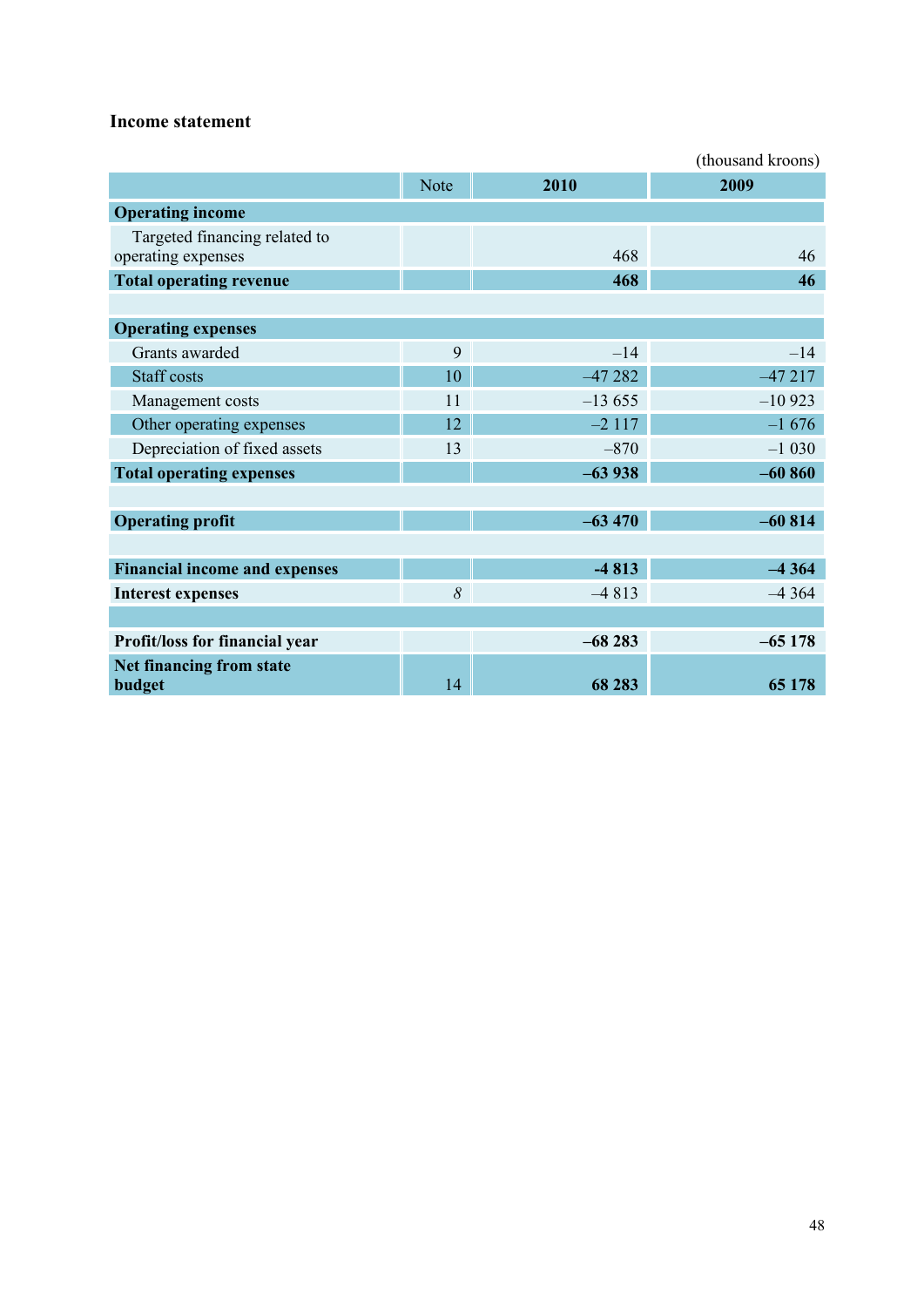### Income statement

(thousand kroons)

| | Note | 2010 | 2009 |
|---|---|---|---|
| **Operating income** | | | |
| Targeted financing related to operating expenses | | 468 | 46 |
| **Total operating revenue** | | **468** | **46** |
| | | | |
| **Operating expenses** | | | |
| Grants awarded | 9 | –14 | –14 |
| Staff costs | 10 | –47 282 | –47 217 |
| Management costs | 11 | –13 655 | –10 923 |
| Other operating expenses | 12 | –2 117 | –1 676 |
| Depreciation of fixed assets | 13 | –870 | –1 030 |
| **Total operating expenses** | | **–63 938** | **–60 860** |
| | | | |
| **Operating profit** | | **–63 470** | **–60 814** |
| | | | |
| **Financial income and expenses** | | **-4 813** | **–4 364** |
| **Interest expenses** | *8* | –4 813 | –4 364 |
| | | | |
| **Profit/loss for financial year** | | **–68 283** | **–65 178** |
| **Net financing from state budget** | 14 | **68 283** | **65 178** |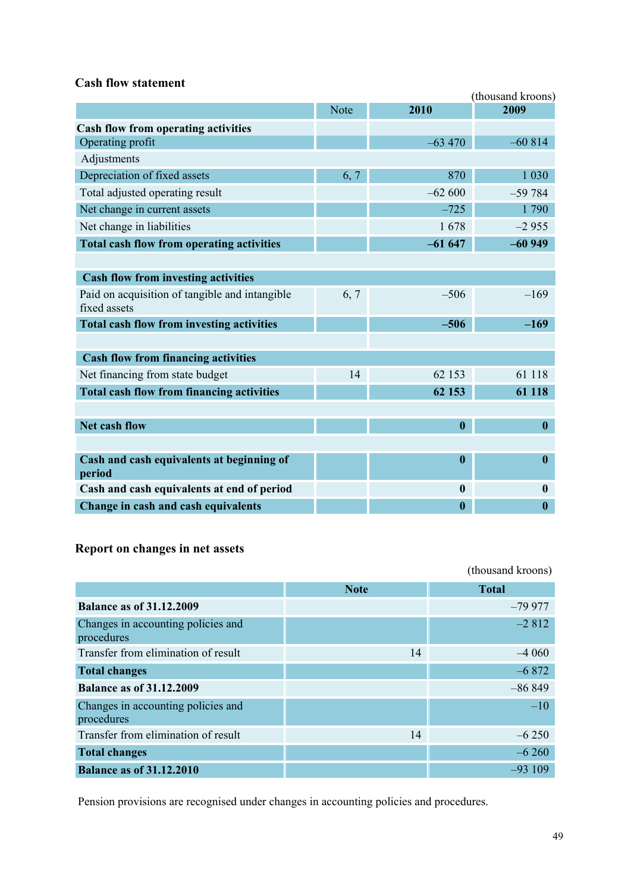## Cash flow statement

(thousand kroons)

| | Note | 2010 | 2009 |
|---|---|---|---|
| **Cash flow from operating activities** | | | |
| Operating profit | | –63 470 | –60 814 |
| Adjustments | | | |
| Depreciation of fixed assets | 6, 7 | 870 | 1 030 |
| Total adjusted operating result | | –62 600 | –59 784 |
| Net change in current assets | | –725 | 1 790 |
| Net change in liabilities | | 1 678 | –2 955 |
| **Total cash flow from operating activities** | | **–61 647** | **–60 949** |
| | | | |
| **Cash flow from investing activities** | | | |
| Paid on acquisition of tangible and intangible fixed assets | 6, 7 | –506 | –169 |
| **Total cash flow from investing activities** | | **–506** | **–169** |
| | | | |
| **Cash flow from financing activities** | | | |
| Net financing from state budget | 14 | 62 153 | 61 118 |
| **Total cash flow from financing activities** | | **62 153** | **61 118** |
| | | | |
| **Net cash flow** | | **0** | **0** |
| | | | |
| **Cash and cash equivalents at beginning of period** | | **0** | **0** |
| **Cash and cash equivalents at end of period** | | **0** | **0** |
| **Change in cash and cash equivalents** | | **0** | **0** |

## Report on changes in net assets

(thousand kroons)

| | Note | Total |
|---|---|---|
| **Balance as of 31.12.2009** | | –79 977 |
| Changes in accounting policies and procedures | | –2 812 |
| Transfer from elimination of result | 14 | –4 060 |
| **Total changes** | | –6 872 |
| **Balance as of 31.12.2009** | | –86 849 |
| Changes in accounting policies and procedures | | –10 |
| Transfer from elimination of result | 14 | –6 250 |
| **Total changes** | | –6 260 |
| **Balance as of 31.12.2010** | | –93 109 |

Pension provisions are recognised under changes in accounting policies and procedures.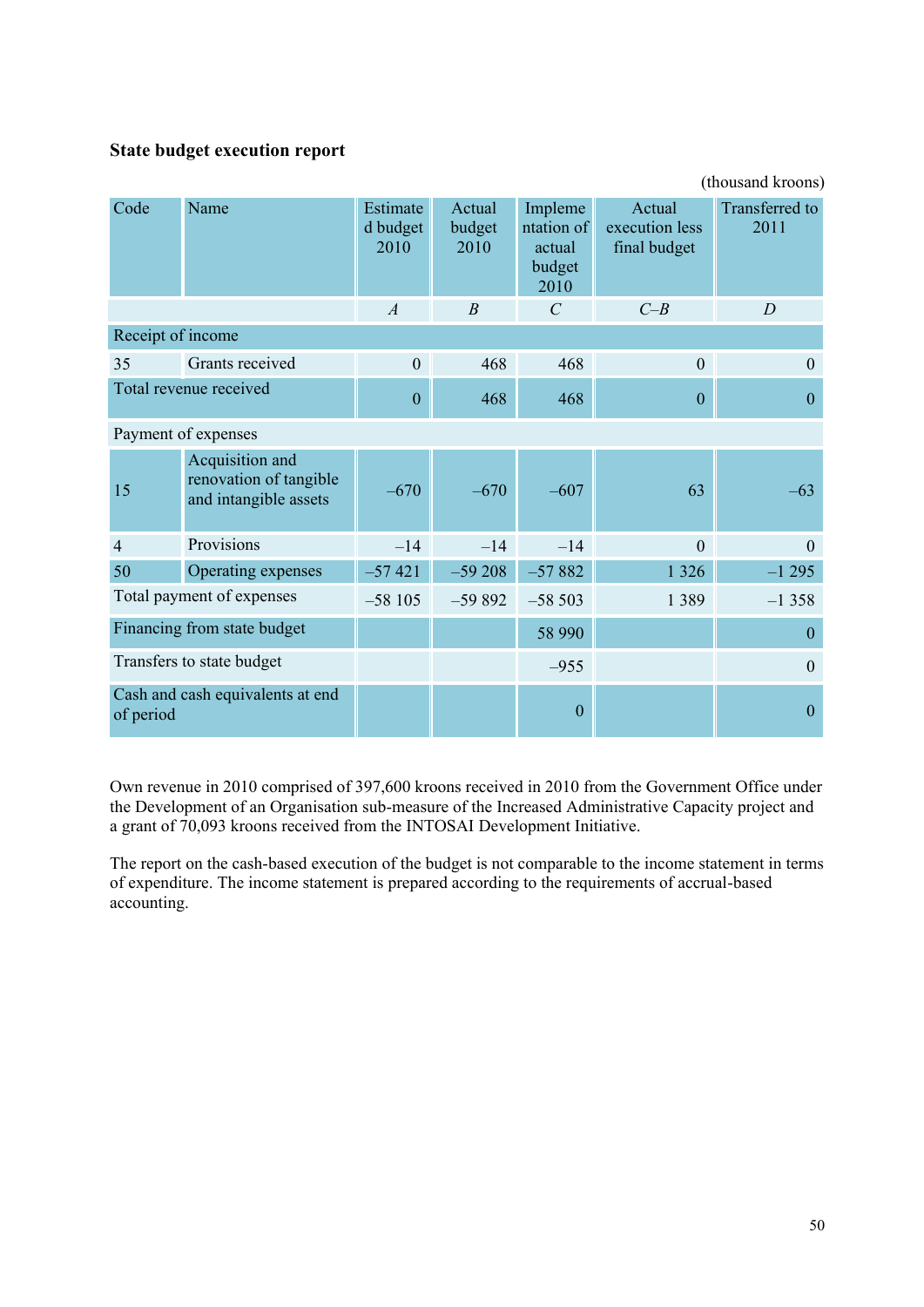**State budget execution report**

(thousand kroons)

| Code | Name | Estimated budget 2010 | Actual budget 2010 | Implementation of actual budget 2010 | Actual execution less final budget | Transferred to 2011 |
|---|---|---|---|---|---|---|
| | | *A* | *B* | *C* | *C–B* | *D* |
| Receipt of income | | | | | | |
| 35 | Grants received | 0 | 468 | 468 | 0 | 0 |
| Total revenue received | | 0 | 468 | 468 | 0 | 0 |
| Payment of expenses | | | | | | |
| 15 | Acquisition and renovation of tangible and intangible assets | –670 | –670 | –607 | 63 | –63 |
| 4 | Provisions | –14 | –14 | –14 | 0 | 0 |
| 50 | Operating expenses | –57 421 | –59 208 | –57 882 | 1 326 | –1 295 |
| Total payment of expenses | | –58 105 | –59 892 | –58 503 | 1 389 | –1 358 |
| Financing from state budget | | | | 58 990 | | 0 |
| Transfers to state budget | | | | –955 | | 0 |
| Cash and cash equivalents at end of period | | | | 0 | | 0 |

Own revenue in 2010 comprised of 397,600 kroons received in 2010 from the Government Office under the Development of an Organisation sub-measure of the Increased Administrative Capacity project and a grant of 70,093 kroons received from the INTOSAI Development Initiative.

The report on the cash-based execution of the budget is not comparable to the income statement in terms of expenditure. The income statement is prepared according to the requirements of accrual-based accounting.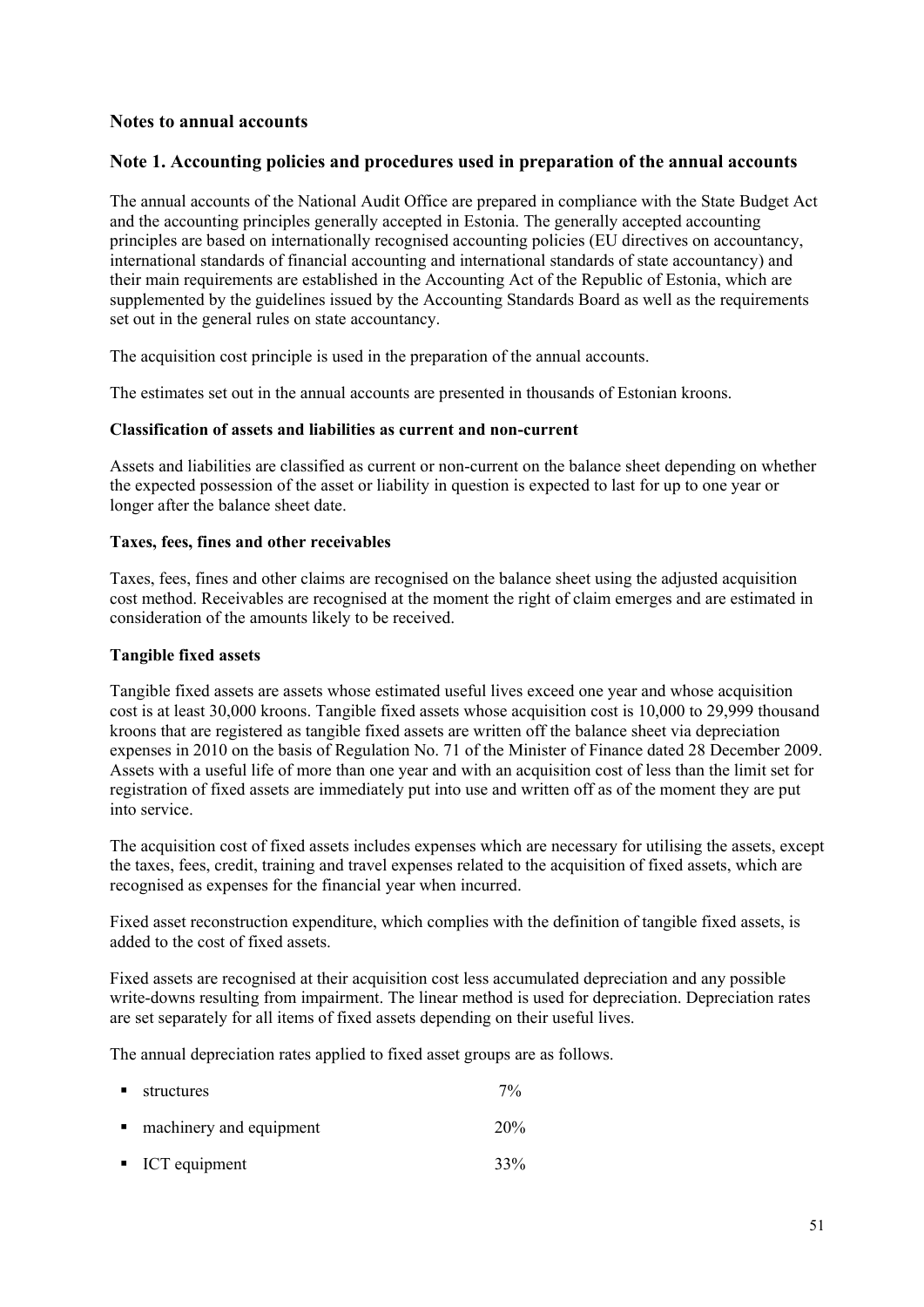## Notes to annual accounts

## Note 1. Accounting policies and procedures used in preparation of the annual accounts

The annual accounts of the National Audit Office are prepared in compliance with the State Budget Act and the accounting principles generally accepted in Estonia. The generally accepted accounting principles are based on internationally recognised accounting policies (EU directives on accountancy, international standards of financial accounting and international standards of state accountancy) and their main requirements are established in the Accounting Act of the Republic of Estonia, which are supplemented by the guidelines issued by the Accounting Standards Board as well as the requirements set out in the general rules on state accountancy.

The acquisition cost principle is used in the preparation of the annual accounts.

The estimates set out in the annual accounts are presented in thousands of Estonian kroons.

**Classification of assets and liabilities as current and non-current**

Assets and liabilities are classified as current or non-current on the balance sheet depending on whether the expected possession of the asset or liability in question is expected to last for up to one year or longer after the balance sheet date.

**Taxes, fees, fines and other receivables**

Taxes, fees, fines and other claims are recognised on the balance sheet using the adjusted acquisition cost method. Receivables are recognised at the moment the right of claim emerges and are estimated in consideration of the amounts likely to be received.

**Tangible fixed assets**

Tangible fixed assets are assets whose estimated useful lives exceed one year and whose acquisition cost is at least 30,000 kroons. Tangible fixed assets whose acquisition cost is 10,000 to 29,999 thousand kroons that are registered as tangible fixed assets are written off the balance sheet via depreciation expenses in 2010 on the basis of Regulation No. 71 of the Minister of Finance dated 28 December 2009. Assets with a useful life of more than one year and with an acquisition cost of less than the limit set for registration of fixed assets are immediately put into use and written off as of the moment they are put into service.

The acquisition cost of fixed assets includes expenses which are necessary for utilising the assets, except the taxes, fees, credit, training and travel expenses related to the acquisition of fixed assets, which are recognised as expenses for the financial year when incurred.

Fixed asset reconstruction expenditure, which complies with the definition of tangible fixed assets, is added to the cost of fixed assets.

Fixed assets are recognised at their acquisition cost less accumulated depreciation and any possible write-downs resulting from impairment. The linear method is used for depreciation. Depreciation rates are set separately for all items of fixed assets depending on their useful lives.

The annual depreciation rates applied to fixed asset groups are as follows.

- structures 7%
- machinery and equipment 20%
- ICT equipment 33%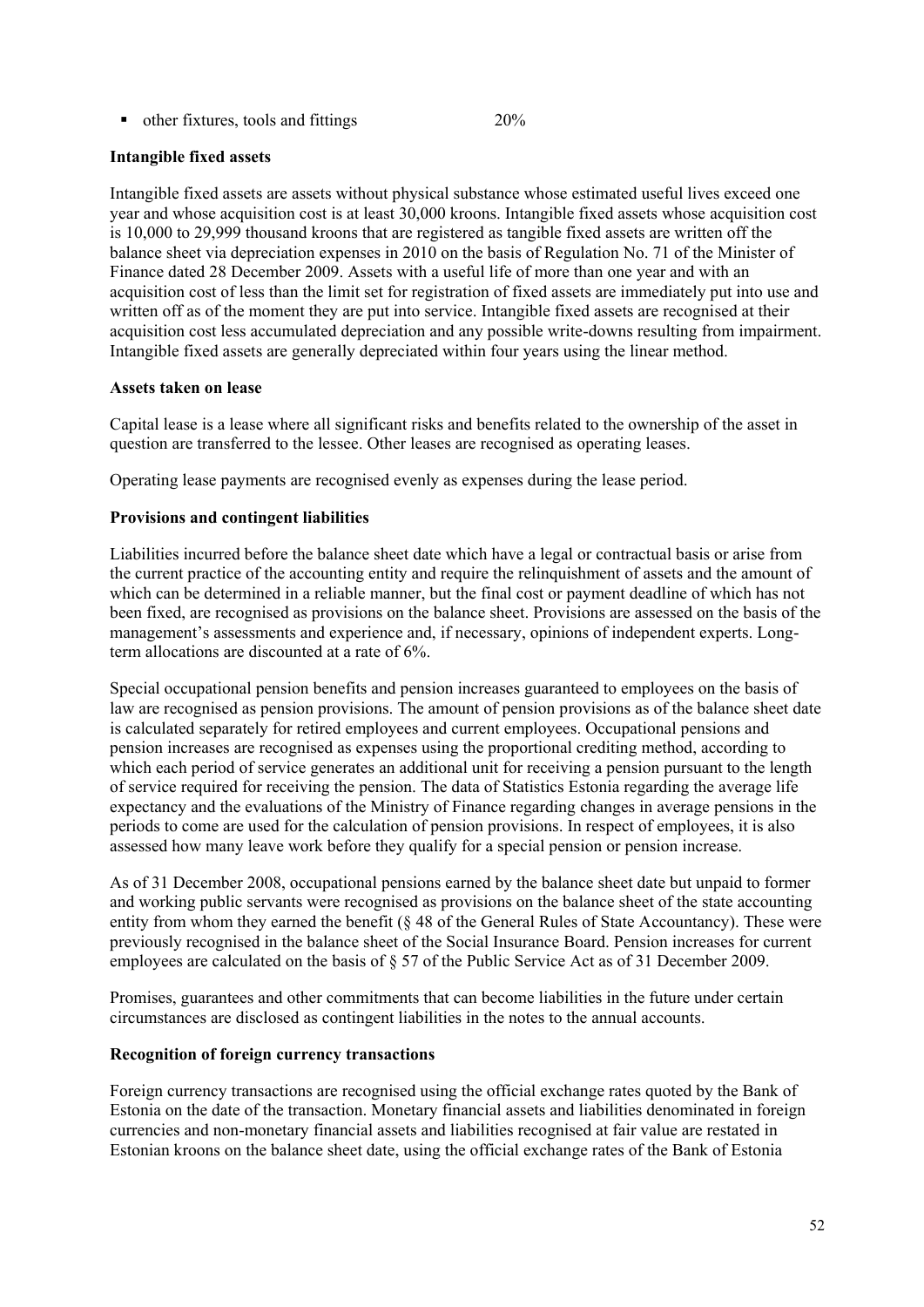- other fixtures, tools and fittings 20%

**Intangible fixed assets**

Intangible fixed assets are assets without physical substance whose estimated useful lives exceed one year and whose acquisition cost is at least 30,000 kroons. Intangible fixed assets whose acquisition cost is 10,000 to 29,999 thousand kroons that are registered as tangible fixed assets are written off the balance sheet via depreciation expenses in 2010 on the basis of Regulation No. 71 of the Minister of Finance dated 28 December 2009. Assets with a useful life of more than one year and with an acquisition cost of less than the limit set for registration of fixed assets are immediately put into use and written off as of the moment they are put into service. Intangible fixed assets are recognised at their acquisition cost less accumulated depreciation and any possible write-downs resulting from impairment. Intangible fixed assets are generally depreciated within four years using the linear method.

**Assets taken on lease**

Capital lease is a lease where all significant risks and benefits related to the ownership of the asset in question are transferred to the lessee. Other leases are recognised as operating leases.

Operating lease payments are recognised evenly as expenses during the lease period.

**Provisions and contingent liabilities**

Liabilities incurred before the balance sheet date which have a legal or contractual basis or arise from the current practice of the accounting entity and require the relinquishment of assets and the amount of which can be determined in a reliable manner, but the final cost or payment deadline of which has not been fixed, are recognised as provisions on the balance sheet. Provisions are assessed on the basis of the management's assessments and experience and, if necessary, opinions of independent experts. Long-term allocations are discounted at a rate of 6%.

Special occupational pension benefits and pension increases guaranteed to employees on the basis of law are recognised as pension provisions. The amount of pension provisions as of the balance sheet date is calculated separately for retired employees and current employees. Occupational pensions and pension increases are recognised as expenses using the proportional crediting method, according to which each period of service generates an additional unit for receiving a pension pursuant to the length of service required for receiving the pension. The data of Statistics Estonia regarding the average life expectancy and the evaluations of the Ministry of Finance regarding changes in average pensions in the periods to come are used for the calculation of pension provisions. In respect of employees, it is also assessed how many leave work before they qualify for a special pension or pension increase.

As of 31 December 2008, occupational pensions earned by the balance sheet date but unpaid to former and working public servants were recognised as provisions on the balance sheet of the state accounting entity from whom they earned the benefit (§ 48 of the General Rules of State Accountancy). These were previously recognised in the balance sheet of the Social Insurance Board. Pension increases for current employees are calculated on the basis of § 57 of the Public Service Act as of 31 December 2009.

Promises, guarantees and other commitments that can become liabilities in the future under certain circumstances are disclosed as contingent liabilities in the notes to the annual accounts.

**Recognition of foreign currency transactions**

Foreign currency transactions are recognised using the official exchange rates quoted by the Bank of Estonia on the date of the transaction. Monetary financial assets and liabilities denominated in foreign currencies and non-monetary financial assets and liabilities recognised at fair value are restated in Estonian kroons on the balance sheet date, using the official exchange rates of the Bank of Estonia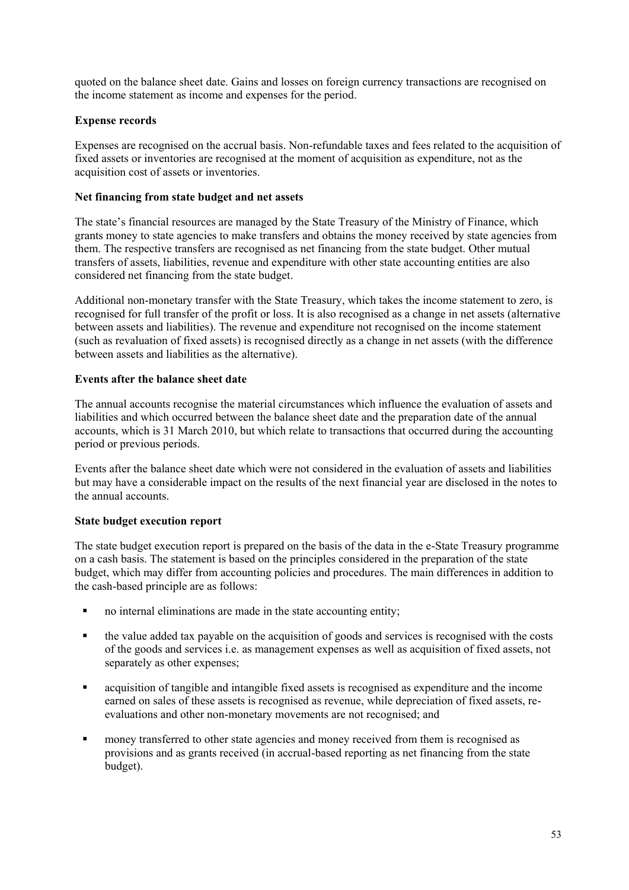quoted on the balance sheet date. Gains and losses on foreign currency transactions are recognised on the income statement as income and expenses for the period.

**Expense records**

Expenses are recognised on the accrual basis. Non-refundable taxes and fees related to the acquisition of fixed assets or inventories are recognised at the moment of acquisition as expenditure, not as the acquisition cost of assets or inventories.

**Net financing from state budget and net assets**

The state's financial resources are managed by the State Treasury of the Ministry of Finance, which grants money to state agencies to make transfers and obtains the money received by state agencies from them. The respective transfers are recognised as net financing from the state budget. Other mutual transfers of assets, liabilities, revenue and expenditure with other state accounting entities are also considered net financing from the state budget.

Additional non-monetary transfer with the State Treasury, which takes the income statement to zero, is recognised for full transfer of the profit or loss. It is also recognised as a change in net assets (alternative between assets and liabilities). The revenue and expenditure not recognised on the income statement (such as revaluation of fixed assets) is recognised directly as a change in net assets (with the difference between assets and liabilities as the alternative).

**Events after the balance sheet date**

The annual accounts recognise the material circumstances which influence the evaluation of assets and liabilities and which occurred between the balance sheet date and the preparation date of the annual accounts, which is 31 March 2010, but which relate to transactions that occurred during the accounting period or previous periods.

Events after the balance sheet date which were not considered in the evaluation of assets and liabilities but may have a considerable impact on the results of the next financial year are disclosed in the notes to the annual accounts.

**State budget execution report**

The state budget execution report is prepared on the basis of the data in the e-State Treasury programme on a cash basis. The statement is based on the principles considered in the preparation of the state budget, which may differ from accounting policies and procedures. The main differences in addition to the cash-based principle are as follows:

- no internal eliminations are made in the state accounting entity;
- the value added tax payable on the acquisition of goods and services is recognised with the costs of the goods and services i.e. as management expenses as well as acquisition of fixed assets, not separately as other expenses;
- acquisition of tangible and intangible fixed assets is recognised as expenditure and the income earned on sales of these assets is recognised as revenue, while depreciation of fixed assets, re-evaluations and other non-monetary movements are not recognised; and
- money transferred to other state agencies and money received from them is recognised as provisions and as grants received (in accrual-based reporting as net financing from the state budget).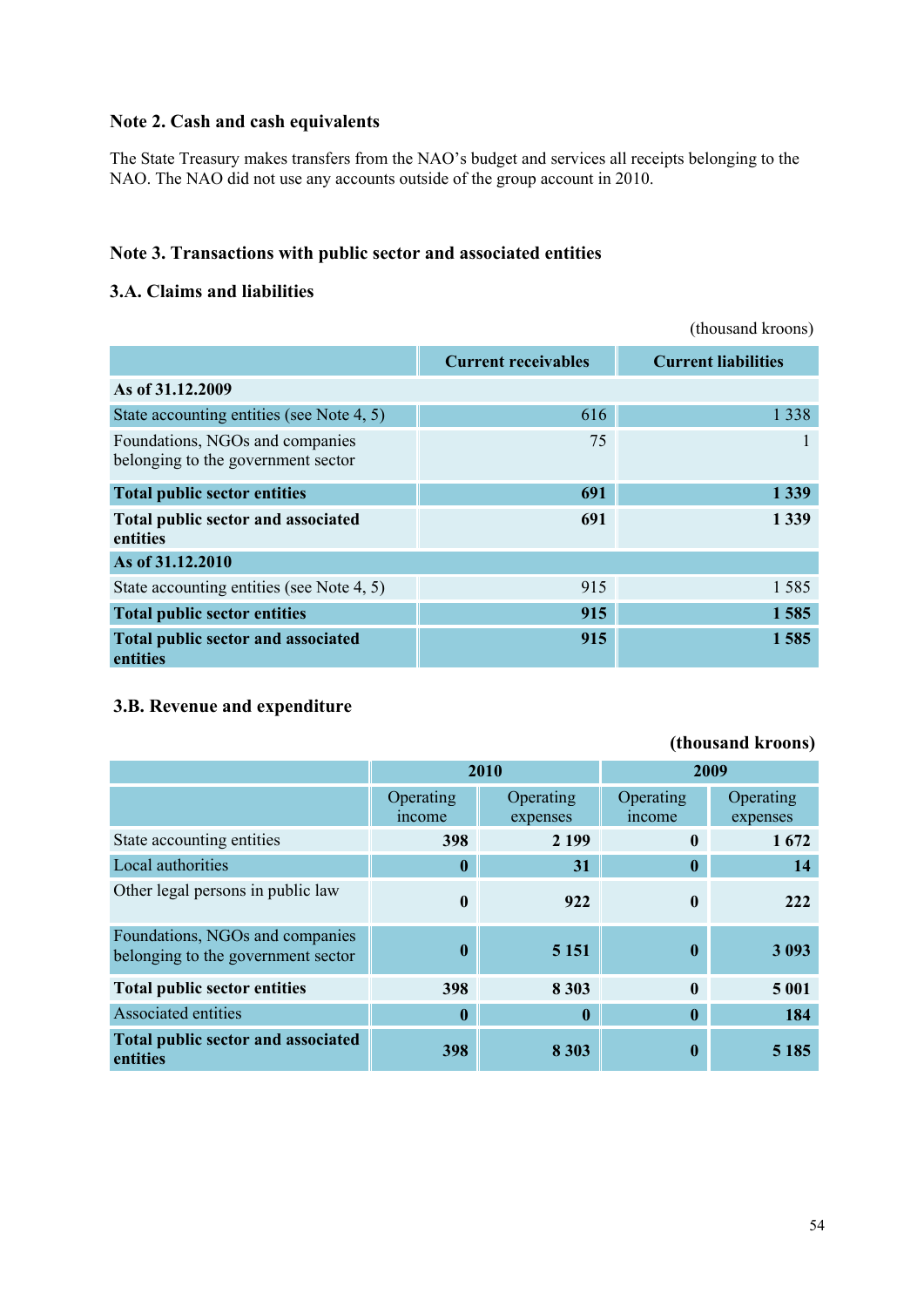## Note 2. Cash and cash equivalents

The State Treasury makes transfers from the NAO's budget and services all receipts belonging to the NAO. The NAO did not use any accounts outside of the group account in 2010.

## Note 3. Transactions with public sector and associated entities

### 3.A. Claims and liabilities

(thousand kroons)

| | Current receivables | Current liabilities |
|---|---|---|
| **As of 31.12.2009** | | |
| State accounting entities (see Note 4, 5) | 616 | 1 338 |
| Foundations, NGOs and companies belonging to the government sector | 75 | 1 |
| **Total public sector entities** | **691** | **1 339** |
| **Total public sector and associated entities** | **691** | **1 339** |
| **As of 31.12.2010** | | |
| State accounting entities (see Note 4, 5) | 915 | 1 585 |
| **Total public sector entities** | **915** | **1 585** |
| **Total public sector and associated entities** | **915** | **1 585** |

### 3.B. Revenue and expenditure

**(thousand kroons)**

| | 2010 | | 2009 | |
|---|---|---|---|---|
| | Operating income | Operating expenses | Operating income | Operating expenses |
| State accounting entities | **398** | **2 199** | **0** | **1 672** |
| Local authorities | **0** | **31** | **0** | **14** |
| Other legal persons in public law | **0** | **922** | **0** | **222** |
| Foundations, NGOs and companies belonging to the government sector | **0** | **5 151** | **0** | **3 093** |
| **Total public sector entities** | **398** | **8 303** | **0** | **5 001** |
| Associated entities | **0** | **0** | **0** | **184** |
| **Total public sector and associated entities** | **398** | **8 303** | **0** | **5 185** |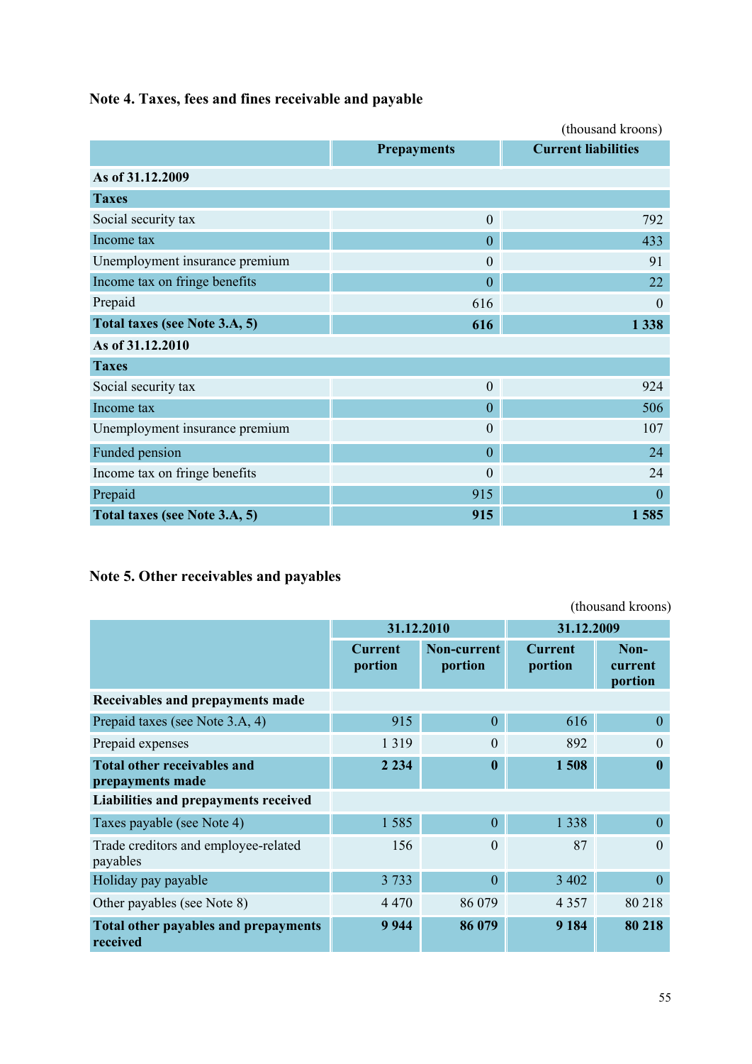## Note 4. Taxes, fees and fines receivable and payable

(thousand kroons)

| | Prepayments | Current liabilities |
|---|---|---|
| **As of 31.12.2009** | | |
| **Taxes** | | |
| Social security tax | 0 | 792 |
| Income tax | 0 | 433 |
| Unemployment insurance premium | 0 | 91 |
| Income tax on fringe benefits | 0 | 22 |
| Prepaid | 616 | 0 |
| **Total taxes (see Note 3.A, 5)** | **616** | **1 338** |
| **As of 31.12.2010** | | |
| **Taxes** | | |
| Social security tax | 0 | 924 |
| Income tax | 0 | 506 |
| Unemployment insurance premium | 0 | 107 |
| Funded pension | 0 | 24 |
| Income tax on fringe benefits | 0 | 24 |
| Prepaid | 915 | 0 |
| **Total taxes (see Note 3.A, 5)** | **915** | **1 585** |

## Note 5. Other receivables and payables

(thousand kroons)

| | 31.12.2010 | | 31.12.2009 | |
|---|---|---|---|---|
| | Current portion | Non-current portion | Current portion | Non-current portion |
| **Receivables and prepayments made** | | | | |
| Prepaid taxes (see Note 3.A, 4) | 915 | 0 | 616 | 0 |
| Prepaid expenses | 1 319 | 0 | 892 | 0 |
| **Total other receivables and prepayments made** | **2 234** | **0** | **1 508** | **0** |
| **Liabilities and prepayments received** | | | | |
| Taxes payable (see Note 4) | 1 585 | 0 | 1 338 | 0 |
| Trade creditors and employee-related payables | 156 | 0 | 87 | 0 |
| Holiday pay payable | 3 733 | 0 | 3 402 | 0 |
| Other payables (see Note 8) | 4 470 | 86 079 | 4 357 | 80 218 |
| **Total other payables and prepayments received** | **9 944** | **86 079** | **9 184** | **80 218** |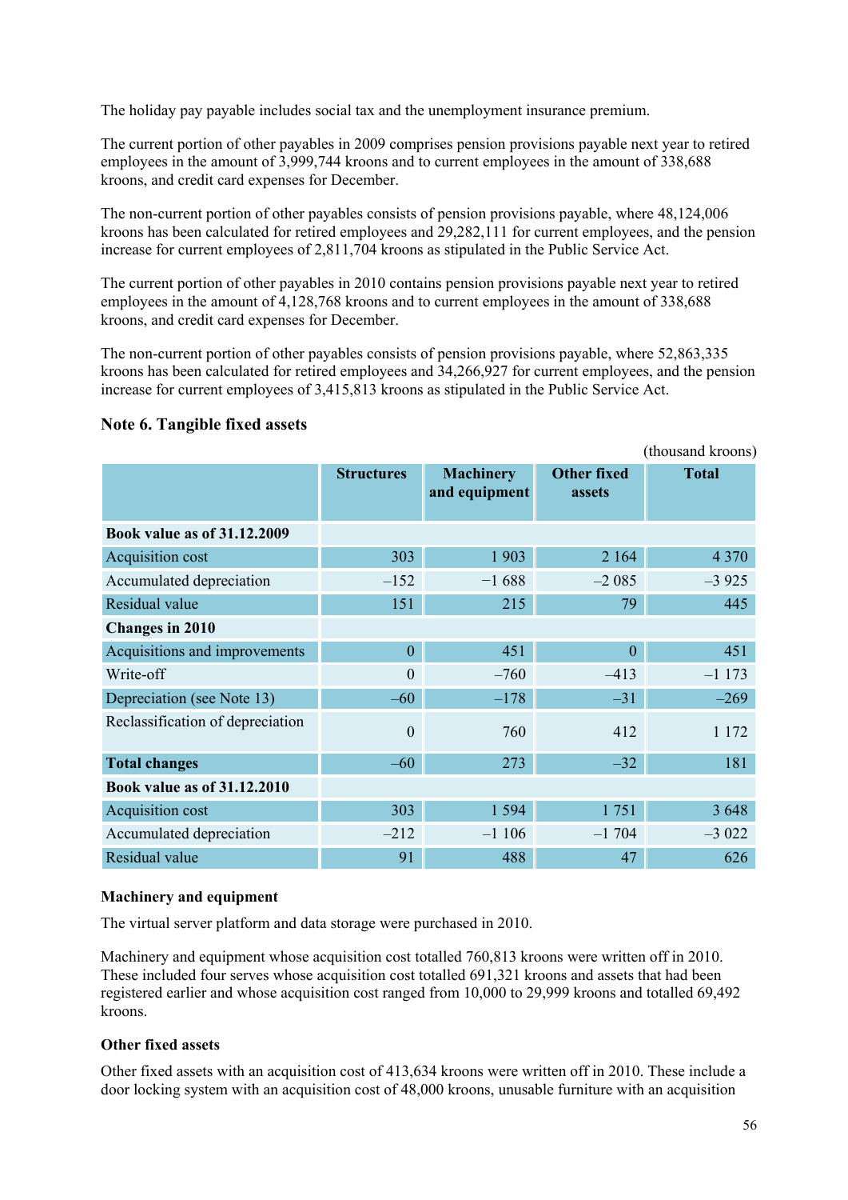The holiday pay payable includes social tax and the unemployment insurance premium.

The current portion of other payables in 2009 comprises pension provisions payable next year to retired employees in the amount of 3,999,744 kroons and to current employees in the amount of 338,688 kroons, and credit card expenses for December.

The non-current portion of other payables consists of pension provisions payable, where 48,124,006 kroons has been calculated for retired employees and 29,282,111 for current employees, and the pension increase for current employees of 2,811,704 kroons as stipulated in the Public Service Act.

The current portion of other payables in 2010 contains pension provisions payable next year to retired employees in the amount of 4,128,768 kroons and to current employees in the amount of 338,688 kroons, and credit card expenses for December.

The non-current portion of other payables consists of pension provisions payable, where 52,863,335 kroons has been calculated for retired employees and 34,266,927 for current employees, and the pension increase for current employees of 3,415,813 kroons as stipulated in the Public Service Act.

### Note 6. Tangible fixed assets

(thousand kroons)

| | Structures | Machinery and equipment | Other fixed assets | Total |
|---|---|---|---|---|
| **Book value as of 31.12.2009** | | | | |
| Acquisition cost | 303 | 1 903 | 2 164 | 4 370 |
| Accumulated depreciation | –152 | –1 688 | –2 085 | –3 925 |
| Residual value | 151 | 215 | 79 | 445 |
| **Changes in 2010** | | | | |
| Acquisitions and improvements | 0 | 451 | 0 | 451 |
| Write-off | 0 | –760 | –413 | –1 173 |
| Depreciation (see Note 13) | –60 | –178 | –31 | –269 |
| Reclassification of depreciation | 0 | 760 | 412 | 1 172 |
| **Total changes** | –60 | 273 | –32 | 181 |
| **Book value as of 31.12.2010** | | | | |
| Acquisition cost | 303 | 1 594 | 1 751 | 3 648 |
| Accumulated depreciation | –212 | –1 106 | –1 704 | –3 022 |
| Residual value | 91 | 488 | 47 | 626 |

#### Machinery and equipment

The virtual server platform and data storage were purchased in 2010.

Machinery and equipment whose acquisition cost totalled 760,813 kroons were written off in 2010. These included four serves whose acquisition cost totalled 691,321 kroons and assets that had been registered earlier and whose acquisition cost ranged from 10,000 to 29,999 kroons and totalled 69,492 kroons.

#### Other fixed assets

Other fixed assets with an acquisition cost of 413,634 kroons were written off in 2010. These include a door locking system with an acquisition cost of 48,000 kroons, unusable furniture with an acquisition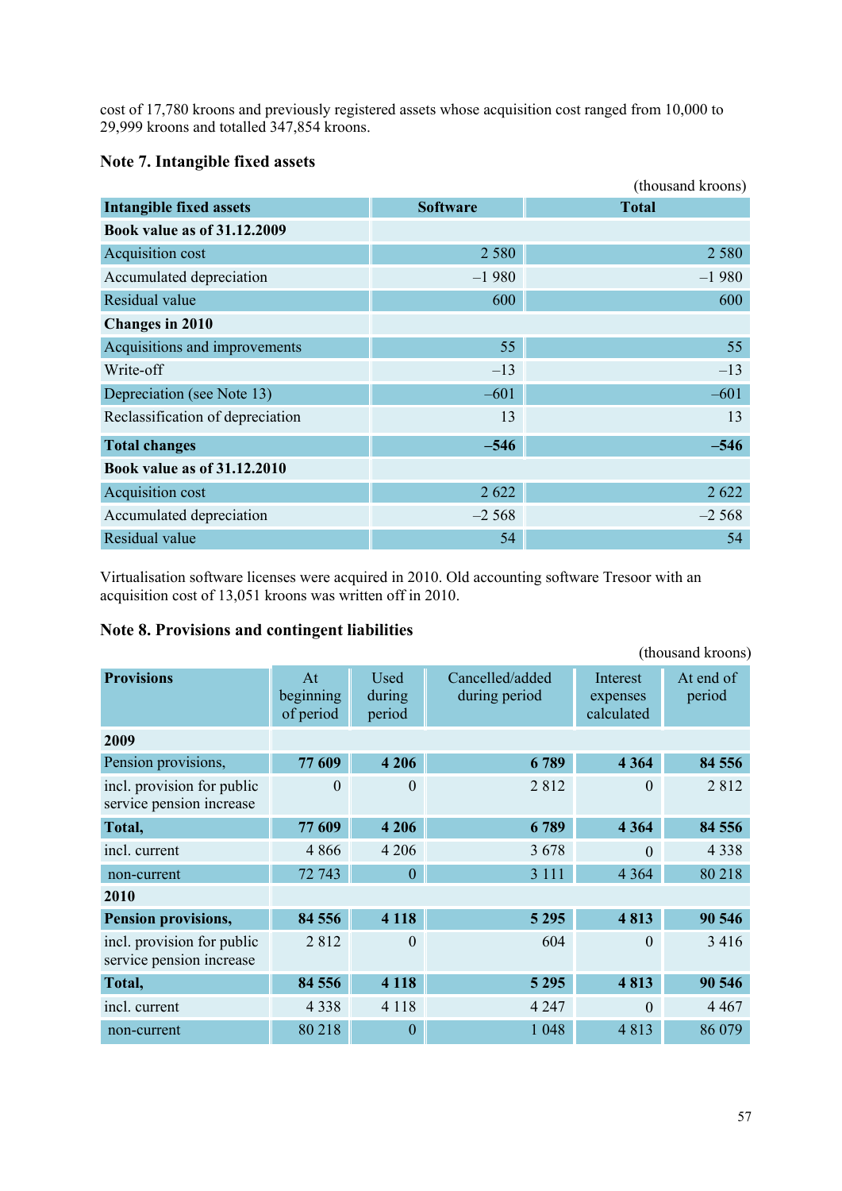cost of 17,780 kroons and previously registered assets whose acquisition cost ranged from 10,000 to 29,999 kroons and totalled 347,854 kroons.

### Note 7. Intangible fixed assets

(thousand kroons)

| Intangible fixed assets | Software | Total |
|---|---|---|
| **Book value as of 31.12.2009** | | |
| Acquisition cost | 2 580 | 2 580 |
| Accumulated depreciation | –1 980 | –1 980 |
| Residual value | 600 | 600 |
| **Changes in 2010** | | |
| Acquisitions and improvements | 55 | 55 |
| Write-off | –13 | –13 |
| Depreciation (see Note 13) | –601 | –601 |
| Reclassification of depreciation | 13 | 13 |
| **Total changes** | **–546** | **–546** |
| **Book value as of 31.12.2010** | | |
| Acquisition cost | 2 622 | 2 622 |
| Accumulated depreciation | –2 568 | –2 568 |
| Residual value | 54 | 54 |

Virtualisation software licenses were acquired in 2010. Old accounting software Tresoor with an acquisition cost of 13,051 kroons was written off in 2010.

### Note 8. Provisions and contingent liabilities

(thousand kroons)

| Provisions | At beginning of period | Used during period | Cancelled/added during period | Interest expenses calculated | At end of period |
|---|---|---|---|---|---|
| **2009** | | | | | |
| Pension provisions, | **77 609** | **4 206** | **6 789** | **4 364** | **84 556** |
| incl. provision for public service pension increase | 0 | 0 | 2 812 | 0 | 2 812 |
| **Total,** | **77 609** | **4 206** | **6 789** | **4 364** | **84 556** |
| incl. current | 4 866 | 4 206 | 3 678 | 0 | 4 338 |
| non-current | 72 743 | 0 | 3 111 | 4 364 | 80 218 |
| **2010** | | | | | |
| **Pension provisions,** | **84 556** | **4 118** | **5 295** | **4 813** | **90 546** |
| incl. provision for public service pension increase | 2 812 | 0 | 604 | 0 | 3 416 |
| **Total,** | **84 556** | **4 118** | **5 295** | **4 813** | **90 546** |
| incl. current | 4 338 | 4 118 | 4 247 | 0 | 4 467 |
| non-current | 80 218 | 0 | 1 048 | 4 813 | 86 079 |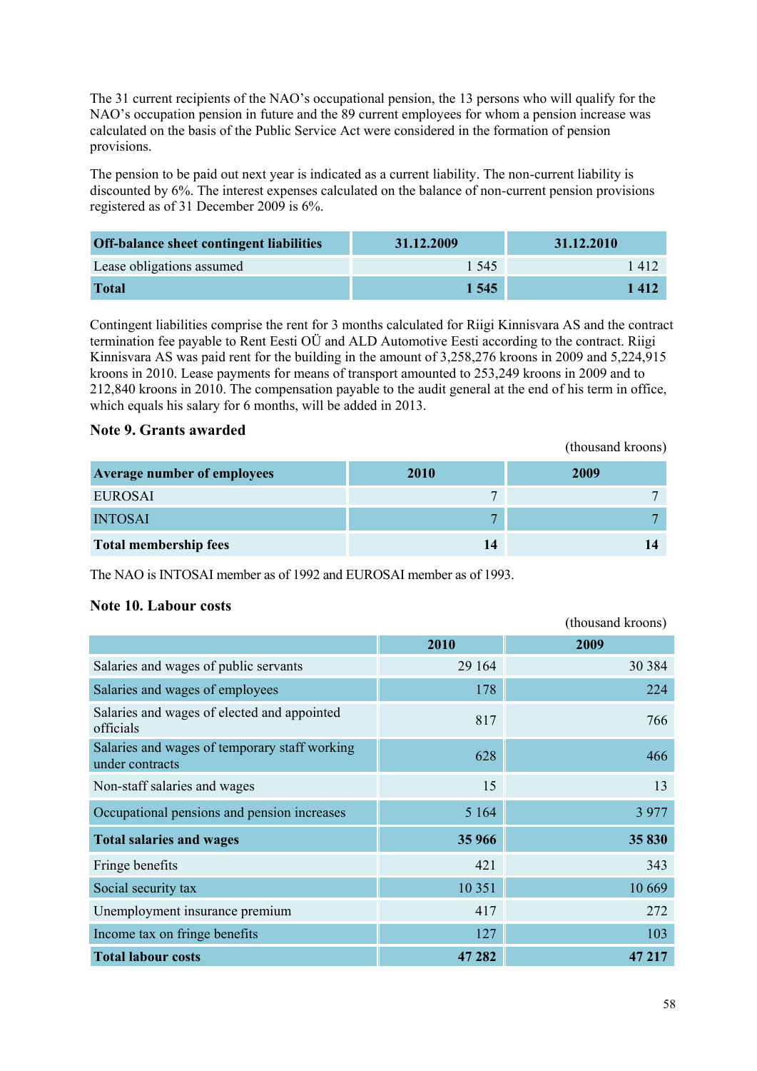The 31 current recipients of the NAO's occupational pension, the 13 persons who will qualify for the NAO's occupation pension in future and the 89 current employees for whom a pension increase was calculated on the basis of the Public Service Act were considered in the formation of pension provisions.

The pension to be paid out next year is indicated as a current liability. The non-current liability is discounted by 6%. The interest expenses calculated on the balance of non-current pension provisions registered as of 31 December 2009 is 6%.

| **Off-balance sheet contingent liabilities** | **31.12.2009** | **31.12.2010** |
|---|---|---|
| Lease obligations assumed | 1 545 | 1 412 |
| **Total** | **1 545** | **1 412** |

Contingent liabilities comprise the rent for 3 months calculated for Riigi Kinnisvara AS and the contract termination fee payable to Rent Eesti OÜ and ALD Automotive Eesti according to the contract. Riigi Kinnisvara AS was paid rent for the building in the amount of 3,258,276 kroons in 2009 and 5,224,915 kroons in 2010. Lease payments for means of transport amounted to 253,249 kroons in 2009 and to 212,840 kroons in 2010. The compensation payable to the audit general at the end of his term in office, which equals his salary for 6 months, will be added in 2013.

### Note 9. Grants awarded

(thousand kroons)

| **Average number of employees** | **2010** | **2009** |
|---|---|---|
| EUROSAI | 7 | 7 |
| INTOSAI | 7 | 7 |
| **Total membership fees** | **14** | **14** |

The NAO is INTOSAI member as of 1992 and EUROSAI member as of 1993.

### Note 10. Labour costs

(thousand kroons)

| | **2010** | **2009** |
|---|---|---|
| Salaries and wages of public servants | 29 164 | 30 384 |
| Salaries and wages of employees | 178 | 224 |
| Salaries and wages of elected and appointed officials | 817 | 766 |
| Salaries and wages of temporary staff working under contracts | 628 | 466 |
| Non-staff salaries and wages | 15 | 13 |
| Occupational pensions and pension increases | 5 164 | 3 977 |
| **Total salaries and wages** | **35 966** | **35 830** |
| Fringe benefits | 421 | 343 |
| Social security tax | 10 351 | 10 669 |
| Unemployment insurance premium | 417 | 272 |
| Income tax on fringe benefits | 127 | 103 |
| **Total labour costs** | **47 282** | **47 217** |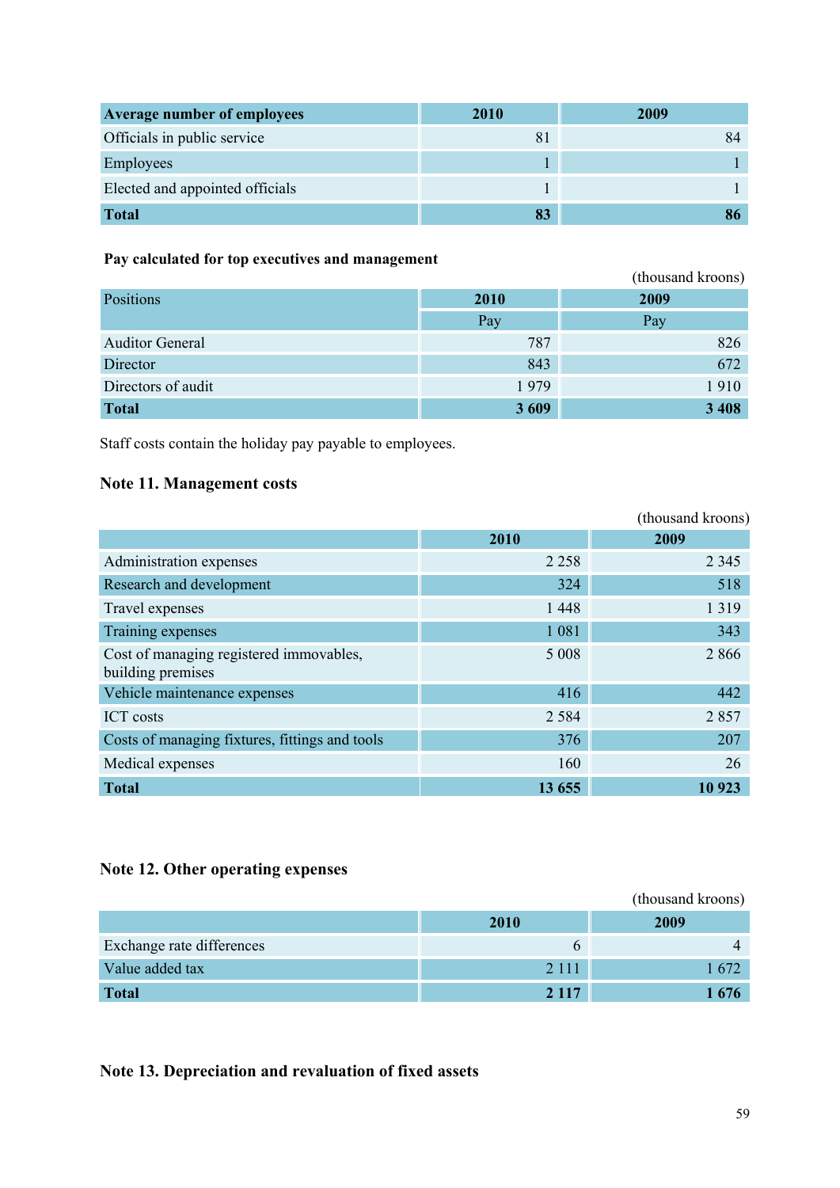| Average number of employees | 2010 | 2009 |
|---|---|---|
| Officials in public service | 81 | 84 |
| Employees | 1 | 1 |
| Elected and appointed officials | 1 | 1 |
| **Total** | **83** | **86** |

**Pay calculated for top executives and management**

(thousand kroons)

| Positions | 2010 | 2009 |
|---|---|---|
| | Pay | Pay |
| Auditor General | 787 | 826 |
| Director | 843 | 672 |
| Directors of audit | 1 979 | 1 910 |
| **Total** | **3 609** | **3 408** |

Staff costs contain the holiday pay payable to employees.

## Note 11. Management costs

(thousand kroons)

| | 2010 | 2009 |
|---|---|---|
| Administration expenses | 2 258 | 2 345 |
| Research and development | 324 | 518 |
| Travel expenses | 1 448 | 1 319 |
| Training expenses | 1 081 | 343 |
| Cost of managing registered immovables, building premises | 5 008 | 2 866 |
| Vehicle maintenance expenses | 416 | 442 |
| ICT costs | 2 584 | 2 857 |
| Costs of managing fixtures, fittings and tools | 376 | 207 |
| Medical expenses | 160 | 26 |
| **Total** | **13 655** | **10 923** |

## Note 12. Other operating expenses

(thousand kroons)

| | 2010 | 2009 |
|---|---|---|
| Exchange rate differences | 6 | 4 |
| Value added tax | 2 111 | 1 672 |
| **Total** | **2 117** | **1 676** |

## Note 13. Depreciation and revaluation of fixed assets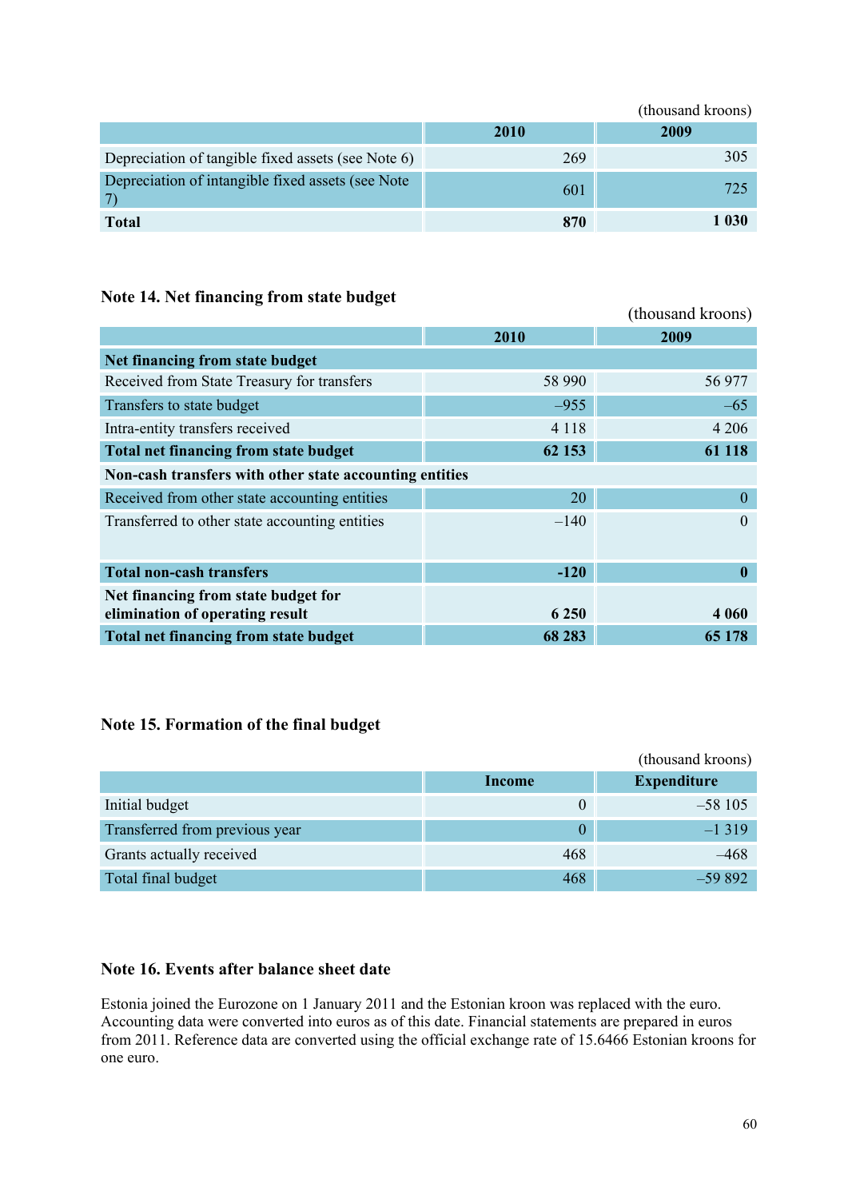(thousand kroons)

| | 2010 | 2009 |
|---|---|---|
| Depreciation of tangible fixed assets (see Note 6) | 269 | 305 |
| Depreciation of intangible fixed assets (see Note 7) | 601 | 725 |
| **Total** | **870** | **1 030** |

## Note 14. Net financing from state budget

(thousand kroons)

| | 2010 | 2009 |
|---|---|---|
| **Net financing from state budget** | | |
| Received from State Treasury for transfers | 58 990 | 56 977 |
| Transfers to state budget | –955 | –65 |
| Intra-entity transfers received | 4 118 | 4 206 |
| **Total net financing from state budget** | **62 153** | **61 118** |
| **Non-cash transfers with other state accounting entities** | | |
| Received from other state accounting entities | 20 | 0 |
| Transferred to other state accounting entities | –140 | 0 |
| **Total non-cash transfers** | **-120** | **0** |
| **Net financing from state budget for elimination of operating result** | **6 250** | **4 060** |
| **Total net financing from state budget** | **68 283** | **65 178** |

## Note 15. Formation of the final budget

(thousand kroons)

| | Income | Expenditure |
|---|---|---|
| Initial budget | 0 | –58 105 |
| Transferred from previous year | 0 | –1 319 |
| Grants actually received | 468 | –468 |
| Total final budget | 468 | –59 892 |

## Note 16. Events after balance sheet date

Estonia joined the Eurozone on 1 January 2011 and the Estonian kroon was replaced with the euro. Accounting data were converted into euros as of this date. Financial statements are prepared in euros from 2011. Reference data are converted using the official exchange rate of 15.6466 Estonian kroons for one euro.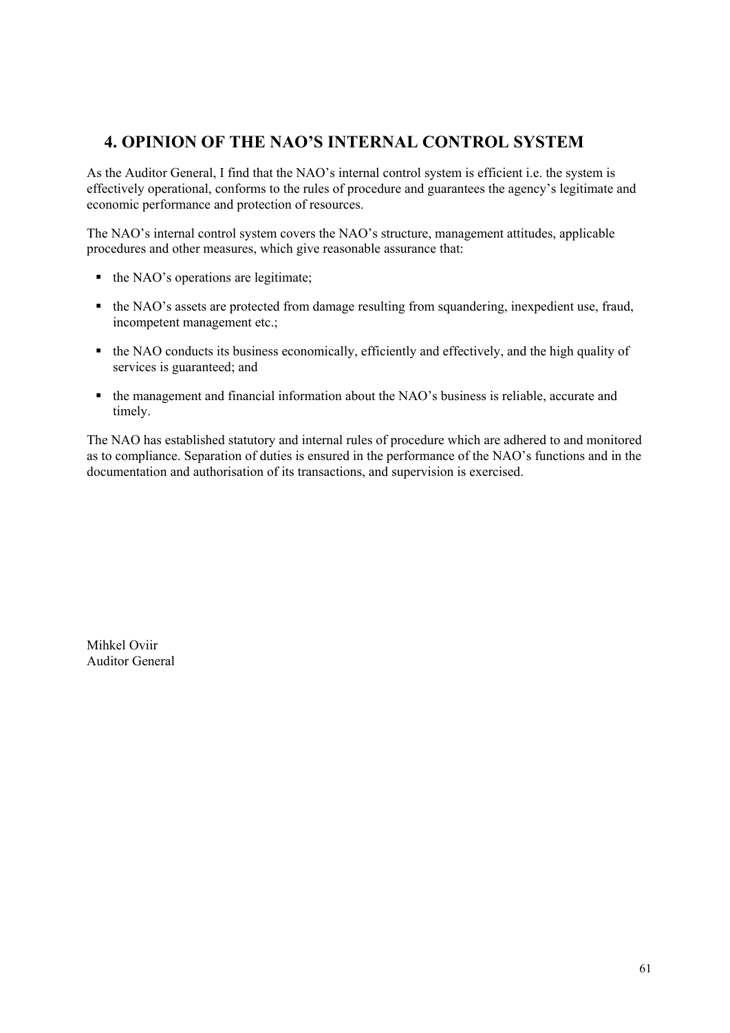## 4. OPINION OF THE NAO'S INTERNAL CONTROL SYSTEM

As the Auditor General, I find that the NAO's internal control system is efficient i.e. the system is effectively operational, conforms to the rules of procedure and guarantees the agency's legitimate and economic performance and protection of resources.

The NAO's internal control system covers the NAO's structure, management attitudes, applicable procedures and other measures, which give reasonable assurance that:

- the NAO's operations are legitimate;
- the NAO's assets are protected from damage resulting from squandering, inexpedient use, fraud, incompetent management etc.;
- the NAO conducts its business economically, efficiently and effectively, and the high quality of services is guaranteed; and
- the management and financial information about the NAO's business is reliable, accurate and timely.

The NAO has established statutory and internal rules of procedure which are adhered to and monitored as to compliance. Separation of duties is ensured in the performance of the NAO's functions and in the documentation and authorisation of its transactions, and supervision is exercised.

Mihkel Oviir  
Auditor General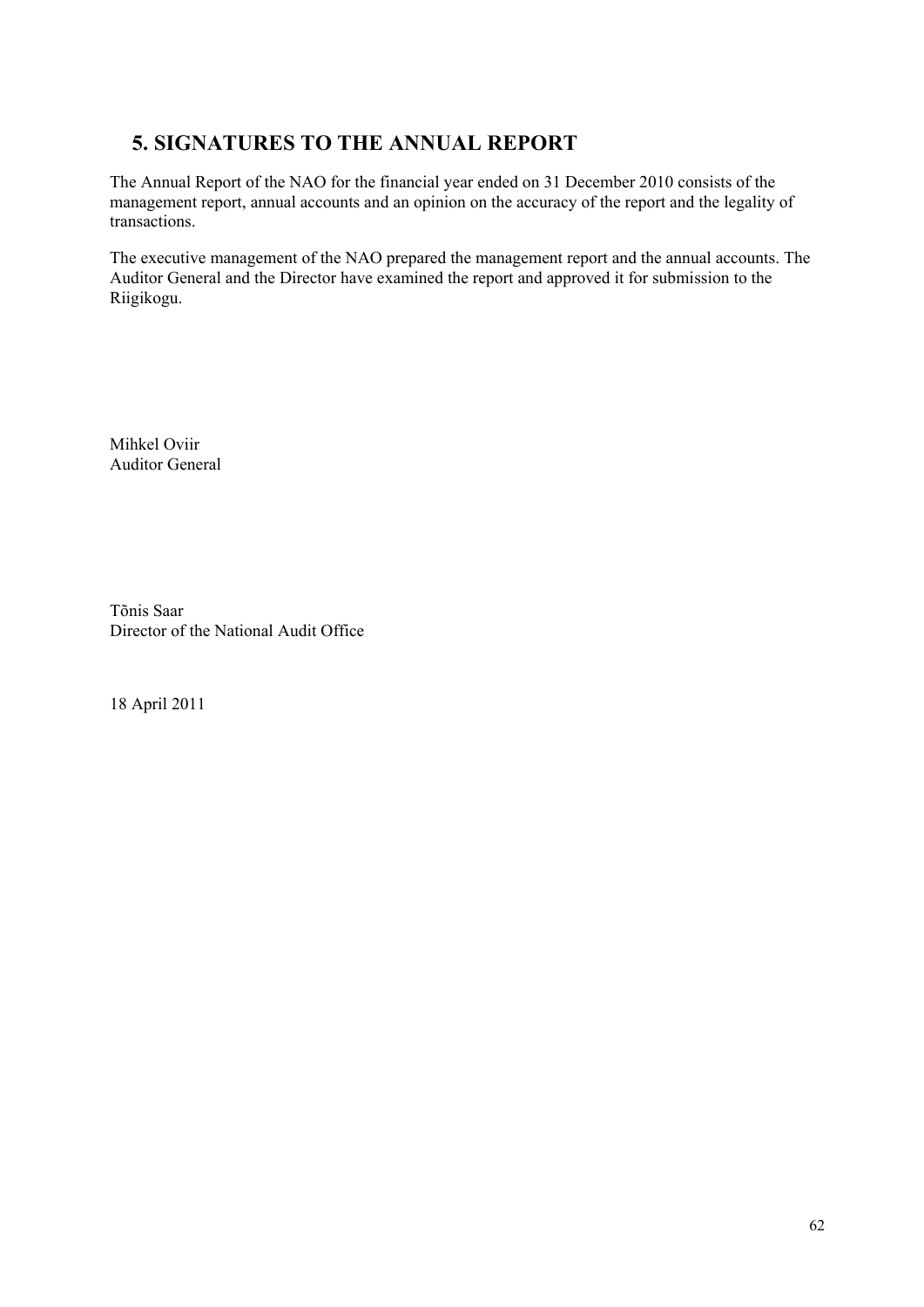# 5. SIGNATURES TO THE ANNUAL REPORT

The Annual Report of the NAO for the financial year ended on 31 December 2010 consists of the management report, annual accounts and an opinion on the accuracy of the report and the legality of transactions.

The executive management of the NAO prepared the management report and the annual accounts. The Auditor General and the Director have examined the report and approved it for submission to the Riigikogu.

Mihkel Oviir
Auditor General

Tõnis Saar
Director of the National Audit Office

18 April 2011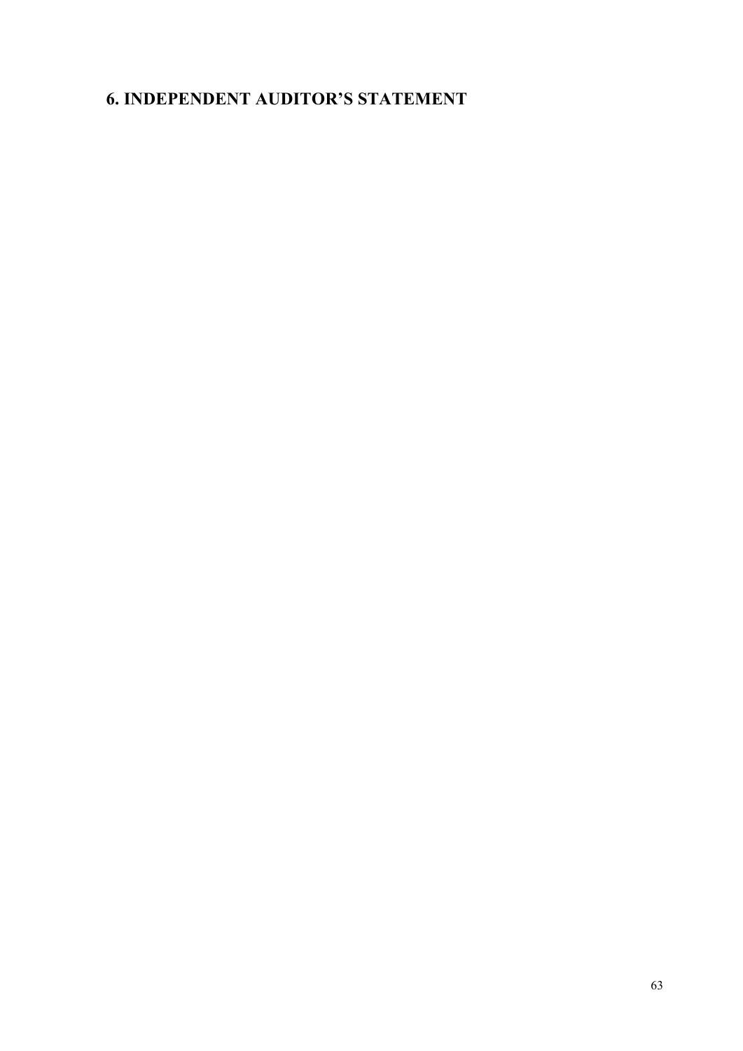## 6. INDEPENDENT AUDITOR'S STATEMENT